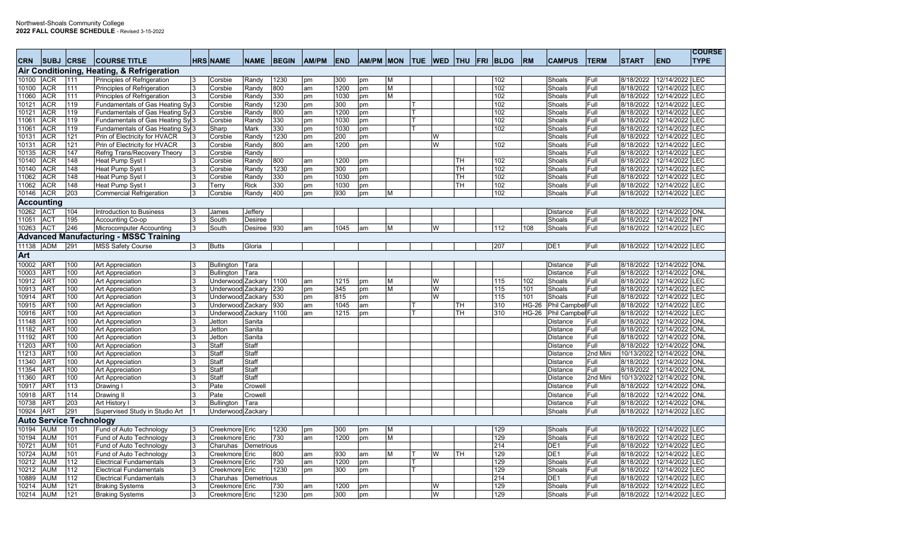Northwest-Shoals Community College
**2022 FALL COURSE SCHEDULE** - Revised 3-15-2022

| CRN | SUBJ | CRSE | COURSE TITLE | HRS | NAME | NAME | BEGIN | AM/PM | END | AM/PM | MON | TUE | WED | THU | FRI | BLDG | RM | CAMPUS | TERM | START | END | COURSE TYPE |
|---|---|---|---|---|---|---|---|---|---|---|---|---|---|---|---|---|---|---|---|---|---|---|
| **Air Conditioning, Heating, & Refrigeration** | | | | | | | | | | | | | | | | | | | | | | |
| 10100 | ACR | 111 | Principles of Refrigeration | 3 | Corsbie | Randy | 1230 | pm | 300 | pm | M | | | | | 102 | | Shoals | Full | 8/18/2022 | 12/14/2022 | LEC |
| 10100 | ACR | 111 | Principles of Refrigeration | 3 | Corsbie | Randy | 800 | am | 1200 | pm | M | | | | | 102 | | Shoals | Full | 8/18/2022 | 12/14/2022 | LEC |
| 11060 | ACR | 111 | Principles of Refrigeration | 3 | Corsbie | Randy | 330 | pm | 1030 | pm | M | | | | | 102 | | Shoals | Full | 8/18/2022 | 12/14/2022 | LEC |
| 10121 | ACR | 119 | Fundamentals of Gas Heating Sy | 3 | Corsbie | Randy | 1230 | pm | 300 | pm | | T | | | | 102 | | Shoals | Full | 8/18/2022 | 12/14/2022 | LEC |
| 10121 | ACR | 119 | Fundamentals of Gas Heating Sy | 3 | Corsbie | Randy | 800 | am | 1200 | pm | | T | | | | 102 | | Shoals | Full | 8/18/2022 | 12/14/2022 | LEC |
| 11061 | ACR | 119 | Fundamentals of Gas Heating Sy | 3 | Corsbie | Randy | 330 | pm | 1030 | pm | | T | | | | 102 | | Shoals | Full | 8/18/2022 | 12/14/2022 | LEC |
| 11061 | ACR | 119 | Fundamentals of Gas Heating Sy | 3 | Sharp | Mark | 330 | pm | 1030 | pm | | T | | | | 102 | | Shoals | Full | 8/18/2022 | 12/14/2022 | LEC |
| 10131 | ACR | 121 | Prin of Electricity for HVACR | 3 | Corsbie | Randy | 1230 | pm | 200 | pm | | | W | | | | | Shoals | Full | 8/18/2022 | 12/14/2022 | LEC |
| 10131 | ACR | 121 | Prin of Electricity for HVACR | 3 | Corsbie | Randy | 800 | am | 1200 | pm | | | W | | | 102 | | Shoals | Full | 8/18/2022 | 12/14/2022 | LEC |
| 10135 | ACR | 147 | Refrig Trans/Recovery Theory | 3 | Corsbie | Randy | | | | | | | | | | | | Shoals | Full | 8/18/2022 | 12/14/2022 | LEC |
| 10140 | ACR | 148 | Heat Pump Syst I | 3 | Corsbie | Randy | 800 | am | 1200 | pm | | | | TH | | 102 | | Shoals | Full | 8/18/2022 | 12/14/2022 | LEC |
| 10140 | ACR | 148 | Heat Pump Syst I | 3 | Corsbie | Randy | 1230 | pm | 300 | pm | | | | TH | | 102 | | Shoals | Full | 8/18/2022 | 12/14/2022 | LEC |
| 11062 | ACR | 148 | Heat Pump Syst I | 3 | Corsbie | Randy | 330 | pm | 1030 | pm | | | | TH | | 102 | | Shoals | Full | 8/18/2022 | 12/14/2022 | LEC |
| 11062 | ACR | 148 | Heat Pump Syst I | 3 | Terry | Rick | 330 | pm | 1030 | pm | | | | TH | | 102 | | Shoals | Full | 8/18/2022 | 12/14/2022 | LEC |
| 10146 | ACR | 203 | Commercial Refrigeration | 3 | Corsbie | Randy | 400 | pm | 930 | pm | M | | | | | 102 | | Shoals | Full | 8/18/2022 | 12/14/2022 | LEC |
| **Accounting** | | | | | | | | | | | | | | | | | | | | | | |
| 10262 | ACT | 104 | Introduction to Business | 3 | James | Jeffery | | | | | | | | | | | | Distance | Full | 8/18/2022 | 12/14/2022 | ONL |
| 11051 | ACT | 195 | Accounting Co-op | 3 | South | Desiree | | | | | | | | | | | | Shoals | Full | 8/18/2022 | 12/14/2022 | INT |
| 10263 | ACT | 246 | Microcomputer Accounting | 3 | South | Desiree | 930 | am | 1045 | am | M | | W | | | 112 | 108 | Shoals | Full | 8/18/2022 | 12/14/2022 | LEC |
| **Advanced Manufacturing - MSSC Training** | | | | | | | | | | | | | | | | | | | | | | |
| 11138 | ADM | 291 | MSS Safety Course | 3 | Butts | Gloria | | | | | | | | | | 207 | | DE1 | Full | 8/18/2022 | 12/14/2022 | LEC |
| **Art** | | | | | | | | | | | | | | | | | | | | | | |
| 10002 | ART | 100 | Art Appreciation | 3 | Bullington | Tara | | | | | | | | | | | | Distance | Full | 8/18/2022 | 12/14/2022 | ONL |
| 10003 | ART | 100 | Art Appreciation | 3 | Bullington | Tara | | | | | | | | | | | | Distance | Full | 8/18/2022 | 12/14/2022 | ONL |
| 10912 | ART | 100 | Art Appreciation | 3 | Underwood | Zackary | 1100 | am | 1215 | pm | M | | W | | | 115 | 102 | Shoals | Full | 8/18/2022 | 12/14/2022 | LEC |
| 10913 | ART | 100 | Art Appreciation | 3 | Underwood | Zackary | 230 | pm | 345 | pm | M | | W | | | 115 | 101 | Shoals | Full | 8/18/2022 | 12/14/2022 | LEC |
| 10914 | ART | 100 | Art Appreciation | 3 | Underwood | Zackary | 530 | pm | 815 | pm | | | W | | | 115 | 101 | Shoals | Full | 8/18/2022 | 12/14/2022 | LEC |
| 10915 | ART | 100 | Art Appreciation | 3 | Underwood | Zackary | 930 | am | 1045 | am | | T | | TH | | 310 | HG-26 | Phil Campbell | Full | 8/18/2022 | 12/14/2022 | LEC |
| 10916 | ART | 100 | Art Appreciation | 3 | Underwood | Zackary | 1100 | am | 1215 | pm | | T | | TH | | 310 | HG-26 | Phil Campbell | Full | 8/18/2022 | 12/14/2022 | LEC |
| 11148 | ART | 100 | Art Appreciation | 3 | Jetton | Sanita | | | | | | | | | | | | Distance | Full | 8/18/2022 | 12/14/2022 | ONL |
| 11182 | ART | 100 | Art Appreciation | 3 | Jetton | Sanita | | | | | | | | | | | | Distance | Full | 8/18/2022 | 12/14/2022 | ONL |
| 11192 | ART | 100 | Art Appreciation | 3 | Jetton | Sanita | | | | | | | | | | | | Distance | Full | 8/18/2022 | 12/14/2022 | ONL |
| 11203 | ART | 100 | Art Appreciation | 3 | Staff | Staff | | | | | | | | | | | | Distance | Full | 8/18/2022 | 12/14/2022 | ONL |
| 11213 | ART | 100 | Art Appreciation | 3 | Staff | Staff | | | | | | | | | | | | Distance | 2nd Mini | 10/13/2022 | 12/14/2022 | ONL |
| 11340 | ART | 100 | Art Appreciation | 3 | Staff | Staff | | | | | | | | | | | | Distance | Full | 8/18/2022 | 12/14/2022 | ONL |
| 11354 | ART | 100 | Art Appreciation | 3 | Staff | Staff | | | | | | | | | | | | Distance | Full | 8/18/2022 | 12/14/2022 | ONL |
| 11360 | ART | 100 | Art Appreciation | 3 | Staff | Staff | | | | | | | | | | | | Distance | 2nd Mini | 10/13/2022 | 12/14/2022 | ONL |
| 10917 | ART | 113 | Drawing I | 3 | Pate | Crowell | | | | | | | | | | | | Distance | Full | 8/18/2022 | 12/14/2022 | ONL |
| 10918 | ART | 114 | Drawing II | 3 | Pate | Crowell | | | | | | | | | | | | Distance | Full | 8/18/2022 | 12/14/2022 | ONL |
| 10738 | ART | 203 | Art History I | 3 | Bullington | Tara | | | | | | | | | | | | Distance | Full | 8/18/2022 | 12/14/2022 | ONL |
| 10924 | ART | 291 | Supervised Study in Studio Art | 1 | Underwood | Zackary | | | | | | | | | | | | Shoals | Full | 8/18/2022 | 12/14/2022 | LEC |
| **Auto Service Technology** | | | | | | | | | | | | | | | | | | | | | | |
| 10194 | AUM | 101 | Fund of Auto Technology | 3 | Creekmore | Eric | 1230 | pm | 300 | pm | M | | | | | 129 | | Shoals | Full | 8/18/2022 | 12/14/2022 | LEC |
| 10194 | AUM | 101 | Fund of Auto Technology | 3 | Creekmore | Eric | 730 | am | 1200 | pm | M | | | | | 129 | | Shoals | Full | 8/18/2022 | 12/14/2022 | LEC |
| 10721 | AUM | 101 | Fund of Auto Technology | 3 | Charuhas | Demetrious | | | | | | | | | | 214 | | DE1 | Full | 8/18/2022 | 12/14/2022 | LEC |
| 10724 | AUM | 101 | Fund of Auto Technology | 3 | Creekmore | Eric | 800 | am | 930 | am | M | T | W | TH | | 129 | | DE1 | Full | 8/18/2022 | 12/14/2022 | LEC |
| 10212 | AUM | 112 | Electrical Fundamentals | 3 | Creekmore | Eric | 730 | am | 1200 | pm | | T | | | | 129 | | Shoals | Full | 8/18/2022 | 12/14/2022 | LEC |
| 10212 | AUM | 112 | Electrical Fundamentals | 3 | Creekmore | Eric | 1230 | pm | 300 | pm | | T | | | | 129 | | Shoals | Full | 8/18/2022 | 12/14/2022 | LEC |
| 10889 | AUM | 112 | Electrical Fundamentals | 3 | Charuhas | Demetrious | | | | | | | | | | 214 | | DE1 | Full | 8/18/2022 | 12/14/2022 | LEC |
| 10214 | AUM | 121 | Braking Systems | 3 | Creekmore | Eric | 730 | am | 1200 | pm | | | W | | | 129 | | Shoals | Full | 8/18/2022 | 12/14/2022 | LEC |
| 10214 | AUM | 121 | Braking Systems | 3 | Creekmore | Eric | 1230 | pm | 300 | pm | | | W | | | 129 | | Shoals | Full | 8/18/2022 | 12/14/2022 | LEC |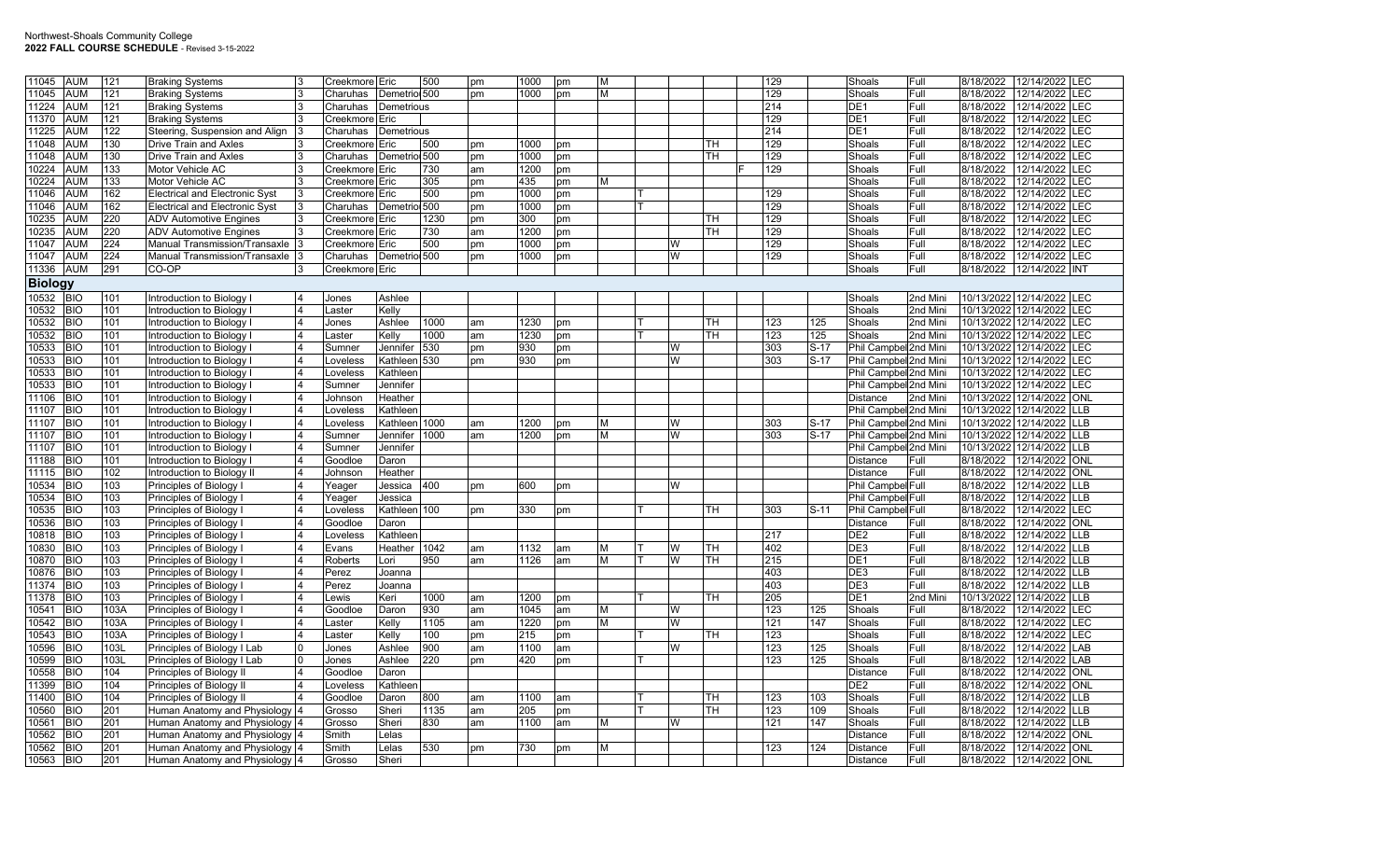| | | | | | | | | | | | | | | | | | | | | | | |
|---|---|---|---|---|---|---|---|---|---|---|---|---|---|---|---|---|---|---|---|---|---|---|
| 11045 | AUM | 121 | Braking Systems | 3 | Creekmore | Eric | 500 | pm | 1000 | pm | M | | | | | 129 | | Shoals | Full | 8/18/2022 | 12/14/2022 | LEC |
| 11045 | AUM | 121 | Braking Systems | 3 | Charuhas | Demetrio | 500 | pm | 1000 | pm | M | | | | | 129 | | Shoals | Full | 8/18/2022 | 12/14/2022 | LEC |
| 11224 | AUM | 121 | Braking Systems | 3 | Charuhas | Demetrious | | | | | | | | | | 214 | | DE1 | Full | 8/18/2022 | 12/14/2022 | LEC |
| 11370 | AUM | 121 | Braking Systems | 3 | Creekmore | Eric | | | | | | | | | | 129 | | DE1 | Full | 8/18/2022 | 12/14/2022 | LEC |
| 11225 | AUM | 122 | Steering, Suspension and Align | 3 | Charuhas | Demetrious | | | | | | | | | | 214 | | DE1 | Full | 8/18/2022 | 12/14/2022 | LEC |
| 11048 | AUM | 130 | Drive Train and Axles | 3 | Creekmore | Eric | 500 | pm | 1000 | pm | | | | TH | | 129 | | Shoals | Full | 8/18/2022 | 12/14/2022 | LEC |
| 11048 | AUM | 130 | Drive Train and Axles | 3 | Charuhas | Demetrio | 500 | pm | 1000 | pm | | | | TH | | 129 | | Shoals | Full | 8/18/2022 | 12/14/2022 | LEC |
| 10224 | AUM | 133 | Motor Vehicle AC | 3 | Creekmore | Eric | 730 | am | 1200 | pm | | | | | F | 129 | | Shoals | Full | 8/18/2022 | 12/14/2022 | LEC |
| 10224 | AUM | 133 | Motor Vehicle AC | 3 | Creekmore | Eric | 305 | pm | 435 | pm | M | | | | | | | Shoals | Full | 8/18/2022 | 12/14/2022 | LEC |
| 11046 | AUM | 162 | Electrical and Electronic Syst | 3 | Creekmore | Eric | 500 | pm | 1000 | pm | | T | | | | 129 | | Shoals | Full | 8/18/2022 | 12/14/2022 | LEC |
| 11046 | AUM | 162 | Electrical and Electronic Syst | 3 | Charuhas | Demetrio | 500 | pm | 1000 | pm | | T | | | | 129 | | Shoals | Full | 8/18/2022 | 12/14/2022 | LEC |
| 10235 | AUM | 220 | ADV Automotive Engines | 3 | Creekmore | Eric | 1230 | pm | 300 | pm | | | | TH | | 129 | | Shoals | Full | 8/18/2022 | 12/14/2022 | LEC |
| 10235 | AUM | 220 | ADV Automotive Engines | 3 | Creekmore | Eric | 730 | am | 1200 | pm | | | | TH | | 129 | | Shoals | Full | 8/18/2022 | 12/14/2022 | LEC |
| 11047 | AUM | 224 | Manual Transmission/Transaxle | 3 | Creekmore | Eric | 500 | pm | 1000 | pm | | | W | | | 129 | | Shoals | Full | 8/18/2022 | 12/14/2022 | LEC |
| 11047 | AUM | 224 | Manual Transmission/Transaxle | 3 | Charuhas | Demetrio | 500 | pm | 1000 | pm | | | W | | | 129 | | Shoals | Full | 8/18/2022 | 12/14/2022 | LEC |
| 11336 | AUM | 291 | CO-OP | 3 | Creekmore | Eric | | | | | | | | | | | | Shoals | Full | 8/18/2022 | 12/14/2022 | INT |
| **Biology** | | | | | | | | | | | | | | | | | | | | | | |
| 10532 | BIO | 101 | Introduction to Biology I | 4 | Jones | Ashlee | | | | | | | | | | | | Shoals | 2nd Mini | 10/13/2022 | 12/14/2022 | LEC |
| 10532 | BIO | 101 | Introduction to Biology I | 4 | Laster | Kelly | | | | | | | | | | | | Shoals | 2nd Mini | 10/13/2022 | 12/14/2022 | LEC |
| 10532 | BIO | 101 | Introduction to Biology I | 4 | Jones | Ashlee | 1000 | am | 1230 | pm | | T | | TH | | 123 | 125 | Shoals | 2nd Mini | 10/13/2022 | 12/14/2022 | LEC |
| 10532 | BIO | 101 | Introduction to Biology I | 4 | Laster | Kelly | 1000 | am | 1230 | pm | | T | | TH | | 123 | 125 | Shoals | 2nd Mini | 10/13/2022 | 12/14/2022 | LEC |
| 10533 | BIO | 101 | Introduction to Biology I | 4 | Sumner | Jennifer | 530 | pm | 930 | pm | | | W | | | 303 | S-17 | Phil Campbel | 2nd Mini | 10/13/2022 | 12/14/2022 | LEC |
| 10533 | BIO | 101 | Introduction to Biology I | 4 | Loveless | Kathleen | 530 | pm | 930 | pm | | | W | | | 303 | S-17 | Phil Campbel | 2nd Mini | 10/13/2022 | 12/14/2022 | LEC |
| 10533 | BIO | 101 | Introduction to Biology I | 4 | Loveless | Kathleen | | | | | | | | | | | | Phil Campbel | 2nd Mini | 10/13/2022 | 12/14/2022 | LEC |
| 10533 | BIO | 101 | Introduction to Biology I | 4 | Sumner | Jennifer | | | | | | | | | | | | Phil Campbel | 2nd Mini | 10/13/2022 | 12/14/2022 | LEC |
| 11106 | BIO | 101 | Introduction to Biology I | 4 | Johnson | Heather | | | | | | | | | | | | Distance | 2nd Mini | 10/13/2022 | 12/14/2022 | ONL |
| 11107 | BIO | 101 | Introduction to Biology I | 4 | Loveless | Kathleen | | | | | | | | | | | | Phil Campbel | 2nd Mini | 10/13/2022 | 12/14/2022 | LLB |
| 11107 | BIO | 101 | Introduction to Biology I | 4 | Loveless | Kathleen | 1000 | am | 1200 | pm | M | | W | | | 303 | S-17 | Phil Campbel | 2nd Mini | 10/13/2022 | 12/14/2022 | LLB |
| 11107 | BIO | 101 | Introduction to Biology I | 4 | Sumner | Jennifer | 1000 | am | 1200 | pm | M | | W | | | 303 | S-17 | Phil Campbel | 2nd Mini | 10/13/2022 | 12/14/2022 | LLB |
| 11107 | BIO | 101 | Introduction to Biology I | 4 | Sumner | Jennifer | | | | | | | | | | | | Phil Campbel | 2nd Mini | 10/13/2022 | 12/14/2022 | LLB |
| 11188 | BIO | 101 | Introduction to Biology I | 4 | Goodloe | Daron | | | | | | | | | | | | Distance | Full | 8/18/2022 | 12/14/2022 | ONL |
| 11115 | BIO | 102 | Introduction to Biology II | 4 | Johnson | Heather | | | | | | | | | | | | Distance | Full | 8/18/2022 | 12/14/2022 | ONL |
| 10534 | BIO | 103 | Principles of Biology I | 4 | Yeager | Jessica | 400 | pm | 600 | pm | | | W | | | | | Phil Campbel | Full | 8/18/2022 | 12/14/2022 | LLB |
| 10534 | BIO | 103 | Principles of Biology I | 4 | Yeager | Jessica | | | | | | | | | | | | Phil Campbel | Full | 8/18/2022 | 12/14/2022 | LLB |
| 10535 | BIO | 103 | Principles of Biology I | 4 | Loveless | Kathleen | 100 | pm | 330 | pm | | T | | TH | | 303 | S-11 | Phil Campbel | Full | 8/18/2022 | 12/14/2022 | LEC |
| 10536 | BIO | 103 | Principles of Biology I | 4 | Goodloe | Daron | | | | | | | | | | | | Distance | Full | 8/18/2022 | 12/14/2022 | ONL |
| 10818 | BIO | 103 | Principles of Biology I | 4 | Loveless | Kathleen | | | | | | | | | | 217 | | DE2 | Full | 8/18/2022 | 12/14/2022 | LLB |
| 10830 | BIO | 103 | Principles of Biology I | 4 | Evans | Heather | 1042 | am | 1132 | am | M | T | W | TH | | 402 | | DE3 | Full | 8/18/2022 | 12/14/2022 | LLB |
| 10870 | BIO | 103 | Principles of Biology I | 4 | Roberts | Lori | 950 | am | 1126 | am | M | T | W | TH | | 215 | | DE1 | Full | 8/18/2022 | 12/14/2022 | LLB |
| 10876 | BIO | 103 | Principles of Biology I | 4 | Perez | Joanna | | | | | | | | | | 403 | | DE3 | Full | 8/18/2022 | 12/14/2022 | LLB |
| 11374 | BIO | 103 | Principles of Biology I | 4 | Perez | Joanna | | | | | | | | | | 403 | | DE3 | Full | 8/18/2022 | 12/14/2022 | LLB |
| 11378 | BIO | 103 | Principles of Biology I | 4 | Lewis | Keri | 1000 | am | 1200 | pm | | T | | TH | | 205 | | DE1 | 2nd Mini | 10/13/2022 | 12/14/2022 | LLB |
| 10541 | BIO | 103A | Principles of Biology I | 4 | Goodloe | Daron | 930 | am | 1045 | am | M | | W | | | 123 | 125 | Shoals | Full | 8/18/2022 | 12/14/2022 | LEC |
| 10542 | BIO | 103A | Principles of Biology I | 4 | Laster | Kelly | 1105 | am | 1220 | pm | M | | W | | | 121 | 147 | Shoals | Full | 8/18/2022 | 12/14/2022 | LEC |
| 10543 | BIO | 103A | Principles of Biology I | 4 | Laster | Kelly | 100 | pm | 215 | pm | | T | | TH | | 123 | | Shoals | Full | 8/18/2022 | 12/14/2022 | LEC |
| 10596 | BIO | 103L | Principles of Biology I Lab | 0 | Jones | Ashlee | 900 | am | 1100 | am | | | W | | | 123 | 125 | Shoals | Full | 8/18/2022 | 12/14/2022 | LAB |
| 10599 | BIO | 103L | Principles of Biology I Lab | 0 | Jones | Ashlee | 220 | pm | 420 | pm | | T | | | | 123 | 125 | Shoals | Full | 8/18/2022 | 12/14/2022 | LAB |
| 10558 | BIO | 104 | Principles of Biology II | 4 | Goodloe | Daron | | | | | | | | | | | | Distance | Full | 8/18/2022 | 12/14/2022 | ONL |
| 11399 | BIO | 104 | Principles of Biology II | 4 | Loveless | Kathleen | | | | | | | | | | | | DE2 | Full | 8/18/2022 | 12/14/2022 | ONL |
| 11400 | BIO | 104 | Principles of Biology II | 4 | Goodloe | Daron | 800 | am | 1100 | am | | T | | TH | | 123 | 103 | Shoals | Full | 8/18/2022 | 12/14/2022 | LLB |
| 10560 | BIO | 201 | Human Anatomy and Physiology | 4 | Grosso | Sheri | 1135 | am | 205 | pm | | T | | TH | | 123 | 109 | Shoals | Full | 8/18/2022 | 12/14/2022 | LLB |
| 10561 | BIO | 201 | Human Anatomy and Physiology | 4 | Grosso | Sheri | 830 | am | 1100 | am | M | | W | | | 121 | 147 | Shoals | Full | 8/18/2022 | 12/14/2022 | LLB |
| 10562 | BIO | 201 | Human Anatomy and Physiology | 4 | Smith | Lelas | | | | | | | | | | | | Distance | Full | 8/18/2022 | 12/14/2022 | ONL |
| 10562 | BIO | 201 | Human Anatomy and Physiology | 4 | Smith | Lelas | 530 | pm | 730 | pm | M | | | | | 123 | 124 | Distance | Full | 8/18/2022 | 12/14/2022 | ONL |
| 10563 | BIO | 201 | Human Anatomy and Physiology | 4 | Grosso | Sheri | | | | | | | | | | | | Distance | Full | 8/18/2022 | 12/14/2022 | ONL |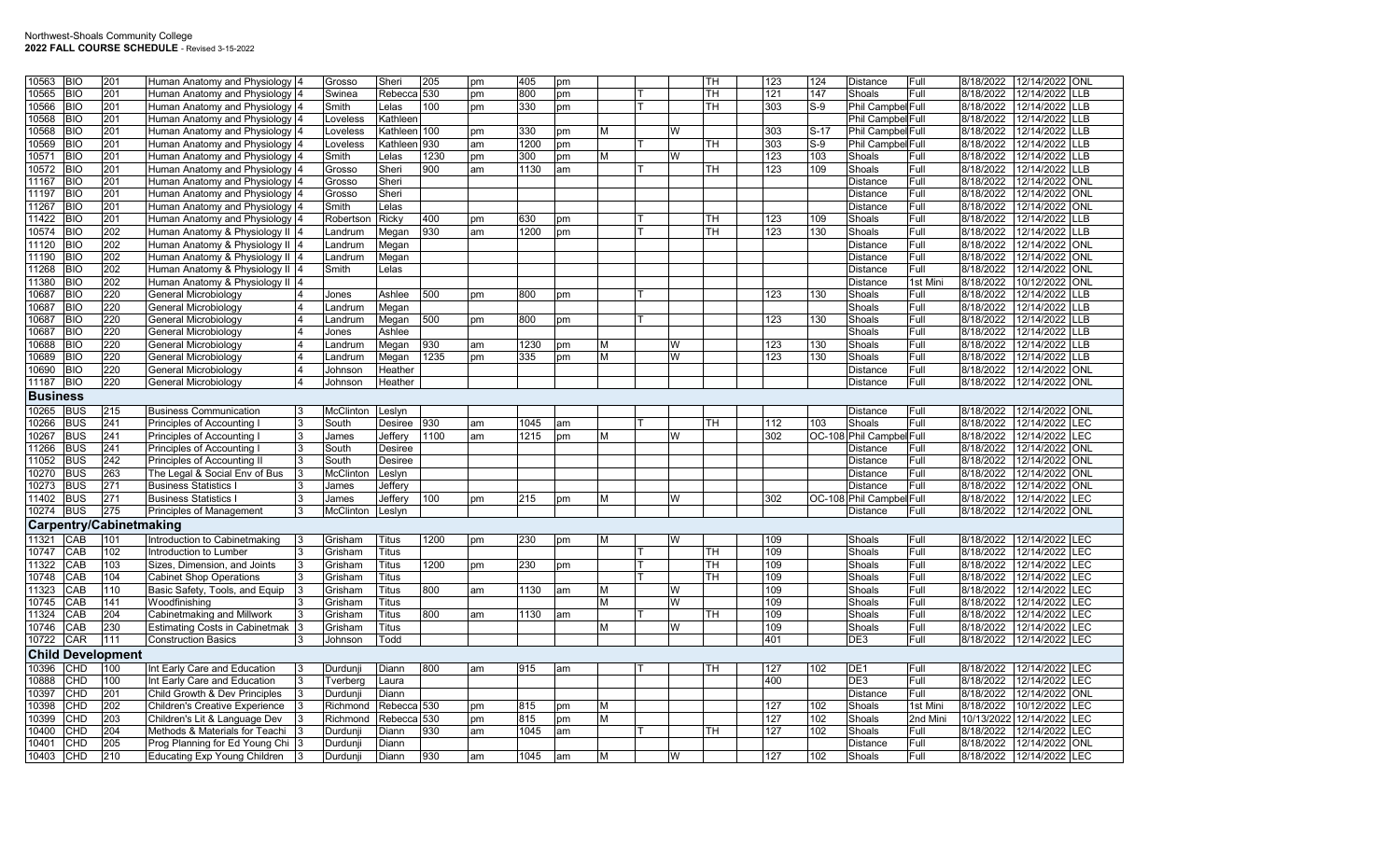| | | | | | | | | | | | | | | | | | | | | | | |
|---|---|---|---|---|---|---|---|---|---|---|---|---|---|---|---|---|---|---|---|---|---|---|
| 10563 | BIO | 201 | Human Anatomy and Physiology | 4 | Grosso | Sheri | 205 | pm | 405 | pm | | | | TH | | 123 | 124 | Distance | Full | 8/18/2022 | 12/14/2022 | ONL |
| 10565 | BIO | 201 | Human Anatomy and Physiology | 4 | Swinea | Rebecca | 530 | pm | 800 | pm | | T | | TH | | 121 | 147 | Shoals | Full | 8/18/2022 | 12/14/2022 | LLB |
| 10566 | BIO | 201 | Human Anatomy and Physiology | 4 | Smith | Lelas | 100 | pm | 330 | pm | | T | | TH | | 303 | S-9 | Phil Campbell | Full | 8/18/2022 | 12/14/2022 | LLB |
| 10568 | BIO | 201 | Human Anatomy and Physiology | 4 | Loveless | Kathleen | | | | | | | | | | | | Phil Campbell | Full | 8/18/2022 | 12/14/2022 | LLB |
| 10568 | BIO | 201 | Human Anatomy and Physiology | 4 | Loveless | Kathleen | 100 | pm | 330 | pm | M | | W | | | 303 | S-17 | Phil Campbell | Full | 8/18/2022 | 12/14/2022 | LLB |
| 10569 | BIO | 201 | Human Anatomy and Physiology | 4 | Loveless | Kathleen | 930 | am | 1200 | pm | | T | | TH | | 303 | S-9 | Phil Campbell | Full | 8/18/2022 | 12/14/2022 | LLB |
| 10571 | BIO | 201 | Human Anatomy and Physiology | 4 | Smith | Lelas | 1230 | pm | 300 | pm | M | | W | | | 123 | 103 | Shoals | Full | 8/18/2022 | 12/14/2022 | LLB |
| 10572 | BIO | 201 | Human Anatomy and Physiology | 4 | Grosso | Sheri | 900 | am | 1130 | am | | T | | TH | | 123 | 109 | Shoals | Full | 8/18/2022 | 12/14/2022 | LLB |
| 11167 | BIO | 201 | Human Anatomy and Physiology | 4 | Grosso | Sheri | | | | | | | | | | | | Distance | Full | 8/18/2022 | 12/14/2022 | ONL |
| 11197 | BIO | 201 | Human Anatomy and Physiology | 4 | Grosso | Sheri | | | | | | | | | | | | Distance | Full | 8/18/2022 | 12/14/2022 | ONL |
| 11267 | BIO | 201 | Human Anatomy and Physiology | 4 | Smith | Lelas | | | | | | | | | | | | Distance | Full | 8/18/2022 | 12/14/2022 | ONL |
| 11422 | BIO | 201 | Human Anatomy and Physiology | 4 | Robertson | Ricky | 400 | pm | 630 | pm | | T | | TH | | 123 | 109 | Shoals | Full | 8/18/2022 | 12/14/2022 | LLB |
| 10574 | BIO | 202 | Human Anatomy & Physiology II | 4 | Landrum | Megan | 930 | am | 1200 | pm | | T | | TH | | 123 | 130 | Shoals | Full | 8/18/2022 | 12/14/2022 | LLB |
| 11120 | BIO | 202 | Human Anatomy & Physiology II | 4 | Landrum | Megan | | | | | | | | | | | | Distance | Full | 8/18/2022 | 12/14/2022 | ONL |
| 11190 | BIO | 202 | Human Anatomy & Physiology II | 4 | Landrum | Megan | | | | | | | | | | | | Distance | Full | 8/18/2022 | 12/14/2022 | ONL |
| 11268 | BIO | 202 | Human Anatomy & Physiology II | 4 | Smith | Lelas | | | | | | | | | | | | Distance | Full | 8/18/2022 | 12/14/2022 | ONL |
| 11380 | BIO | 202 | Human Anatomy & Physiology II | 4 | | | | | | | | | | | | | | Distance | 1st Mini | 8/18/2022 | 10/12/2022 | ONL |
| 10687 | BIO | 220 | General Microbiology | 4 | Jones | Ashlee | 500 | pm | 800 | pm | | T | | | | 123 | 130 | Shoals | Full | 8/18/2022 | 12/14/2022 | LLB |
| 10687 | BIO | 220 | General Microbiology | 4 | Landrum | Megan | | | | | | | | | | | | Shoals | Full | 8/18/2022 | 12/14/2022 | LLB |
| 10687 | BIO | 220 | General Microbiology | 4 | Landrum | Megan | 500 | pm | 800 | pm | | T | | | | 123 | 130 | Shoals | Full | 8/18/2022 | 12/14/2022 | LLB |
| 10687 | BIO | 220 | General Microbiology | 4 | Jones | Ashlee | | | | | | | | | | | | Shoals | Full | 8/18/2022 | 12/14/2022 | LLB |
| 10688 | BIO | 220 | General Microbiology | 4 | Landrum | Megan | 930 | am | 1230 | pm | M | | W | | | 123 | 130 | Shoals | Full | 8/18/2022 | 12/14/2022 | LLB |
| 10689 | BIO | 220 | General Microbiology | 4 | Landrum | Megan | 1235 | pm | 335 | pm | M | | W | | | 123 | 130 | Shoals | Full | 8/18/2022 | 12/14/2022 | LLB |
| 10690 | BIO | 220 | General Microbiology | 4 | Johnson | Heather | | | | | | | | | | | | Distance | Full | 8/18/2022 | 12/14/2022 | ONL |
| 11187 | BIO | 220 | General Microbiology | 4 | Johnson | Heather | | | | | | | | | | | | Distance | Full | 8/18/2022 | 12/14/2022 | ONL |
| **Business** | | | | | | | | | | | | | | | | | | | | | | |
| 10265 | BUS | 215 | Business Communication | 3 | McClinton | Leslyn | | | | | | | | | | | | Distance | Full | 8/18/2022 | 12/14/2022 | ONL |
| 10266 | BUS | 241 | Principles of Accounting I | 3 | South | Desiree | 930 | am | 1045 | am | | T | | TH | | 112 | 103 | Shoals | Full | 8/18/2022 | 12/14/2022 | LEC |
| 10267 | BUS | 241 | Principles of Accounting I | 3 | James | Jeffery | 1100 | am | 1215 | pm | M | | W | | | 302 | OC-108 | Phil Campbell | Full | 8/18/2022 | 12/14/2022 | LEC |
| 11266 | BUS | 241 | Principles of Accounting I | 3 | South | Desiree | | | | | | | | | | | | Distance | Full | 8/18/2022 | 12/14/2022 | ONL |
| 11052 | BUS | 242 | Principles of Accounting II | 3 | South | Desiree | | | | | | | | | | | | Distance | Full | 8/18/2022 | 12/14/2022 | ONL |
| 10270 | BUS | 263 | The Legal & Social Env of Bus | 3 | McClinton | Leslyn | | | | | | | | | | | | Distance | Full | 8/18/2022 | 12/14/2022 | ONL |
| 10273 | BUS | 271 | Business Statistics I | 3 | James | Jeffery | | | | | | | | | | | | Distance | Full | 8/18/2022 | 12/14/2022 | ONL |
| 11402 | BUS | 271 | Business Statistics I | 3 | James | Jeffery | 100 | pm | 215 | pm | M | | W | | | 302 | OC-108 | Phil Campbell | Full | 8/18/2022 | 12/14/2022 | LEC |
| 10274 | BUS | 275 | Principles of Management | 3 | McClinton | Leslyn | | | | | | | | | | | | Distance | Full | 8/18/2022 | 12/14/2022 | ONL |
| **Carpentry/Cabinetmaking** | | | | | | | | | | | | | | | | | | | | | | |
| 11321 | CAB | 101 | Introduction to Cabinetmaking | 3 | Grisham | Titus | 1200 | pm | 230 | pm | M | | W | | | 109 | | Shoals | Full | 8/18/2022 | 12/14/2022 | LEC |
| 10747 | CAB | 102 | Introduction to Lumber | 3 | Grisham | Titus | | | | | | T | | TH | | 109 | | Shoals | Full | 8/18/2022 | 12/14/2022 | LEC |
| 11322 | CAB | 103 | Sizes, Dimension, and Joints | 3 | Grisham | Titus | 1200 | pm | 230 | pm | | T | | TH | | 109 | | Shoals | Full | 8/18/2022 | 12/14/2022 | LEC |
| 10748 | CAB | 104 | Cabinet Shop Operations | 3 | Grisham | Titus | | | | | | T | | TH | | 109 | | Shoals | Full | 8/18/2022 | 12/14/2022 | LEC |
| 11323 | CAB | 110 | Basic Safety, Tools, and Equip | 3 | Grisham | Titus | 800 | am | 1130 | am | M | | W | | | 109 | | Shoals | Full | 8/18/2022 | 12/14/2022 | LEC |
| 10745 | CAB | 141 | Woodfinishing | 3 | Grisham | Titus | | | | | M | | W | | | 109 | | Shoals | Full | 8/18/2022 | 12/14/2022 | LEC |
| 11324 | CAB | 204 | Cabinetmaking and Millwork | 3 | Grisham | Titus | 800 | am | 1130 | am | | T | | TH | | 109 | | Shoals | Full | 8/18/2022 | 12/14/2022 | LEC |
| 10746 | CAB | 230 | Estimating Costs in Cabinetmak | 3 | Grisham | Titus | | | | | M | | W | | | 109 | | Shoals | Full | 8/18/2022 | 12/14/2022 | LEC |
| 10722 | CAR | 111 | Construction Basics | 3 | Johnson | Todd | | | | | | | | | | 401 | | DE3 | Full | 8/18/2022 | 12/14/2022 | LEC |
| **Child Development** | | | | | | | | | | | | | | | | | | | | | | |
| 10396 | CHD | 100 | Int Early Care and Education | 3 | Durdunji | Diann | 800 | am | 915 | am | | T | | TH | | 127 | 102 | DE1 | Full | 8/18/2022 | 12/14/2022 | LEC |
| 10888 | CHD | 100 | Int Early Care and Education | 3 | Tverberg | Laura | | | | | | | | | | 400 | | DE3 | Full | 8/18/2022 | 12/14/2022 | LEC |
| 10397 | CHD | 201 | Child Growth & Dev Principles | 3 | Durdunji | Diann | | | | | | | | | | | | Distance | Full | 8/18/2022 | 12/14/2022 | ONL |
| 10398 | CHD | 202 | Children's Creative Experience | 3 | Richmond | Rebecca | 530 | pm | 815 | pm | M | | | | | 127 | 102 | Shoals | 1st Mini | 8/18/2022 | 10/12/2022 | LEC |
| 10399 | CHD | 203 | Children's Lit & Language Dev | 3 | Richmond | Rebecca | 530 | pm | 815 | pm | M | | | | | 127 | 102 | Shoals | 2nd Mini | 10/13/2022 | 12/14/2022 | LEC |
| 10400 | CHD | 204 | Methods & Materials for Teachi | 3 | Durdunji | Diann | 930 | am | 1045 | am | | T | | TH | | 127 | 102 | Shoals | Full | 8/18/2022 | 12/14/2022 | LEC |
| 10401 | CHD | 205 | Prog Planning for Ed Young Chi | 3 | Durdunji | Diann | | | | | | | | | | | | Distance | Full | 8/18/2022 | 12/14/2022 | ONL |
| 10403 | CHD | 210 | Educating Exp Young Children | 3 | Durdunji | Diann | 930 | am | 1045 | am | M | | W | | | 127 | 102 | Shoals | Full | 8/18/2022 | 12/14/2022 | LEC |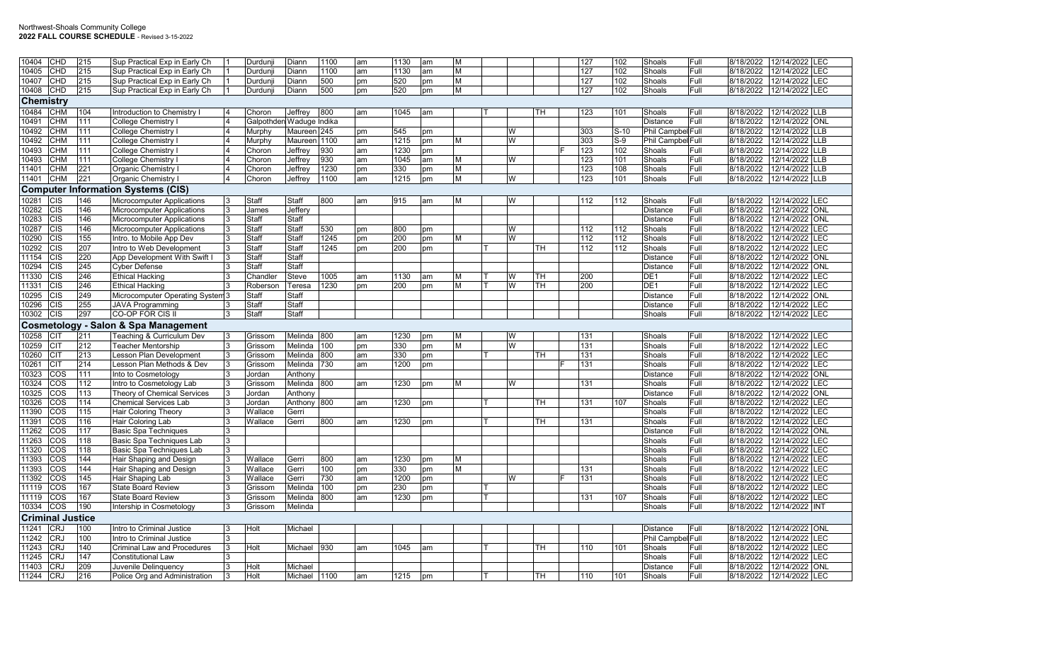| | | | | | | | | | | | | | | | | | | | | | | |
|---|---|---|---|---|---|---|---|---|---|---|---|---|---|---|---|---|---|---|---|---|---|---|
| 10404 | CHD | 215 | Sup Practical Exp in Early Ch | 1 | Durdunji | Diann | 1100 | am | 1130 | am | M | | | | | 127 | 102 | Shoals | Full | 8/18/2022 | 12/14/2022 | LEC |
| 10405 | CHD | 215 | Sup Practical Exp in Early Ch | 1 | Durdunji | Diann | 1100 | am | 1130 | am | M | | | | | 127 | 102 | Shoals | Full | 8/18/2022 | 12/14/2022 | LEC |
| 10407 | CHD | 215 | Sup Practical Exp in Early Ch | 1 | Durdunji | Diann | 500 | pm | 520 | pm | M | | | | | 127 | 102 | Shoals | Full | 8/18/2022 | 12/14/2022 | LEC |
| 10408 | CHD | 215 | Sup Practical Exp in Early Ch | 1 | Durdunji | Diann | 500 | pm | 520 | pm | M | | | | | 127 | 102 | Shoals | Full | 8/18/2022 | 12/14/2022 | LEC |
| **Chemistry** | | | | | | | | | | | | | | | | | | | | | | |
| 10484 | CHM | 104 | Introduction to Chemistry I | 4 | Choron | Jeffrey | 800 | am | 1045 | am | | T | | TH | | 123 | 101 | Shoals | Full | 8/18/2022 | 12/14/2022 | LLB |
| 10491 | CHM | 111 | College Chemistry I | 4 | Galpothden | Waduge Indika | | | | | | | | | | | | Distance | Full | 8/18/2022 | 12/14/2022 | ONL |
| 10492 | CHM | 111 | College Chemistry I | 4 | Murphy | Maureen | 245 | pm | 545 | pm | | | W | | | 303 | S-10 | Phil Campbell | Full | 8/18/2022 | 12/14/2022 | LLB |
| 10492 | CHM | 111 | College Chemistry I | 4 | Murphy | Maureen | 1100 | am | 1215 | pm | M | | W | | | 303 | S-9 | Phil Campbell | Full | 8/18/2022 | 12/14/2022 | LLB |
| 10493 | CHM | 111 | College Chemistry I | 4 | Choron | Jeffrey | 930 | am | 1230 | pm | | | | | F | 123 | 102 | Shoals | Full | 8/18/2022 | 12/14/2022 | LLB |
| 10493 | CHM | 111 | College Chemistry I | 4 | Choron | Jeffrey | 930 | am | 1045 | am | M | | W | | | 123 | 101 | Shoals | Full | 8/18/2022 | 12/14/2022 | LLB |
| 11401 | CHM | 221 | Organic Chemistry I | 4 | Choron | Jeffrey | 1230 | pm | 330 | pm | M | | | | | 123 | 108 | Shoals | Full | 8/18/2022 | 12/14/2022 | LLB |
| 11401 | CHM | 221 | Organic Chemistry I | 4 | Choron | Jeffrey | 1100 | am | 1215 | pm | M | | W | | | 123 | 101 | Shoals | Full | 8/18/2022 | 12/14/2022 | LLB |
| **Computer Information Systems (CIS)** | | | | | | | | | | | | | | | | | | | | | | |
| 10281 | CIS | 146 | Microcomputer Applications | 3 | Staff | Staff | 800 | am | 915 | am | M | | W | | | 112 | 112 | Shoals | Full | 8/18/2022 | 12/14/2022 | LEC |
| 10282 | CIS | 146 | Microcomputer Applications | 3 | James | Jeffery | | | | | | | | | | | | Distance | Full | 8/18/2022 | 12/14/2022 | ONL |
| 10283 | CIS | 146 | Microcomputer Applications | 3 | Staff | Staff | | | | | | | | | | | | Distance | Full | 8/18/2022 | 12/14/2022 | ONL |
| 10287 | CIS | 146 | Microcomputer Applications | 3 | Staff | Staff | 530 | pm | 800 | pm | | | W | | | 112 | 112 | Shoals | Full | 8/18/2022 | 12/14/2022 | LEC |
| 10290 | CIS | 155 | Intro. to Mobile App Dev | 3 | Staff | Staff | 1245 | pm | 200 | pm | M | | W | | | 112 | 112 | Shoals | Full | 8/18/2022 | 12/14/2022 | LEC |
| 10292 | CIS | 207 | Intro to Web Development | 3 | Staff | Staff | 1245 | pm | 200 | pm | | T | | TH | | 112 | 112 | Shoals | Full | 8/18/2022 | 12/14/2022 | LEC |
| 11154 | CIS | 220 | App Development With Swift I | 3 | Staff | Staff | | | | | | | | | | | | Distance | Full | 8/18/2022 | 12/14/2022 | ONL |
| 10294 | CIS | 245 | Cyber Defense | 3 | Staff | Staff | | | | | | | | | | | | Distance | Full | 8/18/2022 | 12/14/2022 | ONL |
| 11330 | CIS | 246 | Ethical Hacking | 3 | Chandler | Steve | 1005 | am | 1130 | am | M | T | W | TH | | 200 | | DE1 | Full | 8/18/2022 | 12/14/2022 | LEC |
| 11331 | CIS | 246 | Ethical Hacking | 3 | Roberson | Teresa | 1230 | pm | 200 | pm | M | T | W | TH | | 200 | | DE1 | Full | 8/18/2022 | 12/14/2022 | LEC |
| 10295 | CIS | 249 | Microcomputer Operating System | 3 | Staff | Staff | | | | | | | | | | | | Distance | Full | 8/18/2022 | 12/14/2022 | ONL |
| 10296 | CIS | 255 | JAVA Programming | 3 | Staff | Staff | | | | | | | | | | | | Distance | Full | 8/18/2022 | 12/14/2022 | LEC |
| 10302 | CIS | 297 | CO-OP FOR CIS II | 3 | Staff | Staff | | | | | | | | | | | | Shoals | Full | 8/18/2022 | 12/14/2022 | LEC |
| **Cosmetology - Salon & Spa Management** | | | | | | | | | | | | | | | | | | | | | | |
| 10258 | CIT | 211 | Teaching & Curriculum Dev | 3 | Grissom | Melinda | 800 | am | 1230 | pm | M | | W | | | 131 | | Shoals | Full | 8/18/2022 | 12/14/2022 | LEC |
| 10259 | CIT | 212 | Teacher Mentorship | 3 | Grissom | Melinda | 100 | pm | 330 | pm | M | | W | | | 131 | | Shoals | Full | 8/18/2022 | 12/14/2022 | LEC |
| 10260 | CIT | 213 | Lesson Plan Development | 3 | Grissom | Melinda | 800 | am | 330 | pm | | T | | TH | | 131 | | Shoals | Full | 8/18/2022 | 12/14/2022 | LEC |
| 10261 | CIT | 214 | Lesson Plan Methods & Dev | 3 | Grissom | Melinda | 730 | am | 1200 | pm | | | | | F | 131 | | Shoals | Full | 8/18/2022 | 12/14/2022 | LEC |
| 10323 | COS | 111 | Into to Cosmetology | 3 | Jordan | Anthony | | | | | | | | | | | | Distance | Full | 8/18/2022 | 12/14/2022 | ONL |
| 10324 | COS | 112 | Intro to Cosmetology Lab | 3 | Grissom | Melinda | 800 | am | 1230 | pm | M | | W | | | 131 | | Shoals | Full | 8/18/2022 | 12/14/2022 | LEC |
| 10325 | COS | 113 | Theory of Chemical Services | 3 | Jordan | Anthony | | | | | | | | | | | | Distance | Full | 8/18/2022 | 12/14/2022 | ONL |
| 10326 | COS | 114 | Chemical Services Lab | 3 | Jordan | Anthony | 800 | am | 1230 | pm | | T | | TH | | 131 | 107 | Shoals | Full | 8/18/2022 | 12/14/2022 | LEC |
| 11390 | COS | 115 | Hair Coloring Theory | 3 | Wallace | Gerri | | | | | | | | | | | | Shoals | Full | 8/18/2022 | 12/14/2022 | LEC |
| 11391 | COS | 116 | Hair Coloring Lab | 3 | Wallace | Gerri | 800 | am | 1230 | pm | | T | | TH | | 131 | | Shoals | Full | 8/18/2022 | 12/14/2022 | LEC |
| 11262 | COS | 117 | Basic Spa Techniques | 3 | | | | | | | | | | | | | | Distance | Full | 8/18/2022 | 12/14/2022 | ONL |
| 11263 | COS | 118 | Basic Spa Techniques Lab | 3 | | | | | | | | | | | | | | Shoals | Full | 8/18/2022 | 12/14/2022 | LEC |
| 11320 | COS | 118 | Basic Spa Techniques Lab | 3 | | | | | | | | | | | | | | Shoals | Full | 8/18/2022 | 12/14/2022 | LEC |
| 11393 | COS | 144 | Hair Shaping and Design | 3 | Wallace | Gerri | 800 | am | 1230 | pm | M | | | | | | | Shoals | Full | 8/18/2022 | 12/14/2022 | LEC |
| 11393 | COS | 144 | Hair Shaping and Design | 3 | Wallace | Gerri | 100 | pm | 330 | pm | M | | | | | 131 | | Shoals | Full | 8/18/2022 | 12/14/2022 | LEC |
| 11392 | COS | 145 | Hair Shaping Lab | 3 | Wallace | Gerri | 730 | am | 1200 | pm | | | W | | F | 131 | | Shoals | Full | 8/18/2022 | 12/14/2022 | LEC |
| 11119 | COS | 167 | State Board Review | 3 | Grissom | Melinda | 100 | pm | 230 | pm | | T | | | | | | Shoals | Full | 8/18/2022 | 12/14/2022 | LEC |
| 11119 | COS | 167 | State Board Review | 3 | Grissom | Melinda | 800 | am | 1230 | pm | | T | | | | 131 | 107 | Shoals | Full | 8/18/2022 | 12/14/2022 | LEC |
| 10334 | COS | 190 | Intership in Cosmetology | 3 | Grissom | Melinda | | | | | | | | | | | | Shoals | Full | 8/18/2022 | 12/14/2022 | INT |
| **Criminal Justice** | | | | | | | | | | | | | | | | | | | | | | |
| 11241 | CRJ | 100 | Intro to Criminal Justice | 3 | Holt | Michael | | | | | | | | | | | | Distance | Full | 8/18/2022 | 12/14/2022 | ONL |
| 11242 | CRJ | 100 | Intro to Criminal Justice | 3 | | | | | | | | | | | | | | Phil Campbell | Full | 8/18/2022 | 12/14/2022 | LEC |
| 11243 | CRJ | 140 | Criminal Law and Procedures | 3 | Holt | Michael | 930 | am | 1045 | am | | T | | TH | | 110 | 101 | Shoals | Full | 8/18/2022 | 12/14/2022 | LEC |
| 11245 | CRJ | 147 | Constitutional Law | 3 | | | | | | | | | | | | | | Shoals | Full | 8/18/2022 | 12/14/2022 | LEC |
| 11403 | CRJ | 209 | Juvenile Delinquency | 3 | Holt | Michael | | | | | | | | | | | | Distance | Full | 8/18/2022 | 12/14/2022 | ONL |
| 11244 | CRJ | 216 | Police Org and Administration | 3 | Holt | Michael | 1100 | am | 1215 | pm | | T | | TH | | 110 | 101 | Shoals | Full | 8/18/2022 | 12/14/2022 | LEC |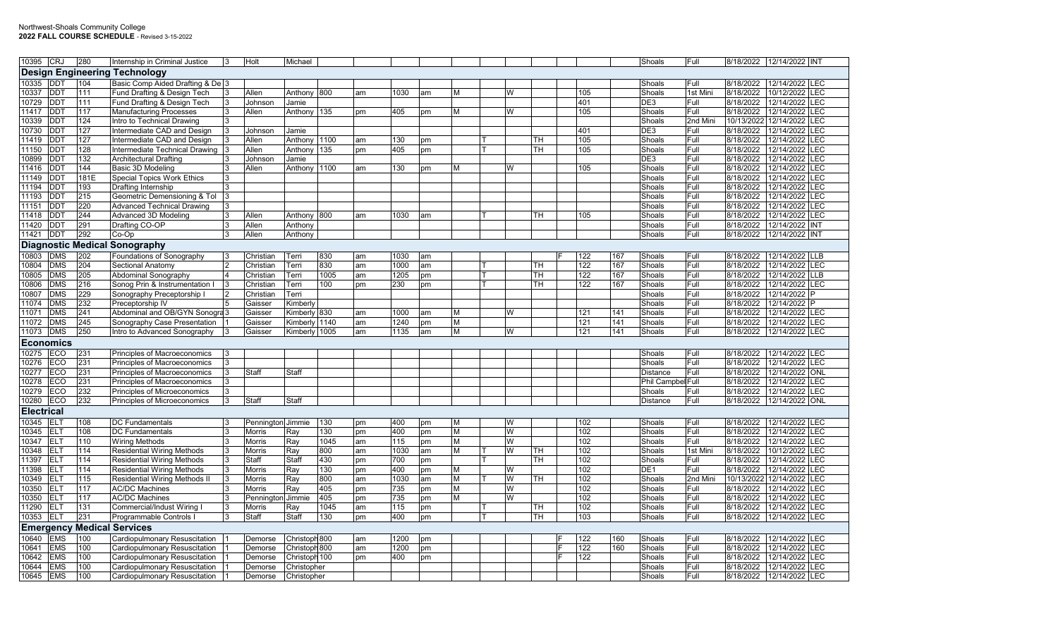| | | | | | | | | | | | | | | | | | | | | | | |
|---|---|---|---|---|---|---|---|---|---|---|---|---|---|---|---|---|---|---|---|---|---|---|
| 10395 | CRJ | 280 | Internship in Criminal Justice | 3 | Holt | Michael | | | | | | | | | | | | Shoals | Full | 8/18/2022 | 12/14/2022 | INT |
| **Design Engineering Technology** | | | | | | | | | | | | | | | | | | | | | | |
| 10335 | DDT | 104 | Basic Comp Aided Drafting & De | 3 | | | | | | | | | | | | | | Shoals | Full | 8/18/2022 | 12/14/2022 | LEC |
| 10337 | DDT | 111 | Fund Drafting & Design Tech | 3 | Allen | Anthony | 800 | am | 1030 | am | M | | W | | | 105 | | Shoals | 1st Mini | 8/18/2022 | 10/12/2022 | LEC |
| 10729 | DDT | 111 | Fund Drafting & Design Tech | 3 | Johnson | Jamie | | | | | | | | | | 401 | | DE3 | Full | 8/18/2022 | 12/14/2022 | LEC |
| 11417 | DDT | 117 | Manufacturing Processes | 3 | Allen | Anthony | 135 | pm | 405 | pm | M | | W | | | 105 | | Shoals | Full | 8/18/2022 | 12/14/2022 | LEC |
| 10339 | DDT | 124 | Intro to Technical Drawing | 3 | | | | | | | | | | | | | | Shoals | 2nd Mini | 10/13/2022 | 12/14/2022 | LEC |
| 10730 | DDT | 127 | Intermediate CAD and Design | 3 | Johnson | Jamie | | | | | | | | | | 401 | | DE3 | Full | 8/18/2022 | 12/14/2022 | LEC |
| 11419 | DDT | 127 | Intermediate CAD and Design | 3 | Allen | Anthony | 1100 | am | 130 | pm | | T | | TH | | 105 | | Shoals | Full | 8/18/2022 | 12/14/2022 | LEC |
| 11150 | DDT | 128 | Intermediate Technical Drawing | 3 | Allen | Anthony | 135 | pm | 405 | pm | | T | | TH | | 105 | | Shoals | Full | 8/18/2022 | 12/14/2022 | LEC |
| 10899 | DDT | 132 | Architectural Drafting | 3 | Johnson | Jamie | | | | | | | | | | | | DE3 | Full | 8/18/2022 | 12/14/2022 | LEC |
| 11416 | DDT | 144 | Basic 3D Modeling | 3 | Allen | Anthony | 1100 | am | 130 | pm | M | | W | | | 105 | | Shoals | Full | 8/18/2022 | 12/14/2022 | LEC |
| 11149 | DDT | 181E | Special Topics Work Ethics | 3 | | | | | | | | | | | | | | Shoals | Full | 8/18/2022 | 12/14/2022 | LEC |
| 11194 | DDT | 193 | Drafting Internship | 3 | | | | | | | | | | | | | | Shoals | Full | 8/18/2022 | 12/14/2022 | LEC |
| 11193 | DDT | 215 | Geometric Demensioning & Tol | 3 | | | | | | | | | | | | | | Shoals | Full | 8/18/2022 | 12/14/2022 | LEC |
| 11151 | DDT | 220 | Advanced Technical Drawing | 3 | | | | | | | | | | | | | | Shoals | Full | 8/18/2022 | 12/14/2022 | LEC |
| 11418 | DDT | 244 | Advanced 3D Modeling | 3 | Allen | Anthony | 800 | am | 1030 | am | | T | | TH | | 105 | | Shoals | Full | 8/18/2022 | 12/14/2022 | LEC |
| 11420 | DDT | 291 | Drafting CO-OP | 3 | Allen | Anthony | | | | | | | | | | | | Shoals | Full | 8/18/2022 | 12/14/2022 | INT |
| 11421 | DDT | 292 | Co-Op | 3 | Allen | Anthony | | | | | | | | | | | | Shoals | Full | 8/18/2022 | 12/14/2022 | INT |
| **Diagnostic Medical Sonography** | | | | | | | | | | | | | | | | | | | | | | |
| 10803 | DMS | 202 | Foundations of Sonography | 3 | Christian | Terri | 830 | am | 1030 | am | | | | | F | 122 | 167 | Shoals | Full | 8/18/2022 | 12/14/2022 | LLB |
| 10804 | DMS | 204 | Sectional Anatomy | 2 | Christian | Terri | 830 | am | 1000 | am | | T | | TH | | 122 | 167 | Shoals | Full | 8/18/2022 | 12/14/2022 | LEC |
| 10805 | DMS | 205 | Abdominal Sonography | 4 | Christian | Terri | 1005 | am | 1205 | pm | | T | | TH | | 122 | 167 | Shoals | Full | 8/18/2022 | 12/14/2022 | LLB |
| 10806 | DMS | 216 | Sonog Prin & Instrumentation I | 3 | Christian | Terri | 100 | pm | 230 | pm | | T | | TH | | 122 | 167 | Shoals | Full | 8/18/2022 | 12/14/2022 | LEC |
| 10807 | DMS | 229 | Sonography Preceptorship I | 2 | Christian | Terri | | | | | | | | | | | | Shoals | Full | 8/18/2022 | 12/14/2022 | P |
| 11074 | DMS | 232 | Preceptorship IV | 5 | Gaisser | Kimberly | | | | | | | | | | | | Shoals | Full | 8/18/2022 | 12/14/2022 | P |
| 11071 | DMS | 241 | Abdominal and OB/GYN Sonogra | 3 | Gaisser | Kimberly | 830 | am | 1000 | am | M | | W | | | 121 | 141 | Shoals | Full | 8/18/2022 | 12/14/2022 | LEC |
| 11072 | DMS | 245 | Sonography Case Presentation | 1 | Gaisser | Kimberly | 1140 | am | 1240 | pm | M | | | | | 121 | 141 | Shoals | Full | 8/18/2022 | 12/14/2022 | LEC |
| 11073 | DMS | 250 | Intro to Advanced Sonography | 3 | Gaisser | Kimberly | 1005 | am | 1135 | am | M | | W | | | 121 | 141 | Shoals | Full | 8/18/2022 | 12/14/2022 | LEC |
| **Economics** | | | | | | | | | | | | | | | | | | | | | | |
| 10275 | ECO | 231 | Principles of Macroeconomics | 3 | | | | | | | | | | | | | | Shoals | Full | 8/18/2022 | 12/14/2022 | LEC |
| 10276 | ECO | 231 | Principles of Macroeconomics | 3 | | | | | | | | | | | | | | Shoals | Full | 8/18/2022 | 12/14/2022 | LEC |
| 10277 | ECO | 231 | Principles of Macroeconomics | 3 | Staff | Staff | | | | | | | | | | | | Distance | Full | 8/18/2022 | 12/14/2022 | ONL |
| 10278 | ECO | 231 | Principles of Macroeconomics | 3 | | | | | | | | | | | | | | Phil Campbel | Full | 8/18/2022 | 12/14/2022 | LEC |
| 10279 | ECO | 232 | Principles of Microeconomics | 3 | | | | | | | | | | | | | | Shoals | Full | 8/18/2022 | 12/14/2022 | LEC |
| 10280 | ECO | 232 | Principles of Microeconomics | 3 | Staff | Staff | | | | | | | | | | | | Distance | Full | 8/18/2022 | 12/14/2022 | ONL |
| **Electrical** | | | | | | | | | | | | | | | | | | | | | | |
| 10345 | ELT | 108 | DC Fundamentals | 3 | Pennington | Jimmie | 130 | pm | 400 | pm | M | | W | | | 102 | | Shoals | Full | 8/18/2022 | 12/14/2022 | LEC |
| 10345 | ELT | 108 | DC Fundamentals | 3 | Morris | Ray | 130 | pm | 400 | pm | M | | W | | | 102 | | Shoals | Full | 8/18/2022 | 12/14/2022 | LEC |
| 10347 | ELT | 110 | Wiring Methods | 3 | Morris | Ray | 1045 | am | 115 | pm | M | | W | | | 102 | | Shoals | Full | 8/18/2022 | 12/14/2022 | LEC |
| 10348 | ELT | 114 | Residential Wiring Methods | 3 | Morris | Ray | 800 | am | 1030 | am | M | T | W | TH | | 102 | | Shoals | 1st Mini | 8/18/2022 | 10/12/2022 | LEC |
| 11397 | ELT | 114 | Residential Wiring Methods | 3 | Staff | Staff | 430 | pm | 700 | pm | | T | | TH | | 102 | | Shoals | Full | 8/18/2022 | 12/14/2022 | LEC |
| 11398 | ELT | 114 | Residential Wiring Methods | 3 | Morris | Ray | 130 | pm | 400 | pm | M | | W | | | 102 | | DE1 | Full | 8/18/2022 | 12/14/2022 | LEC |
| 10349 | ELT | 115 | Residential Wiring Methods II | 3 | Morris | Ray | 800 | am | 1030 | am | M | T | W | TH | | 102 | | Shoals | 2nd Mini | 10/13/2022 | 12/14/2022 | LEC |
| 10350 | ELT | 117 | AC/DC Machines | 3 | Morris | Ray | 405 | pm | 735 | pm | M | | W | | | 102 | | Shoals | Full | 8/18/2022 | 12/14/2022 | LEC |
| 10350 | ELT | 117 | AC/DC Machines | 3 | Pennington | Jimmie | 405 | pm | 735 | pm | M | | W | | | 102 | | Shoals | Full | 8/18/2022 | 12/14/2022 | LEC |
| 11290 | ELT | 131 | Commercial/Indust Wiring I | 3 | Morris | Ray | 1045 | am | 115 | pm | | T | | TH | | 102 | | Shoals | Full | 8/18/2022 | 12/14/2022 | LEC |
| 10353 | ELT | 231 | Programmable Controls I | 3 | Staff | Staff | 130 | pm | 400 | pm | | T | | TH | | 103 | | Shoals | Full | 8/18/2022 | 12/14/2022 | LEC |
| **Emergency Medical Services** | | | | | | | | | | | | | | | | | | | | | | |
| 10640 | EMS | 100 | Cardiopulmonary Resuscitation | 1 | Demorse | Christoph | 800 | am | 1200 | pm | | | | | F | 122 | 160 | Shoals | Full | 8/18/2022 | 12/14/2022 | LEC |
| 10641 | EMS | 100 | Cardiopulmonary Resuscitation | 1 | Demorse | Christoph | 800 | am | 1200 | pm | | | | | F | 122 | 160 | Shoals | Full | 8/18/2022 | 12/14/2022 | LEC |
| 10642 | EMS | 100 | Cardiopulmonary Resuscitation | 1 | Demorse | Christoph | 100 | pm | 400 | pm | | | | | F | 122 | | Shoals | Full | 8/18/2022 | 12/14/2022 | LEC |
| 10644 | EMS | 100 | Cardiopulmonary Resuscitation | 1 | Demorse | Christopher | | | | | | | | | | | | Shoals | Full | 8/18/2022 | 12/14/2022 | LEC |
| 10645 | EMS | 100 | Cardiopulmonary Resuscitation | 1 | Demorse | Christopher | | | | | | | | | | | | Shoals | Full | 8/18/2022 | 12/14/2022 | LEC |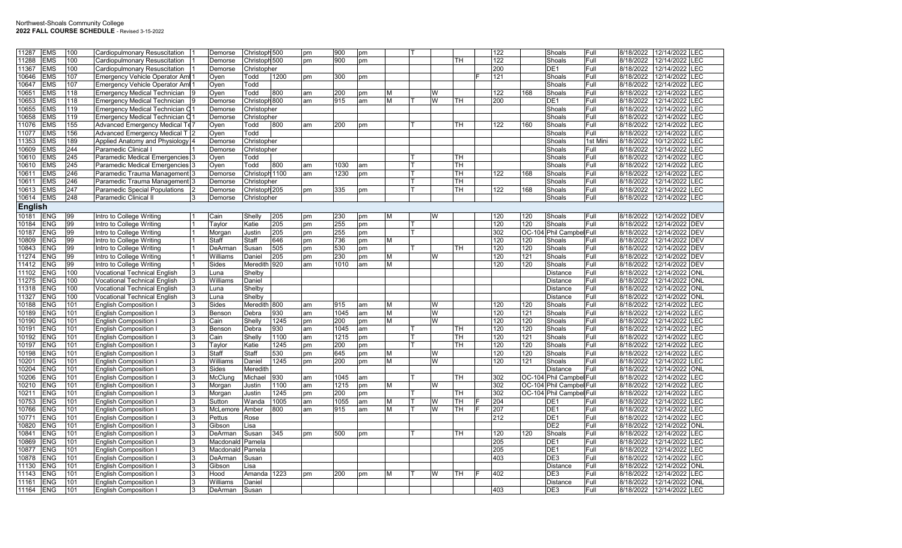Northwest-Shoals Community College
**2022 FALL COURSE SCHEDULE** - Revised 3-15-2022

| | | | | | | | | | | | | | | | | | | | | | | | | | |
|---|---|---|---|---|---|---|---|---|---|---|---|---|---|---|---|---|---|---|---|---|---|---|---|---|---|
| 11287 | EMS | 100 | Cardiopulmonary Resuscitation | 1 | Demorse | Christoph | 500 | pm | 900 | pm | | T | | | | 122 | | Shoals | Full | 8/18/2022 | 12/14/2022 | LEC |
| 11288 | EMS | 100 | Cardiopulmonary Resuscitation | 1 | Demorse | Christoph | 500 | pm | 900 | pm | | | | TH | | 122 | | Shoals | Full | 8/18/2022 | 12/14/2022 | LEC |
| 11367 | EMS | 100 | Cardiopulmonary Resuscitation | 1 | Demorse | Christopher | | | | | | | | | | 200 | | DE1 | Full | 8/18/2022 | 12/14/2022 | LEC |
| 10646 | EMS | 107 | Emergency Vehicle Operator Aml | 1 | Oyen | Todd | 1200 | pm | 300 | pm | | | | | F | 121 | | Shoals | Full | 8/18/2022 | 12/14/2022 | LEC |
| 10647 | EMS | 107 | Emergency Vehicle Operator Aml | 1 | Oyen | Todd | | | | | | | | | | | | Shoals | Full | 8/18/2022 | 12/14/2022 | LEC |
| 10651 | EMS | 118 | Emergency Medical Technician | 9 | Oyen | Todd | 800 | am | 200 | pm | M | | W | | | 122 | 168 | Shoals | Full | 8/18/2022 | 12/14/2022 | LEC |
| 10653 | EMS | 118 | Emergency Medical Technician | 9 | Demorse | Christoph | 800 | am | 915 | am | M | T | W | TH | | 200 | | DE1 | Full | 8/18/2022 | 12/14/2022 | LEC |
| 10655 | EMS | 119 | Emergency Medical Technician C | 1 | Demorse | Christopher | | | | | | | | | | | | Shoals | Full | 8/18/2022 | 12/14/2022 | LEC |
| 10658 | EMS | 119 | Emergency Medical Technician C | 1 | Demorse | Christopher | | | | | | | | | | | | Shoals | Full | 8/18/2022 | 12/14/2022 | LEC |
| 11076 | EMS | 155 | Advanced Emergency Medical Te | 7 | Oyen | Todd | 800 | am | 200 | pm | | T | | TH | | 122 | 160 | Shoals | Full | 8/18/2022 | 12/14/2022 | LEC |
| 11077 | EMS | 156 | Advanced Emergency Medical T | 2 | Oyen | Todd | | | | | | | | | | | | Shoals | Full | 8/18/2022 | 12/14/2022 | LEC |
| 11353 | EMS | 189 | Applied Anatomy and Physiology | 4 | Demorse | Christopher | | | | | | | | | | | | Shoals | 1st Mini | 8/18/2022 | 10/12/2022 | LEC |
| 10609 | EMS | 244 | Paramedic Clinical I | 1 | Demorse | Christopher | | | | | | | | | | | | Shoals | Full | 8/18/2022 | 12/14/2022 | LEC |
| 10610 | EMS | 245 | Paramedic Medical Emergencies | 3 | Oyen | Todd | | | | | | T | | TH | | | | Shoals | Full | 8/18/2022 | 12/14/2022 | LEC |
| 10610 | EMS | 245 | Paramedic Medical Emergencies | 3 | Oyen | Todd | 800 | am | 1030 | am | | T | | TH | | | | Shoals | Full | 8/18/2022 | 12/14/2022 | LEC |
| 10611 | EMS | 246 | Paramedic Trauma Management | 3 | Demorse | Christoph | 1100 | am | 1230 | pm | | T | | TH | | 122 | 168 | Shoals | Full | 8/18/2022 | 12/14/2022 | LEC |
| 10611 | EMS | 246 | Paramedic Trauma Management | 3 | Demorse | Christopher | | | | | | T | | TH | | | | Shoals | Full | 8/18/2022 | 12/14/2022 | LEC |
| 10613 | EMS | 247 | Paramedic Special Populations | 2 | Demorse | Christoph | 205 | pm | 335 | pm | | T | | TH | | 122 | 168 | Shoals | Full | 8/18/2022 | 12/14/2022 | LEC |
| 10614 | EMS | 248 | Paramedic Clinical II | 3 | Demorse | Christopher | | | | | | | | | | | | Shoals | Full | 8/18/2022 | 12/14/2022 | LEC |

## English

| | | | | | | | | | | | | | | | | | | | | | | |
|---|---|---|---|---|---|---|---|---|---|---|---|---|---|---|---|---|---|---|---|---|---|---|
| 10181 | ENG | 99 | Intro to College Writing | 1 | Cain | Shelly | 205 | pm | 230 | pm | M | | W | | | 120 | 120 | Shoals | Full | 8/18/2022 | 12/14/2022 | DEV |
| 10184 | ENG | 99 | Intro to College Writing | 1 | Taylor | Katie | 205 | pm | 255 | pm | | T | | | | 120 | 120 | Shoals | Full | 8/18/2022 | 12/14/2022 | DEV |
| 10187 | ENG | 99 | Intro to College Writing | 1 | Morgan | Justin | 205 | pm | 255 | pm | | T | | | | 302 | OC-104 | Phil Campbel | Full | 8/18/2022 | 12/14/2022 | DEV |
| 10809 | ENG | 99 | Intro to College Writing | 1 | Staff | Staff | 646 | pm | 736 | pm | M | | | | | 120 | 120 | Shoals | Full | 8/18/2022 | 12/14/2022 | DEV |
| 10843 | ENG | 99 | Intro to College Writing | 1 | DeArman | Susan | 505 | pm | 530 | pm | | T | | TH | | 120 | 120 | Shoals | Full | 8/18/2022 | 12/14/2022 | DEV |
| 11274 | ENG | 99 | Intro to College Writing | 1 | Williams | Daniel | 205 | pm | 230 | pm | M | | W | | | 120 | 121 | Shoals | Full | 8/18/2022 | 12/14/2022 | DEV |
| 11412 | ENG | 99 | Intro to College Writing | 1 | Sides | Meredith | 920 | am | 1010 | am | M | | | | | 120 | 120 | Shoals | Full | 8/18/2022 | 12/14/2022 | DEV |
| 11102 | ENG | 100 | Vocational Technical English | 3 | Luna | Shelby | | | | | | | | | | | | Distance | Full | 8/18/2022 | 12/14/2022 | ONL |
| 11275 | ENG | 100 | Vocational Technical English | 3 | Williams | Daniel | | | | | | | | | | | | Distance | Full | 8/18/2022 | 12/14/2022 | ONL |
| 11318 | ENG | 100 | Vocational Technical English | 3 | Luna | Shelby | | | | | | | | | | | | Distance | Full | 8/18/2022 | 12/14/2022 | ONL |
| 11327 | ENG | 100 | Vocational Technical English | 3 | Luna | Shelby | | | | | | | | | | | | Distance | Full | 8/18/2022 | 12/14/2022 | ONL |
| 10188 | ENG | 101 | English Composition I | 3 | Sides | Meredith | 800 | am | 915 | am | M | | W | | | 120 | 120 | Shoals | Full | 8/18/2022 | 12/14/2022 | LEC |
| 10189 | ENG | 101 | English Composition I | 3 | Benson | Debra | 930 | am | 1045 | am | M | | W | | | 120 | 121 | Shoals | Full | 8/18/2022 | 12/14/2022 | LEC |
| 10190 | ENG | 101 | English Composition I | 3 | Cain | Shelly | 1245 | pm | 200 | pm | M | | W | | | 120 | 120 | Shoals | Full | 8/18/2022 | 12/14/2022 | LEC |
| 10191 | ENG | 101 | English Composition I | 3 | Benson | Debra | 930 | am | 1045 | am | | T | | TH | | 120 | 120 | Shoals | Full | 8/18/2022 | 12/14/2022 | LEC |
| 10192 | ENG | 101 | English Composition I | 3 | Cain | Shelly | 1100 | am | 1215 | pm | | T | | TH | | 120 | 121 | Shoals | Full | 8/18/2022 | 12/14/2022 | LEC |
| 10197 | ENG | 101 | English Composition I | 3 | Taylor | Katie | 1245 | pm | 200 | pm | | T | | TH | | 120 | 120 | Shoals | Full | 8/18/2022 | 12/14/2022 | LEC |
| 10198 | ENG | 101 | English Composition I | 3 | Staff | Staff | 530 | pm | 645 | pm | M | | W | | | 120 | 120 | Shoals | Full | 8/18/2022 | 12/14/2022 | LEC |
| 10201 | ENG | 101 | English Composition I | 3 | Williams | Daniel | 1245 | pm | 200 | pm | M | | W | | | 120 | 121 | Shoals | Full | 8/18/2022 | 12/14/2022 | LEC |
| 10204 | ENG | 101 | English Composition I | 3 | Sides | Meredith | | | | | | | | | | | | Distance | Full | 8/18/2022 | 12/14/2022 | ONL |
| 10206 | ENG | 101 | English Composition I | 3 | McClung | Michael | 930 | am | 1045 | am | | T | | TH | | 302 | OC-104 | Phil Campbel | Full | 8/18/2022 | 12/14/2022 | LEC |
| 10210 | ENG | 101 | English Composition I | 3 | Morgan | Justin | 1100 | am | 1215 | pm | M | | W | | | 302 | OC-104 | Phil Campbel | Full | 8/18/2022 | 12/14/2022 | LEC |
| 10211 | ENG | 101 | English Composition I | 3 | Morgan | Justin | 1245 | pm | 200 | pm | | T | | TH | | 302 | OC-104 | Phil Campbel | Full | 8/18/2022 | 12/14/2022 | LEC |
| 10753 | ENG | 101 | English Composition I | 3 | Sutton | Wanda | 1005 | am | 1055 | am | M | T | W | TH | F | 204 | | DE1 | Full | 8/18/2022 | 12/14/2022 | LEC |
| 10766 | ENG | 101 | English Composition I | 3 | McLemore | Amber | 800 | am | 915 | am | M | T | W | TH | F | 207 | | DE1 | Full | 8/18/2022 | 12/14/2022 | LEC |
| 10771 | ENG | 101 | English Composition I | 3 | Pettus | Rose | | | | | | | | | | 212 | | DE1 | Full | 8/18/2022 | 12/14/2022 | LEC |
| 10820 | ENG | 101 | English Composition I | 3 | Gibson | Lisa | | | | | | | | | | | | DE2 | Full | 8/18/2022 | 12/14/2022 | ONL |
| 10841 | ENG | 101 | English Composition I | 3 | DeArman | Susan | 345 | pm | 500 | pm | | T | | TH | | 120 | 120 | Shoals | Full | 8/18/2022 | 12/14/2022 | LEC |
| 10869 | ENG | 101 | English Composition I | 3 | Macdonald | Pamela | | | | | | | | | | 205 | | DE1 | Full | 8/18/2022 | 12/14/2022 | LEC |
| 10877 | ENG | 101 | English Composition I | 3 | Macdonald | Pamela | | | | | | | | | | 205 | | DE1 | Full | 8/18/2022 | 12/14/2022 | LEC |
| 10878 | ENG | 101 | English Composition I | 3 | DeArman | Susan | | | | | | | | | | 403 | | DE3 | Full | 8/18/2022 | 12/14/2022 | LEC |
| 11130 | ENG | 101 | English Composition I | 3 | Gibson | Lisa | | | | | | | | | | | | Distance | Full | 8/18/2022 | 12/14/2022 | ONL |
| 11143 | ENG | 101 | English Composition I | 3 | Hood | Amanda | 1223 | pm | 200 | pm | M | T | W | TH | F | 402 | | DE3 | Full | 8/18/2022 | 12/14/2022 | LEC |
| 11161 | ENG | 101 | English Composition I | 3 | Williams | Daniel | | | | | | | | | | | | Distance | Full | 8/18/2022 | 12/14/2022 | ONL |
| 11164 | ENG | 101 | English Composition I | 3 | DeArman | Susan | | | | | | | | | | 403 | | DE3 | Full | 8/18/2022 | 12/14/2022 | LEC |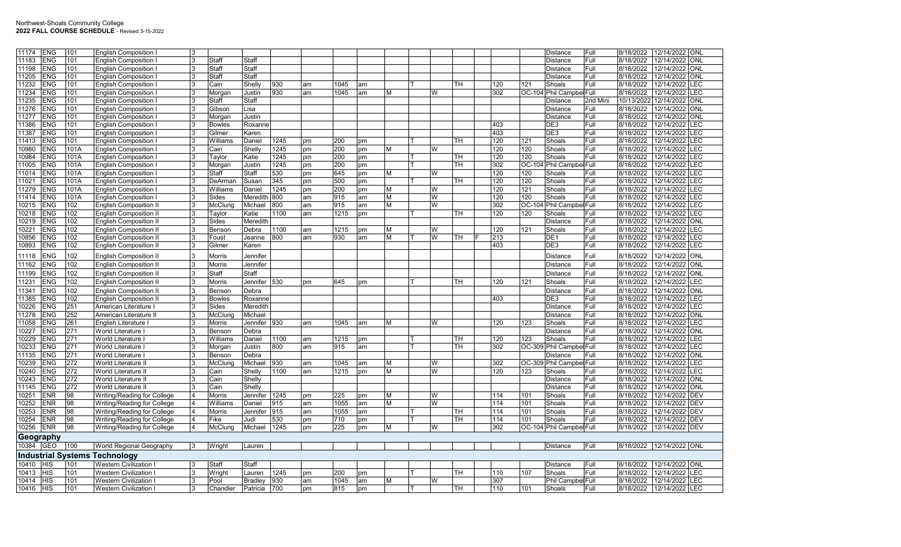Northwest-Shoals Community College
**2022 FALL COURSE SCHEDULE** - Revised 3-15-2022

| CRN | Subj | Crse | Title | Cr | Last | First | Start | | End | | M | T | W | TH | F | Bldg | Room | Campus | Term | Start Date | End Date | Type |
|---|---|---|---|---|---|---|---|---|---|---|---|---|---|---|---|---|---|---|---|---|---|---|
| 11174 | ENG | 101 | English Composition I | 3 | | | | | | | | | | | | | | Distance | Full | 8/18/2022 | 12/14/2022 | ONL |
| 11183 | ENG | 101 | English Composition I | 3 | Staff | Staff | | | | | | | | | | | | Distance | Full | 8/18/2022 | 12/14/2022 | ONL |
| 11198 | ENG | 101 | English Composition I | 3 | Staff | Staff | | | | | | | | | | | | Distance | Full | 8/18/2022 | 12/14/2022 | ONL |
| 11205 | ENG | 101 | English Composition I | 3 | Staff | Staff | | | | | | | | | | | | Distance | Full | 8/18/2022 | 12/14/2022 | ONL |
| 11232 | ENG | 101 | English Composition I | 3 | Cain | Shelly | 930 | am | 1045 | am | | T | | TH | | 120 | 121 | Shoals | Full | 8/18/2022 | 12/14/2022 | LEC |
| 11234 | ENG | 101 | English Composition I | 3 | Morgan | Justin | 930 | am | 1045 | am | M | | W | | | 302 | OC-104 | Phil Campbell | Full | 8/18/2022 | 12/14/2022 | LEC |
| 11235 | ENG | 101 | English Composition I | 3 | Staff | Staff | | | | | | | | | | | | Distance | 2nd Mini | 10/13/2022 | 12/14/2022 | ONL |
| 11276 | ENG | 101 | English Composition I | 3 | Gibson | Lisa | | | | | | | | | | | | Distance | Full | 8/18/2022 | 12/14/2022 | ONL |
| 11277 | ENG | 101 | English Composition I | 3 | Morgan | Justin | | | | | | | | | | | | Distance | Full | 8/18/2022 | 12/14/2022 | ONL |
| 11386 | ENG | 101 | English Composition I | 3 | Bowles | Roxanne | | | | | | | | | | 403 | | DE3 | Full | 8/18/2022 | 12/14/2022 | LEC |
| 11387 | ENG | 101 | English Composition I | 3 | Gilmer | Karen | | | | | | | | | | 403 | | DE3 | Full | 8/18/2022 | 12/14/2022 | LEC |
| 11413 | ENG | 101 | English Composition I | 3 | Williams | Daniel | 1245 | pm | 200 | pm | | T | | TH | | 120 | 121 | Shoals | Full | 8/18/2022 | 12/14/2022 | LEC |
| 10980 | ENG | 101A | English Composition I | 3 | Cain | Shelly | 1245 | pm | 200 | pm | M | | W | | | 120 | 120 | Shoals | Full | 8/18/2022 | 12/14/2022 | LEC |
| 10984 | ENG | 101A | English Composition I | 3 | Taylor | Katie | 1245 | pm | 200 | pm | | T | | TH | | 120 | 120 | Shoals | Full | 8/18/2022 | 12/14/2022 | LEC |
| 11005 | ENG | 101A | English Composition I | 3 | Morgan | Justin | 1245 | pm | 200 | pm | | T | | TH | | 302 | OC-104 | Phil Campbell | Full | 8/18/2022 | 12/14/2022 | LEC |
| 11014 | ENG | 101A | English Composition I | 3 | Staff | Staff | 530 | pm | 645 | pm | M | | W | | | 120 | 120 | Shoals | Full | 8/18/2022 | 12/14/2022 | LEC |
| 11021 | ENG | 101A | English Composition I | 3 | DeArman | Susan | 345 | pm | 500 | pm | | T | | TH | | 120 | 120 | Shoals | Full | 8/18/2022 | 12/14/2022 | LEC |
| 11279 | ENG | 101A | English Composition I | 3 | Williams | Daniel | 1245 | pm | 200 | pm | M | | W | | | 120 | 121 | Shoals | Full | 8/18/2022 | 12/14/2022 | LEC |
| 11414 | ENG | 101A | English Composition I | 3 | Sides | Meredith | 800 | am | 915 | am | M | | W | | | 120 | 120 | Shoals | Full | 8/18/2022 | 12/14/2022 | LEC |
| 10215 | ENG | 102 | English Composition II | 3 | McClung | Michael | 800 | am | 915 | am | M | | W | | | 302 | OC-104 | Phil Campbell | Full | 8/18/2022 | 12/14/2022 | LEC |
| 10218 | ENG | 102 | English Composition II | 3 | Taylor | Katie | 1100 | am | 1215 | pm | | T | | TH | | 120 | 120 | Shoals | Full | 8/18/2022 | 12/14/2022 | LEC |
| 10219 | ENG | 102 | English Composition II | 3 | Sides | Meredith | | | | | | | | | | | | Distance | Full | 8/18/2022 | 12/14/2022 | ONL |
| 10221 | ENG | 102 | English Composition II | 3 | Benson | Debra | 1100 | am | 1215 | pm | M | | W | | | 120 | 121 | Shoals | Full | 8/18/2022 | 12/14/2022 | LEC |
| 10856 | ENG | 102 | English Composition II | 3 | Foust | Jeanne | 800 | am | 930 | am | M | T | W | TH | F | 213 | | DE1 | Full | 8/18/2022 | 12/14/2022 | LEC |
| 10893 | ENG | 102 | English Composition II | 3 | Gilmer | Karen | | | | | | | | | | 403 | | DE3 | Full | 8/18/2022 | 12/14/2022 | LEC |
| 11118 | ENG | 102 | English Composition II | 3 | Morris | Jennifer | | | | | | | | | | | | Distance | Full | 8/18/2022 | 12/14/2022 | ONL |
| 11162 | ENG | 102 | English Composition II | 3 | Morris | Jennifer | | | | | | | | | | | | Distance | Full | 8/18/2022 | 12/14/2022 | ONL |
| 11199 | ENG | 102 | English Composition II | 3 | Staff | Staff | | | | | | | | | | | | Distance | Full | 8/18/2022 | 12/14/2022 | ONL |
| 11231 | ENG | 102 | English Composition II | 3 | Morris | Jennifer | 530 | pm | 645 | pm | | T | | TH | | 120 | 121 | Shoals | Full | 8/18/2022 | 12/14/2022 | LEC |
| 11341 | ENG | 102 | English Composition II | 3 | Benson | Debra | | | | | | | | | | | | Distance | Full | 8/18/2022 | 12/14/2022 | ONL |
| 11385 | ENG | 102 | English Composition II | 3 | Bowles | Roxanne | | | | | | | | | | 403 | | DE3 | Full | 8/18/2022 | 12/14/2022 | LEC |
| 10226 | ENG | 251 | American Literature I | 3 | Sides | Meredith | | | | | | | | | | | | Distance | Full | 8/18/2022 | 12/14/2022 | LEC |
| 11278 | ENG | 252 | American Literature II | 3 | McClung | Michael | | | | | | | | | | | | Distance | Full | 8/18/2022 | 12/14/2022 | ONL |
| 11058 | ENG | 261 | English Literature I | 3 | Morris | Jennifer | 930 | am | 1045 | am | M | | W | | | 120 | 123 | Shoals | Full | 8/18/2022 | 12/14/2022 | LEC |
| 10227 | ENG | 271 | World Literature I | 3 | Benson | Debra | | | | | | | | | | | | Distance | Full | 8/18/2022 | 12/14/2022 | ONL |
| 10229 | ENG | 271 | World Literature I | 3 | Williams | Daniel | 1100 | am | 1215 | pm | | T | | TH | | 120 | 123 | Shoals | Full | 8/18/2022 | 12/14/2022 | LEC |
| 10233 | ENG | 271 | World Literature I | 3 | Morgan | Justin | 800 | am | 915 | am | | T | | TH | | 302 | OC-309 | Phil Campbell | Full | 8/18/2022 | 12/14/2022 | LEC |
| 11135 | ENG | 271 | World Literature I | 3 | Benson | Debra | | | | | | | | | | | | Distance | Full | 8/18/2022 | 12/14/2022 | ONL |
| 10239 | ENG | 272 | World Literature II | 3 | McClung | Michael | 930 | am | 1045 | am | M | | W | | | 302 | OC-309 | Phil Campbell | Full | 8/18/2022 | 12/14/2022 | LEC |
| 10240 | ENG | 272 | World Literature II | 3 | Cain | Shelly | 1100 | am | 1215 | pm | M | | W | | | 120 | 123 | Shoals | Full | 8/18/2022 | 12/14/2022 | LEC |
| 10243 | ENG | 272 | World Literature II | 3 | Cain | Shelly | | | | | | | | | | | | Distance | Full | 8/18/2022 | 12/14/2022 | ONL |
| 11145 | ENG | 272 | World Literature II | 3 | Cain | Shelly | | | | | | | | | | | | Distance | Full | 8/18/2022 | 12/14/2022 | ONL |
| 10251 | ENR | 98 | Writing/Reading for College | 4 | Morris | Jennifer | 1245 | pm | 225 | pm | M | | W | | | 114 | 101 | Shoals | Full | 8/18/2022 | 12/14/2022 | DEV |
| 10252 | ENR | 98 | Writing/Reading for College | 4 | Williams | Daniel | 915 | am | 1055 | am | M | | W | | | 114 | 101 | Shoals | Full | 8/18/2022 | 12/14/2022 | DEV |
| 10253 | ENR | 98 | Writing/Reading for College | 4 | Morris | Jennifer | 915 | am | 1055 | am | | T | | TH | | 114 | 101 | Shoals | Full | 8/18/2022 | 12/14/2022 | DEV |
| 10254 | ENR | 98 | Writing/Reading for College | 4 | Fike | Judi | 530 | pm | 710 | pm | | T | | TH | | 114 | 101 | Shoals | Full | 8/18/2022 | 12/14/2022 | DEV |
| 10256 | ENR | 98 | Writing/Reading for College | 4 | McClung | Michael | 1245 | pm | 225 | pm | M | | W | | | 302 | OC-104 | Phil Campbell | Full | 8/18/2022 | 12/14/2022 | DEV |

## Geography

| CRN | Subj | Crse | Title | Cr | Last | First | Start | | End | | M | T | W | TH | F | Bldg | Room | Campus | Term | Start Date | End Date | Type |
|---|---|---|---|---|---|---|---|---|---|---|---|---|---|---|---|---|---|---|---|---|---|---|
| 10384 | GEO | 100 | World Regional Geography | 3 | Wright | Lauren | | | | | | | | | | | | Distance | Full | 8/18/2022 | 12/14/2022 | ONL |

## Industrial Systems Technology

| CRN | Subj | Crse | Title | Cr | Last | First | Start | | End | | M | T | W | TH | F | Bldg | Room | Campus | Term | Start Date | End Date | Type |
|---|---|---|---|---|---|---|---|---|---|---|---|---|---|---|---|---|---|---|---|---|---|---|
| 10410 | HIS | 101 | Western Civilization I | 3 | Staff | Staff | | | | | | | | | | | | Distance | Full | 8/18/2022 | 12/14/2022 | ONL |
| 10413 | HIS | 101 | Western Civilization I | 3 | Wright | Lauren | 1245 | pm | 200 | pm | | T | | TH | | 110 | 107 | Shoals | Full | 8/18/2022 | 12/14/2022 | LEC |
| 10414 | HIS | 101 | Western Civilization I | 3 | Pool | Bradley | 930 | am | 1045 | am | M | | W | | | 307 | | Phil Campbell | Full | 8/18/2022 | 12/14/2022 | LEC |
| 10416 | HIS | 101 | Western Civilization I | 3 | Chandler | Patricia | 700 | pm | 815 | pm | | T | | TH | | 110 | 101 | Shoals | Full | 8/18/2022 | 12/14/2022 | LEC |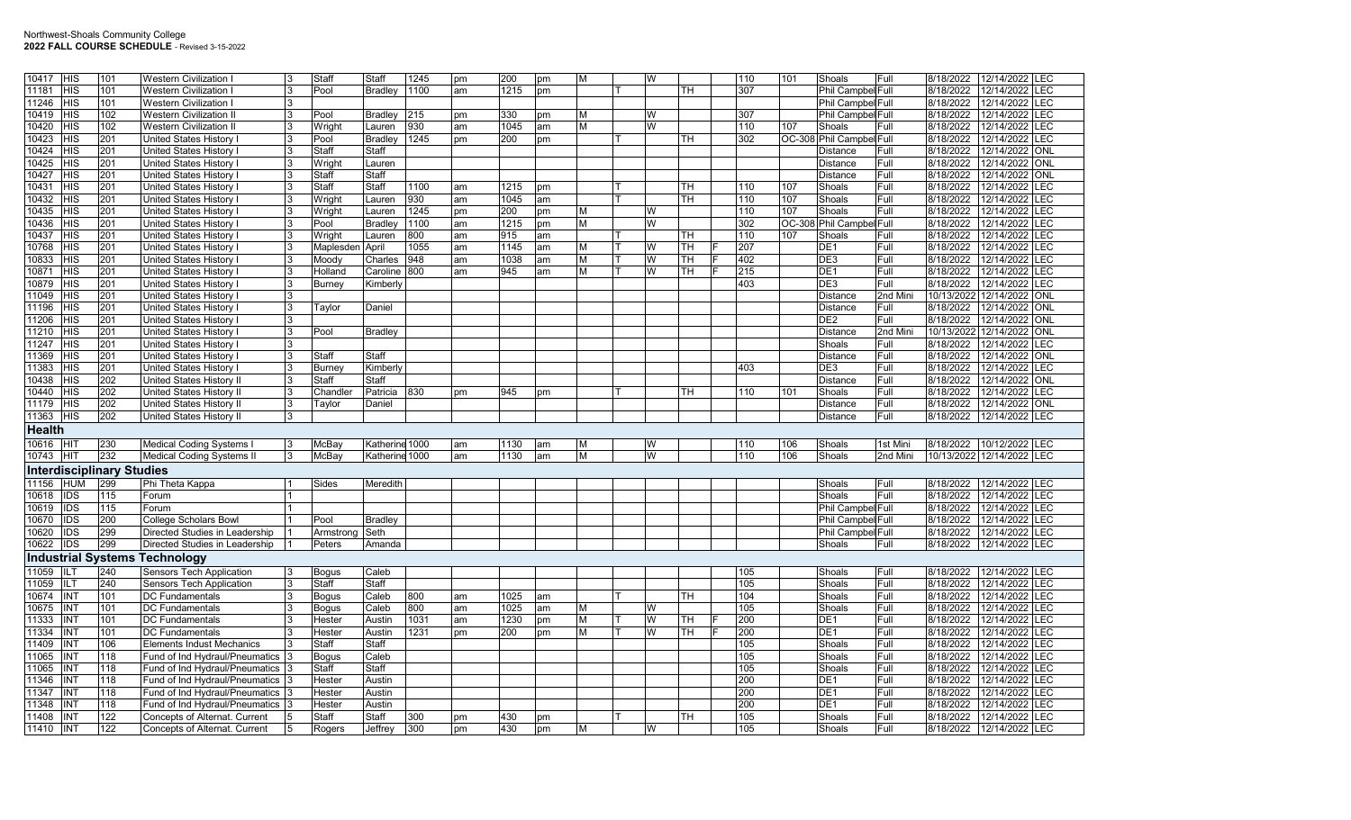|  |  |  |  |  |  |  |  |  |  |  |  |  |  |  |  |  |  |  |  |  |  |  |
|---|---|---|---|---|---|---|---|---|---|---|---|---|---|---|---|---|---|---|---|---|---|---|
| 10417 | HIS | 101 | Western Civilization I | 3 | Staff | Staff | 1245 | pm | 200 | pm | M |  | W |  |  | 110 | 101 | Shoals | Full | 8/18/2022 | 12/14/2022 | LEC |
| 11181 | HIS | 101 | Western Civilization I | 3 | Pool | Bradley | 1100 | am | 1215 | pm |  | T |  | TH |  | 307 |  | Phil Campbell | Full | 8/18/2022 | 12/14/2022 | LEC |
| 11246 | HIS | 101 | Western Civilization I | 3 |  |  |  |  |  |  |  |  |  |  |  |  |  | Phil Campbell | Full | 8/18/2022 | 12/14/2022 | LEC |
| 10419 | HIS | 102 | Western Civilization II | 3 | Pool | Bradley | 215 | pm | 330 | pm | M |  | W |  |  | 307 |  | Phil Campbell | Full | 8/18/2022 | 12/14/2022 | LEC |
| 10420 | HIS | 102 | Western Civilization II | 3 | Wright | Lauren | 930 | am | 1045 | am | M |  | W |  |  | 110 | 107 | Shoals | Full | 8/18/2022 | 12/14/2022 | LEC |
| 10423 | HIS | 201 | United States History I | 3 | Pool | Bradley | 1245 | pm | 200 | pm |  | T |  | TH |  | 302 | OC-308 | Phil Campbell | Full | 8/18/2022 | 12/14/2022 | LEC |
| 10424 | HIS | 201 | United States History I | 3 | Staff | Staff |  |  |  |  |  |  |  |  |  |  |  | Distance | Full | 8/18/2022 | 12/14/2022 | ONL |
| 10425 | HIS | 201 | United States History I | 3 | Wright | Lauren |  |  |  |  |  |  |  |  |  |  |  | Distance | Full | 8/18/2022 | 12/14/2022 | ONL |
| 10427 | HIS | 201 | United States History I | 3 | Staff | Staff |  |  |  |  |  |  |  |  |  |  |  | Distance | Full | 8/18/2022 | 12/14/2022 | ONL |
| 10431 | HIS | 201 | United States History I | 3 | Staff | Staff | 1100 | am | 1215 | pm |  | T |  | TH |  | 110 | 107 | Shoals | Full | 8/18/2022 | 12/14/2022 | LEC |
| 10432 | HIS | 201 | United States History I | 3 | Wright | Lauren | 930 | am | 1045 | am |  | T |  | TH |  | 110 | 107 | Shoals | Full | 8/18/2022 | 12/14/2022 | LEC |
| 10435 | HIS | 201 | United States History I | 3 | Wright | Lauren | 1245 | pm | 200 | pm | M |  | W |  |  | 110 | 107 | Shoals | Full | 8/18/2022 | 12/14/2022 | LEC |
| 10436 | HIS | 201 | United States History I | 3 | Pool | Bradley | 1100 | am | 1215 | pm | M |  | W |  |  | 302 | OC-308 | Phil Campbell | Full | 8/18/2022 | 12/14/2022 | LEC |
| 10437 | HIS | 201 | United States History I | 3 | Wright | Lauren | 800 | am | 915 | am |  | T |  | TH |  | 110 | 107 | Shoals | Full | 8/18/2022 | 12/14/2022 | LEC |
| 10768 | HIS | 201 | United States History I | 3 | Maplesden | April | 1055 | am | 1145 | am | M | T | W | TH | F | 207 |  | DE1 | Full | 8/18/2022 | 12/14/2022 | LEC |
| 10833 | HIS | 201 | United States History I | 3 | Moody | Charles | 948 | am | 1038 | am | M | T | W | TH | F | 402 |  | DE3 | Full | 8/18/2022 | 12/14/2022 | LEC |
| 10871 | HIS | 201 | United States History I | 3 | Holland | Caroline | 800 | am | 945 | am | M | T | W | TH | F | 215 |  | DE1 | Full | 8/18/2022 | 12/14/2022 | LEC |
| 10879 | HIS | 201 | United States History I | 3 | Burney | Kimberly |  |  |  |  |  |  |  |  |  | 403 |  | DE3 | Full | 8/18/2022 | 12/14/2022 | LEC |
| 11049 | HIS | 201 | United States History I | 3 |  |  |  |  |  |  |  |  |  |  |  |  |  | Distance | 2nd Mini | 10/13/2022 | 12/14/2022 | ONL |
| 11196 | HIS | 201 | United States History I | 3 | Taylor | Daniel |  |  |  |  |  |  |  |  |  |  |  | Distance | Full | 8/18/2022 | 12/14/2022 | ONL |
| 11206 | HIS | 201 | United States History I | 3 |  |  |  |  |  |  |  |  |  |  |  |  |  | DE2 | Full | 8/18/2022 | 12/14/2022 | ONL |
| 11210 | HIS | 201 | United States History I | 3 | Pool | Bradley |  |  |  |  |  |  |  |  |  |  |  | Distance | 2nd Mini | 10/13/2022 | 12/14/2022 | ONL |
| 11247 | HIS | 201 | United States History I | 3 |  |  |  |  |  |  |  |  |  |  |  |  |  | Shoals | Full | 8/18/2022 | 12/14/2022 | LEC |
| 11369 | HIS | 201 | United States History I | 3 | Staff | Staff |  |  |  |  |  |  |  |  |  |  |  | Distance | Full | 8/18/2022 | 12/14/2022 | ONL |
| 11383 | HIS | 201 | United States History I | 3 | Burney | Kimberly |  |  |  |  |  |  |  |  |  | 403 |  | DE3 | Full | 8/18/2022 | 12/14/2022 | LEC |
| 10438 | HIS | 202 | United States History II | 3 | Staff | Staff |  |  |  |  |  |  |  |  |  |  |  | Distance | Full | 8/18/2022 | 12/14/2022 | ONL |
| 10440 | HIS | 202 | United States History II | 3 | Chandler | Patricia | 830 | pm | 945 | pm |  | T |  | TH |  | 110 | 101 | Shoals | Full | 8/18/2022 | 12/14/2022 | LEC |
| 11179 | HIS | 202 | United States History II | 3 | Taylor | Daniel |  |  |  |  |  |  |  |  |  |  |  | Distance | Full | 8/18/2022 | 12/14/2022 | ONL |
| 11363 | HIS | 202 | United States History II | 3 |  |  |  |  |  |  |  |  |  |  |  |  |  | Distance | Full | 8/18/2022 | 12/14/2022 | LEC |

## Health

|  |  |  |  |  |  |  |  |  |  |  |  |  |  |  |  |  |  |  |  |  |  |  |
|---|---|---|---|---|---|---|---|---|---|---|---|---|---|---|---|---|---|---|---|---|---|---|
| 10616 | HIT | 230 | Medical Coding Systems I | 3 | McBay | Katherine | 1000 | am | 1130 | am | M |  | W |  |  | 110 | 106 | Shoals | 1st Mini | 8/18/2022 | 10/12/2022 | LEC |
| 10743 | HIT | 232 | Medical Coding Systems II | 3 | McBay | Katherine | 1000 | am | 1130 | am | M |  | W |  |  | 110 | 106 | Shoals | 2nd Mini | 10/13/2022 | 12/14/2022 | LEC |

## Interdisciplinary Studies

|  |  |  |  |  |  |  |  |  |  |  |  |  |  |  |  |  |  |  |  |  |  |  |
|---|---|---|---|---|---|---|---|---|---|---|---|---|---|---|---|---|---|---|---|---|---|---|
| 11156 | HUM | 299 | Phi Theta Kappa | 1 | Sides | Meredith |  |  |  |  |  |  |  |  |  |  |  | Shoals | Full | 8/18/2022 | 12/14/2022 | LEC |
| 10618 | IDS | 115 | Forum | 1 |  |  |  |  |  |  |  |  |  |  |  |  |  | Shoals | Full | 8/18/2022 | 12/14/2022 | LEC |
| 10619 | IDS | 115 | Forum | 1 |  |  |  |  |  |  |  |  |  |  |  |  |  | Phil Campbell | Full | 8/18/2022 | 12/14/2022 | LEC |
| 10670 | IDS | 200 | College Scholars Bowl | 1 | Pool | Bradley |  |  |  |  |  |  |  |  |  |  |  | Phil Campbell | Full | 8/18/2022 | 12/14/2022 | LEC |
| 10620 | IDS | 299 | Directed Studies in Leadership | 1 | Armstrong | Seth |  |  |  |  |  |  |  |  |  |  |  | Phil Campbell | Full | 8/18/2022 | 12/14/2022 | LEC |
| 10622 | IDS | 299 | Directed Studies in Leadership | 1 | Peters | Amanda |  |  |  |  |  |  |  |  |  |  |  | Shoals | Full | 8/18/2022 | 12/14/2022 | LEC |

## Industrial Systems Technology

|  |  |  |  |  |  |  |  |  |  |  |  |  |  |  |  |  |  |  |  |  |  |  |
|---|---|---|---|---|---|---|---|---|---|---|---|---|---|---|---|---|---|---|---|---|---|---|
| 11059 | ILT | 240 | Sensors Tech Application | 3 | Bogus | Caleb |  |  |  |  |  |  |  |  |  | 105 |  | Shoals | Full | 8/18/2022 | 12/14/2022 | LEC |
| 11059 | ILT | 240 | Sensors Tech Application | 3 | Staff | Staff |  |  |  |  |  |  |  |  |  | 105 |  | Shoals | Full | 8/18/2022 | 12/14/2022 | LEC |
| 10674 | INT | 101 | DC Fundamentals | 3 | Bogus | Caleb | 800 | am | 1025 | am |  | T |  | TH |  | 104 |  | Shoals | Full | 8/18/2022 | 12/14/2022 | LEC |
| 10675 | INT | 101 | DC Fundamentals | 3 | Bogus | Caleb | 800 | am | 1025 | am | M |  | W |  |  | 105 |  | Shoals | Full | 8/18/2022 | 12/14/2022 | LEC |
| 11333 | INT | 101 | DC Fundamentals | 3 | Hester | Austin | 1031 | am | 1230 | pm | M | T | W | TH | F | 200 |  | DE1 | Full | 8/18/2022 | 12/14/2022 | LEC |
| 11334 | INT | 101 | DC Fundamentals | 3 | Hester | Austin | 1231 | pm | 200 | pm | M | T | W | TH | F | 200 |  | DE1 | Full | 8/18/2022 | 12/14/2022 | LEC |
| 11409 | INT | 106 | Elements Indust Mechanics | 3 | Staff | Staff |  |  |  |  |  |  |  |  |  | 105 |  | Shoals | Full | 8/18/2022 | 12/14/2022 | LEC |
| 11065 | INT | 118 | Fund of Ind Hydraul/Pneumatics | 3 | Bogus | Caleb |  |  |  |  |  |  |  |  |  | 105 |  | Shoals | Full | 8/18/2022 | 12/14/2022 | LEC |
| 11065 | INT | 118 | Fund of Ind Hydraul/Pneumatics | 3 | Staff | Staff |  |  |  |  |  |  |  |  |  | 105 |  | Shoals | Full | 8/18/2022 | 12/14/2022 | LEC |
| 11346 | INT | 118 | Fund of Ind Hydraul/Pneumatics | 3 | Hester | Austin |  |  |  |  |  |  |  |  |  | 200 |  | DE1 | Full | 8/18/2022 | 12/14/2022 | LEC |
| 11347 | INT | 118 | Fund of Ind Hydraul/Pneumatics | 3 | Hester | Austin |  |  |  |  |  |  |  |  |  | 200 |  | DE1 | Full | 8/18/2022 | 12/14/2022 | LEC |
| 11348 | INT | 118 | Fund of Ind Hydraul/Pneumatics | 3 | Hester | Austin |  |  |  |  |  |  |  |  |  | 200 |  | DE1 | Full | 8/18/2022 | 12/14/2022 | LEC |
| 11408 | INT | 122 | Concepts of Alternat. Current | 5 | Staff | Staff | 300 | pm | 430 | pm |  | T |  | TH |  | 105 |  | Shoals | Full | 8/18/2022 | 12/14/2022 | LEC |
| 11410 | INT | 122 | Concepts of Alternat. Current | 5 | Rogers | Jeffrey | 300 | pm | 430 | pm | M |  | W |  |  | 105 |  | Shoals | Full | 8/18/2022 | 12/14/2022 | LEC |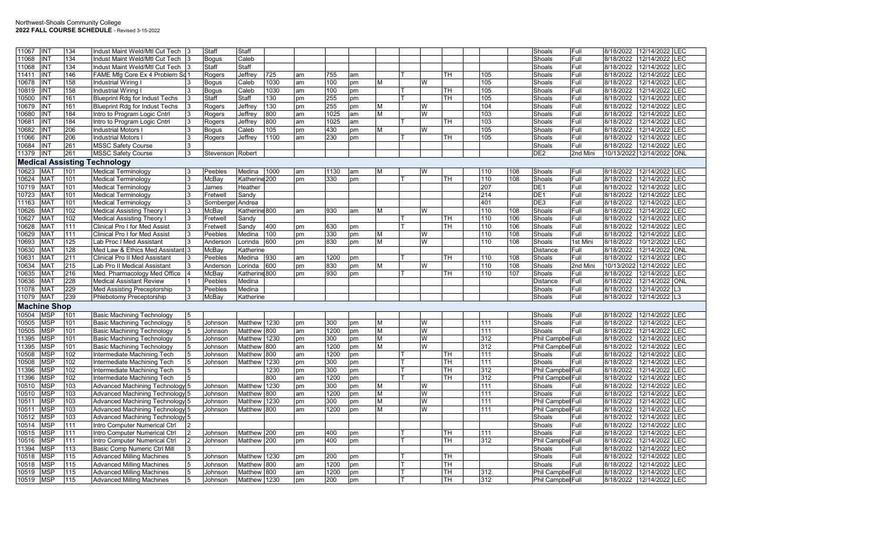Northwest-Shoals Community College
**2022 FALL COURSE SCHEDULE** - Revised 3-15-2022

| CRN | Subj | Crse | Title | Cr | Last | First | Start | | End | | M | T | W | TH | F | Bldg | Rm | Campus | Term | Start Date | End Date | Type |
|---|---|---|---|---|---|---|---|---|---|---|---|---|---|---|---|---|---|---|---|---|---|---|
| 11067 | INT | 134 | Indust Maint Weld/Mtl Cut Tech | 3 | Staff | Staff | | | | | | | | | | | | Shoals | Full | 8/18/2022 | 12/14/2022 | LEC |
| 11068 | INT | 134 | Indust Maint Weld/Mtl Cut Tech | 3 | Bogus | Caleb | | | | | | | | | | | | Shoals | Full | 8/18/2022 | 12/14/2022 | LEC |
| 11068 | INT | 134 | Indust Maint Weld/Mtl Cut Tech | 3 | Staff | Staff | | | | | | | | | | | | Shoals | Full | 8/18/2022 | 12/14/2022 | LEC |
| 11411 | INT | 146 | FAME Mfg Core Ex 4 Problem Sc | 1 | Rogers | Jeffrey | 725 | am | 755 | am | | T | | TH | | 105 | | Shoals | Full | 8/18/2022 | 12/14/2022 | LEC |
| 10678 | INT | 158 | Industrial Wiring I | 3 | Bogus | Caleb | 1030 | am | 100 | pm | M | | W | | | 105 | | Shoals | Full | 8/18/2022 | 12/14/2022 | LEC |
| 10819 | INT | 158 | Industrial Wiring I | 3 | Bogus | Caleb | 1030 | am | 100 | pm | | T | | TH | | 105 | | Shoals | Full | 8/18/2022 | 12/14/2022 | LEC |
| 10500 | INT | 161 | Blueprint Rdg for Indust Techs | 3 | Staff | Staff | 130 | pm | 255 | pm | | T | | TH | | 105 | | Shoals | Full | 8/18/2022 | 12/14/2022 | LEC |
| 10679 | INT | 161 | Blueprint Rdg for Indust Techs | 3 | Rogers | Jeffrey | 130 | pm | 255 | pm | M | | W | | | 104 | | Shoals | Full | 8/18/2022 | 12/14/2022 | LEC |
| 10680 | INT | 184 | Intro to Program Logic Cntrl | 3 | Rogers | Jeffrey | 800 | am | 1025 | am | M | | W | | | 103 | | Shoals | Full | 8/18/2022 | 12/14/2022 | LEC |
| 10681 | INT | 184 | Intro to Program Logic Cntrl | 3 | Rogers | Jeffrey | 800 | am | 1025 | am | | T | | TH | | 103 | | Shoals | Full | 8/18/2022 | 12/14/2022 | LEC |
| 10682 | INT | 206 | Industrial Motors I | 3 | Bogus | Caleb | 105 | pm | 430 | pm | M | | W | | | 105 | | Shoals | Full | 8/18/2022 | 12/14/2022 | LEC |
| 11066 | INT | 206 | Industrial Motors I | 3 | Rogers | Jeffrey | 1100 | am | 230 | pm | | T | | TH | | 105 | | Shoals | Full | 8/18/2022 | 12/14/2022 | LEC |
| 10684 | INT | 261 | MSSC Safety Course | 3 | | | | | | | | | | | | | | Shoals | Full | 8/18/2022 | 12/14/2022 | LEC |
| 11379 | INT | 261 | MSSC Safety Course | 3 | Stevenson | Robert | | | | | | | | | | | | DE2 | 2nd Mini | 10/13/2022 | 12/14/2022 | ONL |
| **Medical Assisting Technology** | | | | | | | | | | | | | | | | | | | | | | |
| 10623 | MAT | 101 | Medical Terminology | 3 | Peebles | Medina | 1000 | am | 1130 | am | M | | W | | | 110 | 108 | Shoals | Full | 8/18/2022 | 12/14/2022 | LEC |
| 10624 | MAT | 101 | Medical Terminology | 3 | McBay | Katherine | 200 | pm | 330 | pm | | T | | TH | | 110 | 108 | Shoals | Full | 8/18/2022 | 12/14/2022 | LEC |
| 10719 | MAT | 101 | Medical Terminology | 3 | James | Heather | | | | | | | | | | 207 | | DE1 | Full | 8/18/2022 | 12/14/2022 | LEC |
| 10723 | MAT | 101 | Medical Terminology | 3 | Fretwell | Sandy | | | | | | | | | | 214 | | DE1 | Full | 8/18/2022 | 12/14/2022 | LEC |
| 11163 | MAT | 101 | Medical Terminology | 3 | Sornberger | Andrea | | | | | | | | | | 401 | | DE3 | Full | 8/18/2022 | 12/14/2022 | LEC |
| 10626 | MAT | 102 | Medical Assisting Theory I | 3 | McBay | Katherine | 800 | am | 930 | am | M | | W | | | 110 | 108 | Shoals | Full | 8/18/2022 | 12/14/2022 | LEC |
| 10627 | MAT | 102 | Medical Assisting Theory I | 3 | Fretwell | Sandy | | | | | | T | | TH | | 110 | 106 | Shoals | Full | 8/18/2022 | 12/14/2022 | LEC |
| 10628 | MAT | 111 | Clinical Pro I for Med Assist | 3 | Fretwell | Sandy | 400 | pm | 630 | pm | | T | | TH | | 110 | 106 | Shoals | Full | 8/18/2022 | 12/14/2022 | LEC |
| 10629 | MAT | 111 | Clinical Pro I for Med Assist | 3 | Peebles | Medina | 100 | pm | 330 | pm | M | | W | | | 110 | 108 | Shoals | Full | 8/18/2022 | 12/14/2022 | LEC |
| 10693 | MAT | 125 | Lab Proc I Med Assistant | 3 | Anderson | Lorinda | 600 | pm | 830 | pm | M | | W | | | 110 | 108 | Shoals | 1st Mini | 8/18/2022 | 10/12/2022 | LEC |
| 10630 | MAT | 128 | Med Law & Ethics Med Assistant | 3 | McBay | Katherine | | | | | | | | | | | | Distance | Full | 8/18/2022 | 12/14/2022 | ONL |
| 10631 | MAT | 211 | Clinical Pro II Med Assistant | 3 | Peebles | Medina | 930 | am | 1200 | pm | | T | | TH | | 110 | 108 | Shoals | Full | 8/18/2022 | 12/14/2022 | LEC |
| 10634 | MAT | 215 | Lab Pro II Medical Assistant | 3 | Anderson | Lorinda | 600 | pm | 830 | pm | M | | W | | | 110 | 108 | Shoals | 2nd Mini | 10/13/2022 | 12/14/2022 | LEC |
| 10635 | MAT | 216 | Med. Pharmacology Med Office | 4 | McBay | Katherine | 800 | pm | 930 | pm | | T | | TH | | 110 | 107 | Shoals | Full | 8/18/2022 | 12/14/2022 | LEC |
| 10636 | MAT | 228 | Medical Assistant Review | 1 | Peebles | Medina | | | | | | | | | | | | Distance | Full | 8/18/2022 | 12/14/2022 | ONL |
| 11078 | MAT | 229 | Med Assisting Preceptorship | 3 | Peebles | Medina | | | | | | | | | | | | Shoals | Full | 8/18/2022 | 12/14/2022 | L3 |
| 11079 | MAT | 239 | Phlebotomy Preceptorship | 3 | McBay | Katherine | | | | | | | | | | | | Shoals | Full | 8/18/2022 | 12/14/2022 | L3 |
| **Machine Shop** | | | | | | | | | | | | | | | | | | | | | | |
| 10504 | MSP | 101 | Basic Machining Technology | 5 | | | | | | | | | | | | | | Shoals | Full | 8/18/2022 | 12/14/2022 | LEC |
| 10505 | MSP | 101 | Basic Machining Technology | 5 | Johnson | Matthew | 1230 | pm | 300 | pm | M | | W | | | 111 | | Shoals | Full | 8/18/2022 | 12/14/2022 | LEC |
| 10505 | MSP | 101 | Basic Machining Technology | 5 | Johnson | Matthew | 800 | am | 1200 | pm | M | | W | | | 111 | | Shoals | Full | 8/18/2022 | 12/14/2022 | LEC |
| 11395 | MSP | 101 | Basic Machining Technology | 5 | Johnson | Matthew | 1230 | pm | 300 | pm | M | | W | | | 312 | | Phil Campbell | Full | 8/18/2022 | 12/14/2022 | LEC |
| 11395 | MSP | 101 | Basic Machining Technology | 5 | Johnson | Matthew | 800 | am | 1200 | pm | M | | W | | | 312 | | Phil Campbell | Full | 8/18/2022 | 12/14/2022 | LEC |
| 10508 | MSP | 102 | Intermediate Machining Tech | 5 | Johnson | Matthew | 800 | am | 1200 | pm | | T | | TH | | 111 | | Shoals | Full | 8/18/2022 | 12/14/2022 | LEC |
| 10508 | MSP | 102 | Intermediate Machining Tech | 5 | Johnson | Matthew | 1230 | pm | 300 | pm | | T | | TH | | 111 | | Shoals | Full | 8/18/2022 | 12/14/2022 | LEC |
| 11396 | MSP | 102 | Intermediate Machining Tech | 5 | | | 1230 | pm | 300 | pm | | T | | TH | | 312 | | Phil Campbell | Full | 8/18/2022 | 12/14/2022 | LEC |
| 11396 | MSP | 102 | Intermediate Machining Tech | 5 | | | 800 | am | 1200 | pm | | T | | TH | | 312 | | Phil Campbell | Full | 8/18/2022 | 12/14/2022 | LEC |
| 10510 | MSP | 103 | Advanced Machining Technology | 5 | Johnson | Matthew | 1230 | pm | 300 | pm | M | | W | | | 111 | | Shoals | Full | 8/18/2022 | 12/14/2022 | LEC |
| 10510 | MSP | 103 | Advanced Machining Technology | 5 | Johnson | Matthew | 800 | am | 1200 | pm | M | | W | | | 111 | | Shoals | Full | 8/18/2022 | 12/14/2022 | LEC |
| 10511 | MSP | 103 | Advanced Machining Technology | 5 | Johnson | Matthew | 1230 | pm | 300 | pm | M | | W | | | 111 | | Phil Campbell | Full | 8/18/2022 | 12/14/2022 | LEC |
| 10511 | MSP | 103 | Advanced Machining Technology | 5 | Johnson | Matthew | 800 | am | 1200 | pm | M | | W | | | 111 | | Phil Campbell | Full | 8/18/2022 | 12/14/2022 | LEC |
| 10512 | MSP | 103 | Advanced Machining Technology | 5 | | | | | | | | | | | | | | Shoals | Full | 8/18/2022 | 12/14/2022 | LEC |
| 10514 | MSP | 111 | Intro Computer Numerical Ctrl | 2 | | | | | | | | | | | | | | Shoals | Full | 8/18/2022 | 12/14/2022 | LEC |
| 10515 | MSP | 111 | Intro Computer Numerical Ctrl | 2 | Johnson | Matthew | 200 | pm | 400 | pm | | T | | TH | | 111 | | Shoals | Full | 8/18/2022 | 12/14/2022 | LEC |
| 10516 | MSP | 111 | Intro Computer Numerical Ctrl | 2 | Johnson | Matthew | 200 | pm | 400 | pm | | T | | TH | | 312 | | Phil Campbell | Full | 8/18/2022 | 12/14/2022 | LEC |
| 11394 | MSP | 113 | Basic Comp Numeric Ctrl Mill | 3 | | | | | | | | | | | | | | Shoals | Full | 8/18/2022 | 12/14/2022 | LEC |
| 10518 | MSP | 115 | Advanced Milling Machines | 5 | Johnson | Matthew | 1230 | pm | 200 | pm | | T | | TH | | | | Shoals | Full | 8/18/2022 | 12/14/2022 | LEC |
| 10518 | MSP | 115 | Advanced Milling Machines | 5 | Johnson | Matthew | 800 | am | 1200 | pm | | T | | TH | | | | Shoals | Full | 8/18/2022 | 12/14/2022 | LEC |
| 10519 | MSP | 115 | Advanced Milling Machines | 5 | Johnson | Matthew | 800 | am | 1200 | pm | | T | | TH | | 312 | | Phil Campbell | Full | 8/18/2022 | 12/14/2022 | LEC |
| 10519 | MSP | 115 | Advanced Milling Machines | 5 | Johnson | Matthew | 1230 | pm | 200 | pm | | T | | TH | | 312 | | Phil Campbell | Full | 8/18/2022 | 12/14/2022 | LEC |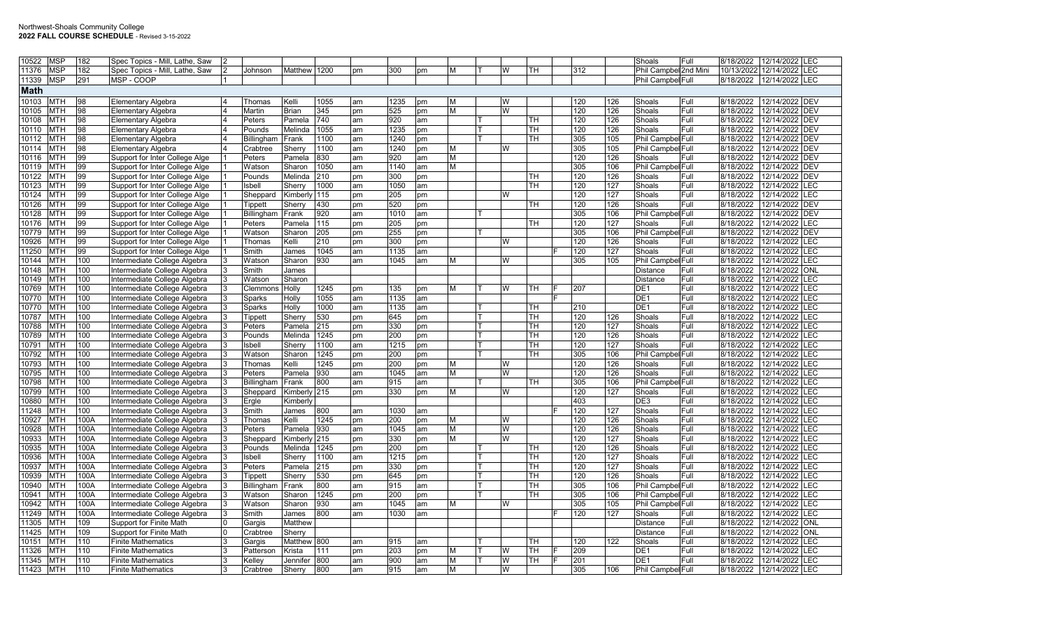Northwest-Shoals Community College
**2022 FALL COURSE SCHEDULE** - Revised 3-15-2022

| | | | | | | | | | | | | | | | | | | | | | | | |
|---|---|---|---|---|---|---|---|---|---|---|---|---|---|---|---|---|---|---|---|---|---|---|---|
| 10522 | MSP | 182 | Spec Topics - Mill, Lathe, Saw | 2 | | | | | | | | | | | | | | | Shoals | Full | 8/18/2022 | 12/14/2022 | LEC |
| 11376 | MSP | 182 | Spec Topics - Mill, Lathe, Saw | 2 | Johnson | Matthew | 1200 | pm | 300 | pm | M | T | W | TH | | 312 | | | Phil Campbel | 2nd Mini | 10/13/2022 | 12/14/2022 | LEC |
| 11339 | MSP | 291 | MSP - COOP | 1 | | | | | | | | | | | | | | | Phil Campbel | Full | 8/18/2022 | 12/14/2022 | LEC |
| **Math** | | | | | | | | | | | | | | | | | | | | | | | |
| 10103 | MTH | 98 | Elementary Algebra | 4 | Thomas | Kelli | 1055 | am | 1235 | pm | M | | W | | | 120 | 126 | | Shoals | Full | 8/18/2022 | 12/14/2022 | DEV |
| 10105 | MTH | 98 | Elementary Algebra | 4 | Martin | Brian | 345 | pm | 525 | pm | M | | W | | | 120 | 126 | | Shoals | Full | 8/18/2022 | 12/14/2022 | DEV |
| 10108 | MTH | 98 | Elementary Algebra | 4 | Peters | Pamela | 740 | am | 920 | am | | T | | TH | | 120 | 126 | | Shoals | Full | 8/18/2022 | 12/14/2022 | DEV |
| 10110 | MTH | 98 | Elementary Algebra | 4 | Pounds | Melinda | 1055 | am | 1235 | pm | | T | | TH | | 120 | 126 | | Shoals | Full | 8/18/2022 | 12/14/2022 | DEV |
| 10112 | MTH | 98 | Elementary Algebra | 4 | Billingham | Frank | 1100 | am | 1240 | pm | | T | | TH | | 305 | 105 | | Phil Campbel | Full | 8/18/2022 | 12/14/2022 | DEV |
| 10114 | MTH | 98 | Elementary Algebra | 4 | Crabtree | Sherry | 1100 | am | 1240 | pm | M | | W | | | 305 | 105 | | Phil Campbel | Full | 8/18/2022 | 12/14/2022 | DEV |
| 10116 | MTH | 99 | Support for Inter College Alge | 1 | Peters | Pamela | 830 | am | 920 | am | M | | | | | 120 | 126 | | Shoals | Full | 8/18/2022 | 12/14/2022 | DEV |
| 10119 | MTH | 99 | Support for Inter College Alge | 1 | Watson | Sharon | 1050 | am | 1140 | am | M | | | | | 305 | 106 | | Phil Campbel | Full | 8/18/2022 | 12/14/2022 | DEV |
| 10122 | MTH | 99 | Support for Inter College Alge | 1 | Pounds | Melinda | 210 | pm | 300 | pm | | | | TH | | 120 | 126 | | Shoals | Full | 8/18/2022 | 12/14/2022 | DEV |
| 10123 | MTH | 99 | Support for Inter College Alge | 1 | Isbell | Sherry | 1000 | am | 1050 | am | | | | TH | | 120 | 127 | | Shoals | Full | 8/18/2022 | 12/14/2022 | LEC |
| 10124 | MTH | 99 | Support for Inter College Alge | 1 | Sheppard | Kimberly | 115 | pm | 205 | pm | | | W | | | 120 | 127 | | Shoals | Full | 8/18/2022 | 12/14/2022 | LEC |
| 10126 | MTH | 99 | Support for Inter College Alge | 1 | Tippett | Sherry | 430 | pm | 520 | pm | | | | TH | | 120 | 126 | | Shoals | Full | 8/18/2022 | 12/14/2022 | DEV |
| 10128 | MTH | 99 | Support for Inter College Alge | 1 | Billingham | Frank | 920 | am | 1010 | am | | T | | | | 305 | 106 | | Phil Campbel | Full | 8/18/2022 | 12/14/2022 | DEV |
| 10176 | MTH | 99 | Support for Inter College Alge | 1 | Peters | Pamela | 115 | pm | 205 | pm | | | | TH | | 120 | 127 | | Shoals | Full | 8/18/2022 | 12/14/2022 | LEC |
| 10779 | MTH | 99 | Support for Inter College Alge | 1 | Watson | Sharon | 205 | pm | 255 | pm | | T | | | | 305 | 106 | | Phil Campbel | Full | 8/18/2022 | 12/14/2022 | DEV |
| 10926 | MTH | 99 | Support for Inter College Alge | 1 | Thomas | Kelli | 210 | pm | 300 | pm | | | W | | | 120 | 126 | | Shoals | Full | 8/18/2022 | 12/14/2022 | LEC |
| 11250 | MTH | 99 | Support for Inter College Alge | 1 | Smith | James | 1045 | am | 1135 | am | | | | | F | 120 | 127 | | Shoals | Full | 8/18/2022 | 12/14/2022 | LEC |
| 10144 | MTH | 100 | Intermediate College Algebra | 3 | Watson | Sharon | 930 | am | 1045 | am | M | | W | | | 305 | 105 | | Phil Campbel | Full | 8/18/2022 | 12/14/2022 | LEC |
| 10148 | MTH | 100 | Intermediate College Algebra | 3 | Smith | James | | | | | | | | | | | | | Distance | Full | 8/18/2022 | 12/14/2022 | ONL |
| 10149 | MTH | 100 | Intermediate College Algebra | 3 | Watson | Sharon | | | | | | | | | | | | | Distance | Full | 8/18/2022 | 12/14/2022 | LEC |
| 10769 | MTH | 100 | Intermediate College Algebra | 3 | Clemmons | Holly | 1245 | pm | 135 | pm | M | T | W | TH | F | 207 | | | DE1 | Full | 8/18/2022 | 12/14/2022 | LEC |
| 10770 | MTH | 100 | Intermediate College Algebra | 3 | Sparks | Holly | 1055 | am | 1135 | am | | | | | F | | | | DE1 | Full | 8/18/2022 | 12/14/2022 | LEC |
| 10770 | MTH | 100 | Intermediate College Algebra | 3 | Sparks | Holly | 1000 | am | 1135 | am | | T | | TH | | 210 | | | DE1 | Full | 8/18/2022 | 12/14/2022 | LEC |
| 10787 | MTH | 100 | Intermediate College Algebra | 3 | Tippett | Sherry | 530 | pm | 645 | pm | | T | | TH | | 120 | 126 | | Shoals | Full | 8/18/2022 | 12/14/2022 | LEC |
| 10788 | MTH | 100 | Intermediate College Algebra | 3 | Peters | Pamela | 215 | pm | 330 | pm | | T | | TH | | 120 | 127 | | Shoals | Full | 8/18/2022 | 12/14/2022 | LEC |
| 10789 | MTH | 100 | Intermediate College Algebra | 3 | Pounds | Melinda | 1245 | pm | 200 | pm | | T | | TH | | 120 | 126 | | Shoals | Full | 8/18/2022 | 12/14/2022 | LEC |
| 10791 | MTH | 100 | Intermediate College Algebra | 3 | Isbell | Sherry | 1100 | am | 1215 | pm | | T | | TH | | 120 | 127 | | Shoals | Full | 8/18/2022 | 12/14/2022 | LEC |
| 10792 | MTH | 100 | Intermediate College Algebra | 3 | Watson | Sharon | 1245 | pm | 200 | pm | | T | | TH | | 305 | 106 | | Phil Campbel | Full | 8/18/2022 | 12/14/2022 | LEC |
| 10793 | MTH | 100 | Intermediate College Algebra | 3 | Thomas | Kelli | 1245 | pm | 200 | pm | M | | W | | | 120 | 126 | | Shoals | Full | 8/18/2022 | 12/14/2022 | LEC |
| 10795 | MTH | 100 | Intermediate College Algebra | 3 | Peters | Pamela | 930 | am | 1045 | am | M | | W | | | 120 | 126 | | Shoals | Full | 8/18/2022 | 12/14/2022 | LEC |
| 10798 | MTH | 100 | Intermediate College Algebra | 3 | Billingham | Frank | 800 | am | 915 | am | | T | | TH | | 305 | 106 | | Phil Campbel | Full | 8/18/2022 | 12/14/2022 | LEC |
| 10799 | MTH | 100 | Intermediate College Algebra | 3 | Sheppard | Kimberly | 215 | pm | 330 | pm | M | | W | | | 120 | 127 | | Shoals | Full | 8/18/2022 | 12/14/2022 | LEC |
| 10880 | MTH | 100 | Intermediate College Algebra | 3 | Ergle | Kimberly | | | | | | | | | | 403 | | | DE3 | Full | 8/18/2022 | 12/14/2022 | LEC |
| 11248 | MTH | 100 | Intermediate College Algebra | 3 | Smith | James | 800 | am | 1030 | am | | | | | F | 120 | 127 | | Shoals | Full | 8/18/2022 | 12/14/2022 | LEC |
| 10927 | MTH | 100A | Intermediate College Algebra | 3 | Thomas | Kelli | 1245 | pm | 200 | pm | M | | W | | | 120 | 126 | | Shoals | Full | 8/18/2022 | 12/14/2022 | LEC |
| 10928 | MTH | 100A | Intermediate College Algebra | 3 | Peters | Pamela | 930 | am | 1045 | am | M | | W | | | 120 | 126 | | Shoals | Full | 8/18/2022 | 12/14/2022 | LEC |
| 10933 | MTH | 100A | Intermediate College Algebra | 3 | Sheppard | Kimberly | 215 | pm | 330 | pm | M | | W | | | 120 | 127 | | Shoals | Full | 8/18/2022 | 12/14/2022 | LEC |
| 10935 | MTH | 100A | Intermediate College Algebra | 3 | Pounds | Melinda | 1245 | pm | 200 | pm | | T | | TH | | 120 | 126 | | Shoals | Full | 8/18/2022 | 12/14/2022 | LEC |
| 10936 | MTH | 100A | Intermediate College Algebra | 3 | Isbell | Sherry | 1100 | am | 1215 | pm | | T | | TH | | 120 | 127 | | Shoals | Full | 8/18/2022 | 12/14/2022 | LEC |
| 10937 | MTH | 100A | Intermediate College Algebra | 3 | Peters | Pamela | 215 | pm | 330 | pm | | T | | TH | | 120 | 127 | | Shoals | Full | 8/18/2022 | 12/14/2022 | LEC |
| 10939 | MTH | 100A | Intermediate College Algebra | 3 | Tippett | Sherry | 530 | pm | 645 | pm | | T | | TH | | 120 | 126 | | Shoals | Full | 8/18/2022 | 12/14/2022 | LEC |
| 10940 | MTH | 100A | Intermediate College Algebra | 3 | Billingham | Frank | 800 | am | 915 | am | | T | | TH | | 305 | 106 | | Phil Campbel | Full | 8/18/2022 | 12/14/2022 | LEC |
| 10941 | MTH | 100A | Intermediate College Algebra | 3 | Watson | Sharon | 1245 | pm | 200 | pm | | T | | TH | | 305 | 106 | | Phil Campbel | Full | 8/18/2022 | 12/14/2022 | LEC |
| 10942 | MTH | 100A | Intermediate College Algebra | 3 | Watson | Sharon | 930 | am | 1045 | am | M | | W | | | 305 | 105 | | Phil Campbel | Full | 8/18/2022 | 12/14/2022 | LEC |
| 11249 | MTH | 100A | Intermediate College Algebra | 3 | Smith | James | 800 | am | 1030 | am | | | | | F | 120 | 127 | | Shoals | Full | 8/18/2022 | 12/14/2022 | LEC |
| 11305 | MTH | 109 | Support for Finite Math | 0 | Gargis | Matthew | | | | | | | | | | | | | Distance | Full | 8/18/2022 | 12/14/2022 | ONL |
| 11425 | MTH | 109 | Support for Finite Math | 0 | Crabtree | Sherry | | | | | | | | | | | | | Distance | Full | 8/18/2022 | 12/14/2022 | ONL |
| 10151 | MTH | 110 | Finite Mathematics | 3 | Gargis | Matthew | 800 | am | 915 | am | | T | | TH | | 120 | 122 | | Shoals | Full | 8/18/2022 | 12/14/2022 | LEC |
| 11326 | MTH | 110 | Finite Mathematics | 3 | Patterson | Krista | 111 | pm | 203 | pm | M | T | W | TH | F | 209 | | | DE1 | Full | 8/18/2022 | 12/14/2022 | LEC |
| 11345 | MTH | 110 | Finite Mathematics | 3 | Kelley | Jennifer | 800 | am | 900 | am | M | T | W | TH | F | 201 | | | DE1 | Full | 8/18/2022 | 12/14/2022 | LEC |
| 11423 | MTH | 110 | Finite Mathematics | 3 | Crabtree | Sherry | 800 | am | 915 | am | M | | W | | | 305 | 106 | | Phil Campbel | Full | 8/18/2022 | 12/14/2022 | LEC |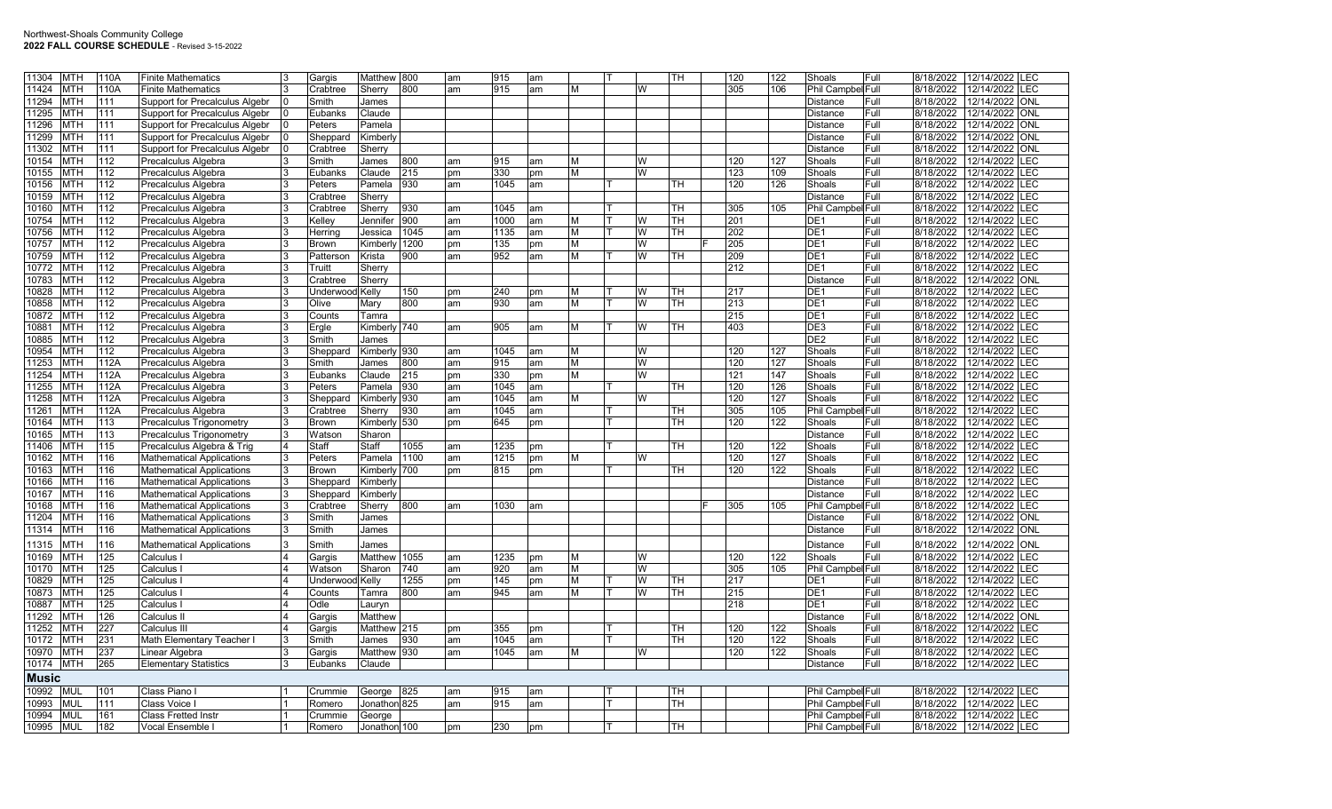Northwest-Shoals Community College
**2022 FALL COURSE SCHEDULE** - Revised 3-15-2022

| | | | | | | | | | | | | | | | | | | | | | | | | |
|---|---|---|---|---|---|---|---|---|---|---|---|---|---|---|---|---|---|---|---|---|---|---|---|---|
| 11304 | MTH | 110A | Finite Mathematics | 3 | Gargis | Matthew | 800 | am | 915 | am | | T | | TH | | 120 | 122 | Shoals | Full | 8/18/2022 | 12/14/2022 | LEC |
| 11424 | MTH | 110A | Finite Mathematics | 3 | Crabtree | Sherry | 800 | am | 915 | am | M | | W | | | 305 | 106 | Phil Campbell | Full | 8/18/2022 | 12/14/2022 | LEC |
| 11294 | MTH | 111 | Support for Precalculus Algebr | 0 | Smith | James | | | | | | | | | | | | Distance | Full | 8/18/2022 | 12/14/2022 | ONL |
| 11295 | MTH | 111 | Support for Precalculus Algebr | 0 | Eubanks | Claude | | | | | | | | | | | | Distance | Full | 8/18/2022 | 12/14/2022 | ONL |
| 11296 | MTH | 111 | Support for Precalculus Algebr | 0 | Peters | Pamela | | | | | | | | | | | | Distance | Full | 8/18/2022 | 12/14/2022 | ONL |
| 11299 | MTH | 111 | Support for Precalculus Algebr | 0 | Sheppard | Kimberly | | | | | | | | | | | | Distance | Full | 8/18/2022 | 12/14/2022 | ONL |
| 11302 | MTH | 111 | Support for Precalculus Algebr | 0 | Crabtree | Sherry | | | | | | | | | | | | Distance | Full | 8/18/2022 | 12/14/2022 | ONL |
| 10154 | MTH | 112 | Precalculus Algebra | 3 | Smith | James | 800 | am | 915 | am | M | | W | | | 120 | 127 | Shoals | Full | 8/18/2022 | 12/14/2022 | LEC |
| 10155 | MTH | 112 | Precalculus Algebra | 3 | Eubanks | Claude | 215 | pm | 330 | pm | M | | W | | | 123 | 109 | Shoals | Full | 8/18/2022 | 12/14/2022 | LEC |
| 10156 | MTH | 112 | Precalculus Algebra | 3 | Peters | Pamela | 930 | am | 1045 | am | | T | | TH | | 120 | 126 | Shoals | Full | 8/18/2022 | 12/14/2022 | LEC |
| 10159 | MTH | 112 | Precalculus Algebra | 3 | Crabtree | Sherry | | | | | | | | | | | | Distance | Full | 8/18/2022 | 12/14/2022 | LEC |
| 10160 | MTH | 112 | Precalculus Algebra | 3 | Crabtree | Sherry | 930 | am | 1045 | am | | T | | TH | | 305 | 105 | Phil Campbell | Full | 8/18/2022 | 12/14/2022 | LEC |
| 10754 | MTH | 112 | Precalculus Algebra | 3 | Kelley | Jennifer | 900 | am | 1000 | am | M | T | W | TH | | 201 | | DE1 | Full | 8/18/2022 | 12/14/2022 | LEC |
| 10756 | MTH | 112 | Precalculus Algebra | 3 | Herring | Jessica | 1045 | am | 1135 | am | M | T | W | TH | | 202 | | DE1 | Full | 8/18/2022 | 12/14/2022 | LEC |
| 10757 | MTH | 112 | Precalculus Algebra | 3 | Brown | Kimberly | 1200 | pm | 135 | pm | M | | W | | F | 205 | | DE1 | Full | 8/18/2022 | 12/14/2022 | LEC |
| 10759 | MTH | 112 | Precalculus Algebra | 3 | Patterson | Krista | 900 | am | 952 | am | M | T | W | TH | | 209 | | DE1 | Full | 8/18/2022 | 12/14/2022 | LEC |
| 10772 | MTH | 112 | Precalculus Algebra | 3 | Truitt | Sherry | | | | | | | | | | 212 | | DE1 | Full | 8/18/2022 | 12/14/2022 | LEC |
| 10783 | MTH | 112 | Precalculus Algebra | 3 | Crabtree | Sherry | | | | | | | | | | | | Distance | Full | 8/18/2022 | 12/14/2022 | ONL |
| 10828 | MTH | 112 | Precalculus Algebra | 3 | Underwood | Kelly | 150 | pm | 240 | pm | M | T | W | TH | | 217 | | DE1 | Full | 8/18/2022 | 12/14/2022 | LEC |
| 10858 | MTH | 112 | Precalculus Algebra | 3 | Olive | Mary | 800 | am | 930 | am | M | T | W | TH | | 213 | | DE1 | Full | 8/18/2022 | 12/14/2022 | LEC |
| 10872 | MTH | 112 | Precalculus Algebra | 3 | Counts | Tamra | | | | | | | | | | 215 | | DE1 | Full | 8/18/2022 | 12/14/2022 | LEC |
| 10881 | MTH | 112 | Precalculus Algebra | 3 | Ergle | Kimberly | 740 | am | 905 | am | M | T | W | TH | | 403 | | DE3 | Full | 8/18/2022 | 12/14/2022 | LEC |
| 10885 | MTH | 112 | Precalculus Algebra | 3 | Smith | James | | | | | | | | | | | | DE2 | Full | 8/18/2022 | 12/14/2022 | LEC |
| 10954 | MTH | 112 | Precalculus Algebra | 3 | Sheppard | Kimberly | 930 | am | 1045 | am | M | | W | | | 120 | 127 | Shoals | Full | 8/18/2022 | 12/14/2022 | LEC |
| 11253 | MTH | 112A | Precalculus Algebra | 3 | Smith | James | 800 | am | 915 | am | M | | W | | | 120 | 127 | Shoals | Full | 8/18/2022 | 12/14/2022 | LEC |
| 11254 | MTH | 112A | Precalculus Algebra | 3 | Eubanks | Claude | 215 | pm | 330 | pm | M | | W | | | 121 | 147 | Shoals | Full | 8/18/2022 | 12/14/2022 | LEC |
| 11255 | MTH | 112A | Precalculus Algebra | 3 | Peters | Pamela | 930 | am | 1045 | am | | T | | TH | | 120 | 126 | Shoals | Full | 8/18/2022 | 12/14/2022 | LEC |
| 11258 | MTH | 112A | Precalculus Algebra | 3 | Sheppard | Kimberly | 930 | am | 1045 | am | M | | W | | | 120 | 127 | Shoals | Full | 8/18/2022 | 12/14/2022 | LEC |
| 11261 | MTH | 112A | Precalculus Algebra | 3 | Crabtree | Sherry | 930 | am | 1045 | am | | T | | TH | | 305 | 105 | Phil Campbell | Full | 8/18/2022 | 12/14/2022 | LEC |
| 10164 | MTH | 113 | Precalculus Trigonometry | 3 | Brown | Kimberly | 530 | pm | 645 | pm | | T | | TH | | 120 | 122 | Shoals | Full | 8/18/2022 | 12/14/2022 | LEC |
| 10165 | MTH | 113 | Precalculus Trigonometry | 3 | Watson | Sharon | | | | | | | | | | | | Distance | Full | 8/18/2022 | 12/14/2022 | LEC |
| 11406 | MTH | 115 | Precalculus Algebra & Trig | 4 | Staff | Staff | 1055 | am | 1235 | pm | | T | | TH | | 120 | 122 | Shoals | Full | 8/18/2022 | 12/14/2022 | LEC |
| 10162 | MTH | 116 | Mathematical Applications | 3 | Peters | Pamela | 1100 | am | 1215 | pm | M | | W | | | 120 | 127 | Shoals | Full | 8/18/2022 | 12/14/2022 | LEC |
| 10163 | MTH | 116 | Mathematical Applications | 3 | Brown | Kimberly | 700 | pm | 815 | pm | | T | | TH | | 120 | 122 | Shoals | Full | 8/18/2022 | 12/14/2022 | LEC |
| 10166 | MTH | 116 | Mathematical Applications | 3 | Sheppard | Kimberly | | | | | | | | | | | | Distance | Full | 8/18/2022 | 12/14/2022 | LEC |
| 10167 | MTH | 116 | Mathematical Applications | 3 | Sheppard | Kimberly | | | | | | | | | | | | Distance | Full | 8/18/2022 | 12/14/2022 | LEC |
| 10168 | MTH | 116 | Mathematical Applications | 3 | Crabtree | Sherry | 800 | am | 1030 | am | | | | | F | 305 | 105 | Phil Campbell | Full | 8/18/2022 | 12/14/2022 | LEC |
| 11204 | MTH | 116 | Mathematical Applications | 3 | Smith | James | | | | | | | | | | | | Distance | Full | 8/18/2022 | 12/14/2022 | ONL |
| 11314 | MTH | 116 | Mathematical Applications | 3 | Smith | James | | | | | | | | | | | | Distance | Full | 8/18/2022 | 12/14/2022 | ONL |
| 11315 | MTH | 116 | Mathematical Applications | 3 | Smith | James | | | | | | | | | | | | Distance | Full | 8/18/2022 | 12/14/2022 | ONL |
| 10169 | MTH | 125 | Calculus I | 4 | Gargis | Matthew | 1055 | am | 1235 | pm | M | | W | | | 120 | 122 | Shoals | Full | 8/18/2022 | 12/14/2022 | LEC |
| 10170 | MTH | 125 | Calculus I | 4 | Watson | Sharon | 740 | am | 920 | am | M | | W | | | 305 | 105 | Phil Campbell | Full | 8/18/2022 | 12/14/2022 | LEC |
| 10829 | MTH | 125 | Calculus I | 4 | Underwood | Kelly | 1255 | pm | 145 | pm | M | T | W | TH | | 217 | | DE1 | Full | 8/18/2022 | 12/14/2022 | LEC |
| 10873 | MTH | 125 | Calculus I | 4 | Counts | Tamra | 800 | am | 945 | am | M | T | W | TH | | 215 | | DE1 | Full | 8/18/2022 | 12/14/2022 | LEC |
| 10887 | MTH | 125 | Calculus I | 4 | Odle | Lauryn | | | | | | | | | | 218 | | DE1 | Full | 8/18/2022 | 12/14/2022 | LEC |
| 11292 | MTH | 126 | Calculus II | 4 | Gargis | Matthew | | | | | | | | | | | | Distance | Full | 8/18/2022 | 12/14/2022 | ONL |
| 11252 | MTH | 227 | Calculus III | 4 | Gargis | Matthew | 215 | pm | 355 | pm | | T | | TH | | 120 | 122 | Shoals | Full | 8/18/2022 | 12/14/2022 | LEC |
| 10172 | MTH | 231 | Math Elementary Teacher I | 3 | Smith | James | 930 | am | 1045 | am | | T | | TH | | 120 | 122 | Shoals | Full | 8/18/2022 | 12/14/2022 | LEC |
| 10970 | MTH | 237 | Linear Algebra | 3 | Gargis | Matthew | 930 | am | 1045 | am | M | | W | | | 120 | 122 | Shoals | Full | 8/18/2022 | 12/14/2022 | LEC |
| 10174 | MTH | 265 | Elementary Statistics | 3 | Eubanks | Claude | | | | | | | | | | | | Distance | Full | 8/18/2022 | 12/14/2022 | LEC |
| **Music** | | | | | | | | | | | | | | | | | | | | | | |
| 10992 | MUL | 101 | Class Piano I | 1 | Crummie | George | 825 | am | 915 | am | | T | | TH | | | | Phil Campbell | Full | 8/18/2022 | 12/14/2022 | LEC |
| 10993 | MUL | 111 | Class Voice I | 1 | Romero | Jonathon | 825 | am | 915 | am | | T | | TH | | | | Phil Campbell | Full | 8/18/2022 | 12/14/2022 | LEC |
| 10994 | MUL | 161 | Class Fretted Instr | 1 | Crummie | George | | | | | | | | | | | | Phil Campbell | Full | 8/18/2022 | 12/14/2022 | LEC |
| 10995 | MUL | 182 | Vocal Ensemble I | 1 | Romero | Jonathon | 100 | pm | 230 | pm | | T | | TH | | | | Phil Campbell | Full | 8/18/2022 | 12/14/2022 | LEC |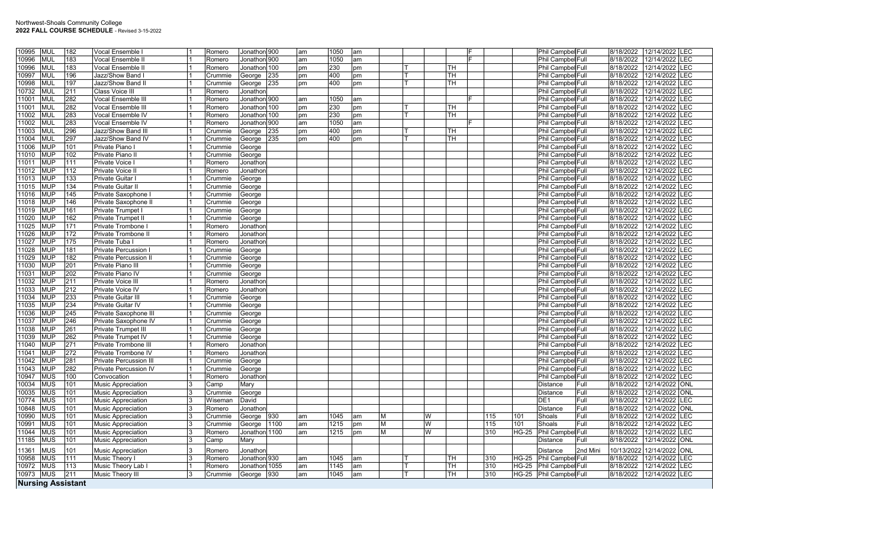Northwest-Shoals Community College
**2022 FALL COURSE SCHEDULE** - Revised 3-15-2022

| | | | | | | | | | | | | | | | | | | | | | | | |
|---|---|---|---|---|---|---|---|---|---|---|---|---|---|---|---|---|---|---|---|---|---|---|---|
| 10995 | MUL | 182 | Vocal Ensemble I | 1 | Romero | Jonathon | 900 | am | 1050 | am | | | | | F | | | Phil Campbell | Full | 8/18/2022 | 12/14/2022 | LEC |
| 10996 | MUL | 183 | Vocal Ensemble II | 1 | Romero | Jonathon | 900 | am | 1050 | am | | | | | F | | | Phil Campbell | Full | 8/18/2022 | 12/14/2022 | LEC |
| 10996 | MUL | 183 | Vocal Ensemble II | 1 | Romero | Jonathon | 100 | pm | 230 | pm | | T | | TH | | | | Phil Campbell | Full | 8/18/2022 | 12/14/2022 | LEC |
| 10997 | MUL | 196 | Jazz/Show Band I | 1 | Crummie | George | 235 | pm | 400 | pm | | T | | TH | | | | Phil Campbell | Full | 8/18/2022 | 12/14/2022 | LEC |
| 10998 | MUL | 197 | Jazz/Show Band II | 1 | Crummie | George | 235 | pm | 400 | pm | | T | | TH | | | | Phil Campbell | Full | 8/18/2022 | 12/14/2022 | LEC |
| 10732 | MUL | 211 | Class Voice III | 1 | Romero | Jonathon | | | | | | | | | | | | Phil Campbell | Full | 8/18/2022 | 12/14/2022 | LEC |
| 11001 | MUL | 282 | Vocal Ensemble III | 1 | Romero | Jonathon | 900 | am | 1050 | am | | | | | F | | | Phil Campbell | Full | 8/18/2022 | 12/14/2022 | LEC |
| 11001 | MUL | 282 | Vocal Ensemble III | 1 | Romero | Jonathon | 100 | pm | 230 | pm | | T | | TH | | | | Phil Campbell | Full | 8/18/2022 | 12/14/2022 | LEC |
| 11002 | MUL | 283 | Vocal Ensemble IV | 1 | Romero | Jonathon | 100 | pm | 230 | pm | | T | | TH | | | | Phil Campbell | Full | 8/18/2022 | 12/14/2022 | LEC |
| 11002 | MUL | 283 | Vocal Ensemble IV | 1 | Romero | Jonathon | 900 | am | 1050 | am | | | | | F | | | Phil Campbell | Full | 8/18/2022 | 12/14/2022 | LEC |
| 11003 | MUL | 296 | Jazz/Show Band III | 1 | Crummie | George | 235 | pm | 400 | pm | | T | | TH | | | | Phil Campbell | Full | 8/18/2022 | 12/14/2022 | LEC |
| 11004 | MUL | 297 | Jazz/Show Band IV | 1 | Crummie | George | 235 | pm | 400 | pm | | T | | TH | | | | Phil Campbell | Full | 8/18/2022 | 12/14/2022 | LEC |
| 11006 | MUP | 101 | Private Piano I | 1 | Crummie | George | | | | | | | | | | | | Phil Campbell | Full | 8/18/2022 | 12/14/2022 | LEC |
| 11010 | MUP | 102 | Private Piano II | 1 | Crummie | George | | | | | | | | | | | | Phil Campbell | Full | 8/18/2022 | 12/14/2022 | LEC |
| 11011 | MUP | 111 | Private Voice I | 1 | Romero | Jonathon | | | | | | | | | | | | Phil Campbell | Full | 8/18/2022 | 12/14/2022 | LEC |
| 11012 | MUP | 112 | Private Voice II | 1 | Romero | Jonathon | | | | | | | | | | | | Phil Campbell | Full | 8/18/2022 | 12/14/2022 | LEC |
| 11013 | MUP | 133 | Private Guitar I | 1 | Crummie | George | | | | | | | | | | | | Phil Campbell | Full | 8/18/2022 | 12/14/2022 | LEC |
| 11015 | MUP | 134 | Private Guitar II | 1 | Crummie | George | | | | | | | | | | | | Phil Campbell | Full | 8/18/2022 | 12/14/2022 | LEC |
| 11016 | MUP | 145 | Private Saxophone I | 1 | Crummie | George | | | | | | | | | | | | Phil Campbell | Full | 8/18/2022 | 12/14/2022 | LEC |
| 11018 | MUP | 146 | Private Saxophone II | 1 | Crummie | George | | | | | | | | | | | | Phil Campbell | Full | 8/18/2022 | 12/14/2022 | LEC |
| 11019 | MUP | 161 | Private Trumpet I | 1 | Crummie | George | | | | | | | | | | | | Phil Campbell | Full | 8/18/2022 | 12/14/2022 | LEC |
| 11020 | MUP | 162 | Private Trumpet II | 1 | Crummie | George | | | | | | | | | | | | Phil Campbell | Full | 8/18/2022 | 12/14/2022 | LEC |
| 11025 | MUP | 171 | Private Trombone I | 1 | Romero | Jonathon | | | | | | | | | | | | Phil Campbell | Full | 8/18/2022 | 12/14/2022 | LEC |
| 11026 | MUP | 172 | Private Trombone II | 1 | Romero | Jonathon | | | | | | | | | | | | Phil Campbell | Full | 8/18/2022 | 12/14/2022 | LEC |
| 11027 | MUP | 175 | Private Tuba I | 1 | Romero | Jonathon | | | | | | | | | | | | Phil Campbell | Full | 8/18/2022 | 12/14/2022 | LEC |
| 11028 | MUP | 181 | Private Percussion I | 1 | Crummie | George | | | | | | | | | | | | Phil Campbell | Full | 8/18/2022 | 12/14/2022 | LEC |
| 11029 | MUP | 182 | Private Percussion II | 1 | Crummie | George | | | | | | | | | | | | Phil Campbell | Full | 8/18/2022 | 12/14/2022 | LEC |
| 11030 | MUP | 201 | Private Piano III | 1 | Crummie | George | | | | | | | | | | | | Phil Campbell | Full | 8/18/2022 | 12/14/2022 | LEC |
| 11031 | MUP | 202 | Private Piano IV | 1 | Crummie | George | | | | | | | | | | | | Phil Campbell | Full | 8/18/2022 | 12/14/2022 | LEC |
| 11032 | MUP | 211 | Private Voice III | 1 | Romero | Jonathon | | | | | | | | | | | | Phil Campbell | Full | 8/18/2022 | 12/14/2022 | LEC |
| 11033 | MUP | 212 | Private Voice IV | 1 | Romero | Jonathon | | | | | | | | | | | | Phil Campbell | Full | 8/18/2022 | 12/14/2022 | LEC |
| 11034 | MUP | 233 | Private Guitar III | 1 | Crummie | George | | | | | | | | | | | | Phil Campbell | Full | 8/18/2022 | 12/14/2022 | LEC |
| 11035 | MUP | 234 | Private Guitar IV | 1 | Crummie | George | | | | | | | | | | | | Phil Campbell | Full | 8/18/2022 | 12/14/2022 | LEC |
| 11036 | MUP | 245 | Private Saxophone III | 1 | Crummie | George | | | | | | | | | | | | Phil Campbell | Full | 8/18/2022 | 12/14/2022 | LEC |
| 11037 | MUP | 246 | Private Saxophone IV | 1 | Crummie | George | | | | | | | | | | | | Phil Campbell | Full | 8/18/2022 | 12/14/2022 | LEC |
| 11038 | MUP | 261 | Private Trumpet III | 1 | Crummie | George | | | | | | | | | | | | Phil Campbell | Full | 8/18/2022 | 12/14/2022 | LEC |
| 11039 | MUP | 262 | Private Trumpet IV | 1 | Crummie | George | | | | | | | | | | | | Phil Campbell | Full | 8/18/2022 | 12/14/2022 | LEC |
| 11040 | MUP | 271 | Private Trombone III | 1 | Romero | Jonathon | | | | | | | | | | | | Phil Campbell | Full | 8/18/2022 | 12/14/2022 | LEC |
| 11041 | MUP | 272 | Private Trombone IV | 1 | Romero | Jonathon | | | | | | | | | | | | Phil Campbell | Full | 8/18/2022 | 12/14/2022 | LEC |
| 11042 | MUP | 281 | Private Percussion III | 1 | Crummie | George | | | | | | | | | | | | Phil Campbell | Full | 8/18/2022 | 12/14/2022 | LEC |
| 11043 | MUP | 282 | Private Percussion IV | 1 | Crummie | George | | | | | | | | | | | | Phil Campbell | Full | 8/18/2022 | 12/14/2022 | LEC |
| 10947 | MUS | 100 | Convocation | 1 | Romero | Jonathon | | | | | | | | | | | | Phil Campbell | Full | 8/18/2022 | 12/14/2022 | LEC |
| 10034 | MUS | 101 | Music Appreciation | 3 | Camp | Mary | | | | | | | | | | | | Distance | Full | 8/18/2022 | 12/14/2022 | ONL |
| 10035 | MUS | 101 | Music Appreciation | 3 | Crummie | George | | | | | | | | | | | | Distance | Full | 8/18/2022 | 12/14/2022 | ONL |
| 10774 | MUS | 101 | Music Appreciation | 3 | Wiseman | David | | | | | | | | | | | | DE1 | Full | 8/18/2022 | 12/14/2022 | LEC |
| 10848 | MUS | 101 | Music Appreciation | 3 | Romero | Jonathon | | | | | | | | | | | | Distance | Full | 8/18/2022 | 12/14/2022 | ONL |
| 10990 | MUS | 101 | Music Appreciation | 3 | Crummie | George | 930 | am | 1045 | am | M | | W | | | 115 | 101 | Shoals | Full | 8/18/2022 | 12/14/2022 | LEC |
| 10991 | MUS | 101 | Music Appreciation | 3 | Crummie | George | 1100 | am | 1215 | pm | M | | W | | | 115 | 101 | Shoals | Full | 8/18/2022 | 12/14/2022 | LEC |
| 11044 | MUS | 101 | Music Appreciation | 3 | Romero | Jonathon | 1100 | am | 1215 | pm | M | | W | | | 310 | HG-25 | Phil Campbell | Full | 8/18/2022 | 12/14/2022 | LEC |
| 11185 | MUS | 101 | Music Appreciation | 3 | Camp | Mary | | | | | | | | | | | | Distance | Full | 8/18/2022 | 12/14/2022 | ONL |
| 11361 | MUS | 101 | Music Appreciation | 3 | Romero | Jonathon | | | | | | | | | | | | Distance | 2nd Mini | 10/13/2022 | 12/14/2022 | ONL |
| 10958 | MUS | 111 | Music Theory I | 3 | Romero | Jonathon | 930 | am | 1045 | am | | T | | TH | | 310 | HG-25 | Phil Campbell | Full | 8/18/2022 | 12/14/2022 | LEC |
| 10972 | MUS | 113 | Music Theory Lab I | 1 | Romero | Jonathon | 1055 | am | 1145 | am | | T | | TH | | 310 | HG-25 | Phil Campbell | Full | 8/18/2022 | 12/14/2022 | LEC |
| 10973 | MUS | 211 | Music Theory III | 3 | Crummie | George | 930 | am | 1045 | am | | T | | TH | | 310 | HG-25 | Phil Campbell | Full | 8/18/2022 | 12/14/2022 | LEC |

**Nursing Assistant**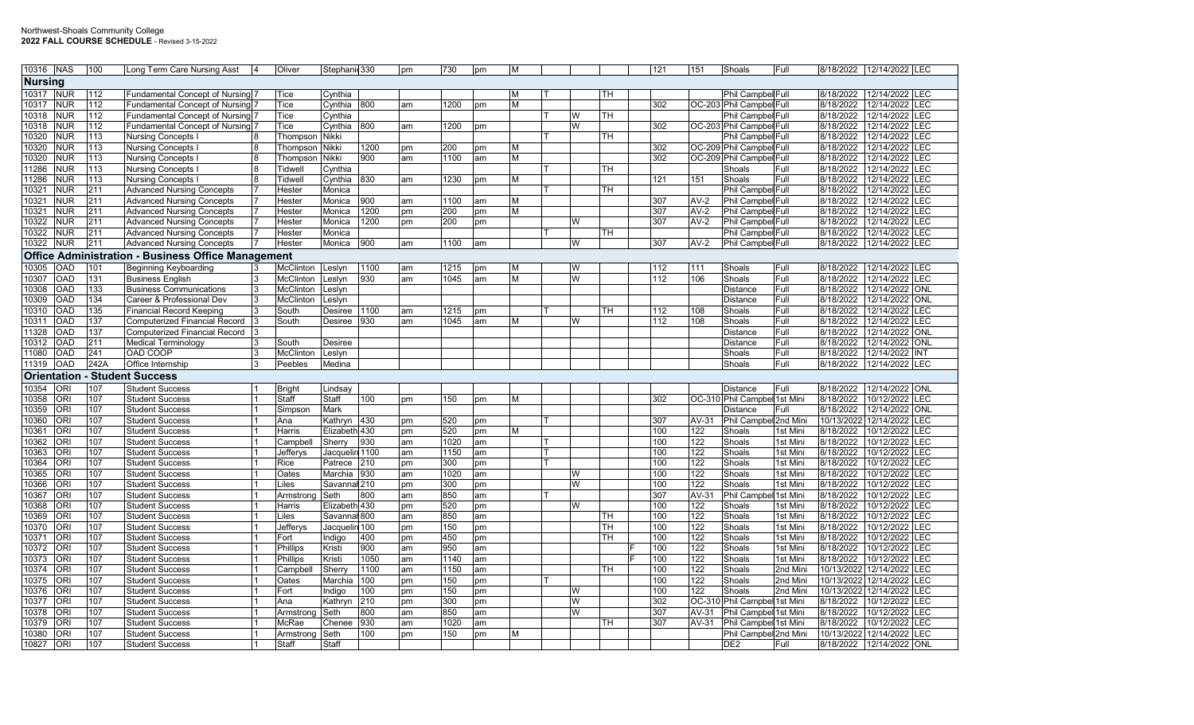|  |  |  |  |  |  |  |  |  |  |  |  |  |  |  |  |  |  |  |  |  |  |  |
|---|---|---|---|---|---|---|---|---|---|---|---|---|---|---|---|---|---|---|---|---|---|---|
| 10316 | NAS | 100 | Long Term Care Nursing Asst | 4 | Oliver | Stephanie | 330 | pm | 730 | pm | M |  |  |  |  | 121 | 151 | Shoals | Full | 8/18/2022 | 12/14/2022 | LEC |
| **Nursing** |  |  |  |  |  |  |  |  |  |  |  |  |  |  |  |  |  |  |  |  |  |  |
| 10317 | NUR | 112 | Fundamental Concept of Nursing | 7 | Tice | Cynthia |  |  |  |  | M | T |  | TH |  |  |  | Phil Campbell | Full | 8/18/2022 | 12/14/2022 | LEC |
| 10317 | NUR | 112 | Fundamental Concept of Nursing | 7 | Tice | Cynthia | 800 | am | 1200 | pm | M |  |  |  |  | 302 | OC-203 | Phil Campbell | Full | 8/18/2022 | 12/14/2022 | LEC |
| 10318 | NUR | 112 | Fundamental Concept of Nursing | 7 | Tice | Cynthia |  |  |  |  |  | T | W | TH |  |  |  | Phil Campbell | Full | 8/18/2022 | 12/14/2022 | LEC |
| 10318 | NUR | 112 | Fundamental Concept of Nursing | 7 | Tice | Cynthia | 800 | am | 1200 | pm |  |  | W |  |  | 302 | OC-203 | Phil Campbell | Full | 8/18/2022 | 12/14/2022 | LEC |
| 10320 | NUR | 113 | Nursing Concepts I | 8 | Thompson | Nikki |  |  |  |  |  | T |  | TH |  |  |  | Phil Campbell | Full | 8/18/2022 | 12/14/2022 | LEC |
| 10320 | NUR | 113 | Nursing Concepts I | 8 | Thompson | Nikki | 1200 | pm | 200 | pm | M |  |  |  |  | 302 | OC-209 | Phil Campbell | Full | 8/18/2022 | 12/14/2022 | LEC |
| 10320 | NUR | 113 | Nursing Concepts I | 8 | Thompson | Nikki | 900 | am | 1100 | am | M |  |  |  |  | 302 | OC-209 | Phil Campbell | Full | 8/18/2022 | 12/14/2022 | LEC |
| 11286 | NUR | 113 | Nursing Concepts I | 8 | Tidwell | Cynthia |  |  |  |  |  | T |  | TH |  |  |  | Shoals | Full | 8/18/2022 | 12/14/2022 | LEC |
| 11286 | NUR | 113 | Nursing Concepts I | 8 | Tidwell | Cynthia | 830 | am | 1230 | pm | M |  |  |  |  | 121 | 151 | Shoals | Full | 8/18/2022 | 12/14/2022 | LEC |
| 10321 | NUR | 211 | Advanced Nursing Concepts | 7 | Hester | Monica |  |  |  |  |  | T |  | TH |  |  |  | Phil Campbell | Full | 8/18/2022 | 12/14/2022 | LEC |
| 10321 | NUR | 211 | Advanced Nursing Concepts | 7 | Hester | Monica | 900 | am | 1100 | am | M |  |  |  |  | 307 | AV-2 | Phil Campbell | Full | 8/18/2022 | 12/14/2022 | LEC |
| 10321 | NUR | 211 | Advanced Nursing Concepts | 7 | Hester | Monica | 1200 | pm | 200 | pm | M |  |  |  |  | 307 | AV-2 | Phil Campbell | Full | 8/18/2022 | 12/14/2022 | LEC |
| 10322 | NUR | 211 | Advanced Nursing Concepts | 7 | Hester | Monica | 1200 | pm | 200 | pm |  |  | W |  |  | 307 | AV-2 | Phil Campbell | Full | 8/18/2022 | 12/14/2022 | LEC |
| 10322 | NUR | 211 | Advanced Nursing Concepts | 7 | Hester | Monica |  |  |  |  |  | T |  | TH |  |  |  | Phil Campbell | Full | 8/18/2022 | 12/14/2022 | LEC |
| 10322 | NUR | 211 | Advanced Nursing Concepts | 7 | Hester | Monica | 900 | am | 1100 | am |  |  | W |  |  | 307 | AV-2 | Phil Campbell | Full | 8/18/2022 | 12/14/2022 | LEC |
| **Office Administration - Business Office Management** |  |  |  |  |  |  |  |  |  |  |  |  |  |  |  |  |  |  |  |  |  |  |
| 10305 | OAD | 101 | Beginning Keyboarding | 3 | McClinton | Leslyn | 1100 | am | 1215 | pm | M |  | W |  |  | 112 | 111 | Shoals | Full | 8/18/2022 | 12/14/2022 | LEC |
| 10307 | OAD | 131 | Business English | 3 | McClinton | Leslyn | 930 | am | 1045 | am | M |  | W |  |  | 112 | 106 | Shoals | Full | 8/18/2022 | 12/14/2022 | LEC |
| 10308 | OAD | 133 | Business Communications | 3 | McClinton | Leslyn |  |  |  |  |  |  |  |  |  |  |  | Distance | Full | 8/18/2022 | 12/14/2022 | ONL |
| 10309 | OAD | 134 | Career & Professional Dev | 3 | McClinton | Leslyn |  |  |  |  |  |  |  |  |  |  |  | Distance | Full | 8/18/2022 | 12/14/2022 | ONL |
| 10310 | OAD | 135 | Financial Record Keeping | 3 | South | Desiree | 1100 | am | 1215 | pm |  | T |  | TH |  | 112 | 108 | Shoals | Full | 8/18/2022 | 12/14/2022 | LEC |
| 10311 | OAD | 137 | Computerized Financial Record | 3 | South | Desiree | 930 | am | 1045 | am | M |  | W |  |  | 112 | 108 | Shoals | Full | 8/18/2022 | 12/14/2022 | LEC |
| 11328 | OAD | 137 | Computerized Financial Record | 3 |  |  |  |  |  |  |  |  |  |  |  |  |  | Distance | Full | 8/18/2022 | 12/14/2022 | ONL |
| 10312 | OAD | 211 | Medical Terminology | 3 | South | Desiree |  |  |  |  |  |  |  |  |  |  |  | Distance | Full | 8/18/2022 | 12/14/2022 | ONL |
| 11080 | OAD | 241 | OAD COOP | 3 | McClinton | Leslyn |  |  |  |  |  |  |  |  |  |  |  | Shoals | Full | 8/18/2022 | 12/14/2022 | INT |
| 11319 | OAD | 242A | Office Internship | 3 | Peebles | Medina |  |  |  |  |  |  |  |  |  |  |  | Shoals | Full | 8/18/2022 | 12/14/2022 | LEC |
| **Orientation - Student Success** |  |  |  |  |  |  |  |  |  |  |  |  |  |  |  |  |  |  |  |  |  |  |
| 10354 | ORI | 107 | Student Success | 1 | Bright | Lindsay |  |  |  |  |  |  |  |  |  |  |  | Distance | Full | 8/18/2022 | 12/14/2022 | ONL |
| 10358 | ORI | 107 | Student Success | 1 | Staff | Staff | 100 | pm | 150 | pm | M |  |  |  |  | 302 | OC-310 | Phil Campbell | 1st Mini | 8/18/2022 | 10/12/2022 | LEC |
| 10359 | ORI | 107 | Student Success | 1 | Simpson | Mark |  |  |  |  |  |  |  |  |  |  |  | Distance | Full | 8/18/2022 | 12/14/2022 | ONL |
| 10360 | ORI | 107 | Student Success | 1 | Ana | Kathryn | 430 | pm | 520 | pm |  | T |  |  |  | 307 | AV-31 | Phil Campbell | 2nd Mini | 10/13/2022 | 12/14/2022 | LEC |
| 10361 | ORI | 107 | Student Success | 1 | Harris | Elizabeth | 430 | pm | 520 | pm | M |  |  |  |  | 100 | 122 | Shoals | 1st Mini | 8/18/2022 | 10/12/2022 | LEC |
| 10362 | ORI | 107 | Student Success | 1 | Campbell | Sherry | 930 | am | 1020 | am |  | T |  |  |  | 100 | 122 | Shoals | 1st Mini | 8/18/2022 | 10/12/2022 | LEC |
| 10363 | ORI | 107 | Student Success | 1 | Jefferys | Jacquelin | 1100 | am | 1150 | am |  | T |  |  |  | 100 | 122 | Shoals | 1st Mini | 8/18/2022 | 10/12/2022 | LEC |
| 10364 | ORI | 107 | Student Success | 1 | Rice | Patrece | 210 | pm | 300 | pm |  | T |  |  |  | 100 | 122 | Shoals | 1st Mini | 8/18/2022 | 10/12/2022 | LEC |
| 10365 | ORI | 107 | Student Success | 1 | Oates | Marchia | 930 | am | 1020 | am |  |  | W |  |  | 100 | 122 | Shoals | 1st Mini | 8/18/2022 | 10/12/2022 | LEC |
| 10366 | ORI | 107 | Student Success | 1 | Liles | Savannah | 210 | pm | 300 | pm |  |  | W |  |  | 100 | 122 | Shoals | 1st Mini | 8/18/2022 | 10/12/2022 | LEC |
| 10367 | ORI | 107 | Student Success | 1 | Armstrong | Seth | 800 | am | 850 | am |  | T |  |  |  | 307 | AV-31 | Phil Campbell | 1st Mini | 8/18/2022 | 10/12/2022 | LEC |
| 10368 | ORI | 107 | Student Success | 1 | Harris | Elizabeth | 430 | pm | 520 | pm |  |  | W |  |  | 100 | 122 | Shoals | 1st Mini | 8/18/2022 | 10/12/2022 | LEC |
| 10369 | ORI | 107 | Student Success | 1 | Liles | Savannah | 800 | am | 850 | am |  |  |  | TH |  | 100 | 122 | Shoals | 1st Mini | 8/18/2022 | 10/12/2022 | LEC |
| 10370 | ORI | 107 | Student Success | 1 | Jefferys | Jacquelin | 100 | pm | 150 | pm |  |  |  | TH |  | 100 | 122 | Shoals | 1st Mini | 8/18/2022 | 10/12/2022 | LEC |
| 10371 | ORI | 107 | Student Success | 1 | Fort | Indigo | 400 | pm | 450 | pm |  |  |  | TH |  | 100 | 122 | Shoals | 1st Mini | 8/18/2022 | 10/12/2022 | LEC |
| 10372 | ORI | 107 | Student Success | 1 | Phillips | Kristi | 900 | am | 950 | am |  |  |  |  | F | 100 | 122 | Shoals | 1st Mini | 8/18/2022 | 10/12/2022 | LEC |
| 10373 | ORI | 107 | Student Success | 1 | Phillips | Kristi | 1050 | am | 1140 | am |  |  |  |  | F | 100 | 122 | Shoals | 1st Mini | 8/18/2022 | 10/12/2022 | LEC |
| 10374 | ORI | 107 | Student Success | 1 | Campbell | Sherry | 1100 | am | 1150 | am |  |  |  | TH |  | 100 | 122 | Shoals | 2nd Mini | 10/13/2022 | 12/14/2022 | LEC |
| 10375 | ORI | 107 | Student Success | 1 | Oates | Marchia | 100 | pm | 150 | pm |  | T |  |  |  | 100 | 122 | Shoals | 2nd Mini | 10/13/2022 | 12/14/2022 | LEC |
| 10376 | ORI | 107 | Student Success | 1 | Fort | Indigo | 100 | pm | 150 | pm |  |  | W |  |  | 100 | 122 | Shoals | 2nd Mini | 10/13/2022 | 12/14/2022 | LEC |
| 10377 | ORI | 107 | Student Success | 1 | Ana | Kathryn | 210 | pm | 300 | pm |  |  | W |  |  | 302 | OC-310 | Phil Campbell | 1st Mini | 8/18/2022 | 10/12/2022 | LEC |
| 10378 | ORI | 107 | Student Success | 1 | Armstrong | Seth | 800 | am | 850 | am |  |  | W |  |  | 307 | AV-31 | Phil Campbell | 1st Mini | 8/18/2022 | 10/12/2022 | LEC |
| 10379 | ORI | 107 | Student Success | 1 | McRae | Chenee | 930 | am | 1020 | am |  |  |  | TH |  | 307 | AV-31 | Phil Campbell | 1st Mini | 8/18/2022 | 10/12/2022 | LEC |
| 10380 | ORI | 107 | Student Success | 1 | Armstrong | Seth | 100 | pm | 150 | pm | M |  |  |  |  |  |  | Phil Campbell | 2nd Mini | 10/13/2022 | 12/14/2022 | LEC |
| 10827 | ORI | 107 | Student Success | 1 | Staff | Staff |  |  |  |  |  |  |  |  |  |  |  | DE2 | Full | 8/18/2022 | 12/14/2022 | ONL |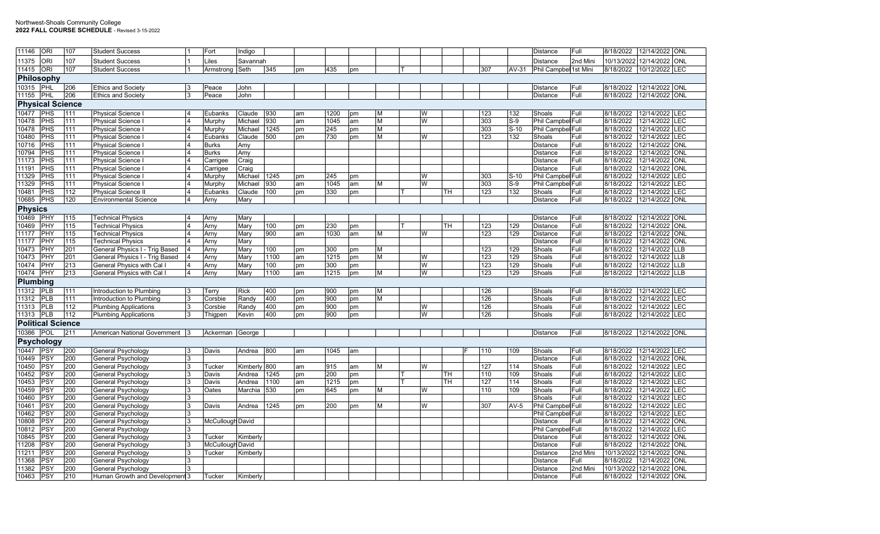Northwest-Shoals Community College
**2022 FALL COURSE SCHEDULE** - Revised 3-15-2022

| | | | | | | | | | | | | | | | | | | | | | | | | |
|---|---|---|---|---|---|---|---|---|---|---|---|---|---|---|---|---|---|---|---|---|---|---|---|---|
| 11146 | ORI | 107 | Student Success | 1 | Fort | Indigo | | | | | | | | | | | | | Distance | Full | 8/18/2022 | 12/14/2022 | ONL |
| 11375 | ORI | 107 | Student Success | 1 | Liles | Savannah | | | | | | | | | | | | | Distance | 2nd Mini | 10/13/2022 | 12/14/2022 | ONL |
| 11415 | ORI | 107 | Student Success | 1 | Armstrong | Seth | 345 | pm | 435 | pm | | T | | | | | 307 | AV-31 | Phil Campbell | 1st Mini | 8/18/2022 | 10/12/2022 | LEC |
| **Philosophy** | | | | | | | | | | | | | | | | | | | | | | | |
| 10315 | PHL | 206 | Ethics and Society | 3 | Peace | John | | | | | | | | | | | | | Distance | Full | 8/18/2022 | 12/14/2022 | ONL |
| 11155 | PHL | 206 | Ethics and Society | 3 | Peace | John | | | | | | | | | | | | | Distance | Full | 8/18/2022 | 12/14/2022 | ONL |
| **Physical Science** | | | | | | | | | | | | | | | | | | | | | | | |
| 10477 | PHS | 111 | Physical Science I | 4 | Eubanks | Claude | 930 | am | 1200 | pm | M | | W | | | | 123 | 132 | Shoals | Full | 8/18/2022 | 12/14/2022 | LEC |
| 10478 | PHS | 111 | Physical Science I | 4 | Murphy | Michael | 930 | am | 1045 | am | M | | W | | | | 303 | S-9 | Phil Campbell | Full | 8/18/2022 | 12/14/2022 | LEC |
| 10478 | PHS | 111 | Physical Science I | 4 | Murphy | Michael | 1245 | pm | 245 | pm | M | | | | | | 303 | S-10 | Phil Campbell | Full | 8/18/2022 | 12/14/2022 | LEC |
| 10480 | PHS | 111 | Physical Science I | 4 | Eubanks | Claude | 500 | pm | 730 | pm | M | | W | | | | 123 | 132 | Shoals | Full | 8/18/2022 | 12/14/2022 | LEC |
| 10716 | PHS | 111 | Physical Science I | 4 | Burks | Amy | | | | | | | | | | | | | Distance | Full | 8/18/2022 | 12/14/2022 | ONL |
| 10794 | PHS | 111 | Physical Science I | 4 | Burks | Amy | | | | | | | | | | | | | Distance | Full | 8/18/2022 | 12/14/2022 | ONL |
| 11173 | PHS | 111 | Physical Science I | 4 | Carrigee | Craig | | | | | | | | | | | | | Distance | Full | 8/18/2022 | 12/14/2022 | ONL |
| 11191 | PHS | 111 | Physical Science I | 4 | Carrigee | Craig | | | | | | | | | | | | | Distance | Full | 8/18/2022 | 12/14/2022 | ONL |
| 11329 | PHS | 111 | Physical Science I | 4 | Murphy | Michael | 1245 | pm | 245 | pm | | | W | | | | 303 | S-10 | Phil Campbell | Full | 8/18/2022 | 12/14/2022 | LEC |
| 11329 | PHS | 111 | Physical Science I | 4 | Murphy | Michael | 930 | am | 1045 | am | M | | W | | | | 303 | S-9 | Phil Campbell | Full | 8/18/2022 | 12/14/2022 | LEC |
| 10481 | PHS | 112 | Physical Science II | 4 | Eubanks | Claude | 100 | pm | 330 | pm | | T | | TH | | | 123 | 132 | Shoals | Full | 8/18/2022 | 12/14/2022 | LEC |
| 10685 | PHS | 120 | Environmental Science | 4 | Arny | Mary | | | | | | | | | | | | | Distance | Full | 8/18/2022 | 12/14/2022 | ONL |
| **Physics** | | | | | | | | | | | | | | | | | | | | | | | |
| 10469 | PHY | 115 | Technical Physics | 4 | Arny | Mary | | | | | | | | | | | | | Distance | Full | 8/18/2022 | 12/14/2022 | ONL |
| 10469 | PHY | 115 | Technical Physics | 4 | Arny | Mary | 100 | pm | 230 | pm | | T | | TH | | | 123 | 129 | Distance | Full | 8/18/2022 | 12/14/2022 | ONL |
| 11177 | PHY | 115 | Technical Physics | 4 | Arny | Mary | 900 | am | 1030 | am | M | | W | | | | 123 | 129 | Distance | Full | 8/18/2022 | 12/14/2022 | ONL |
| 11177 | PHY | 115 | Technical Physics | 4 | Arny | Mary | | | | | | | | | | | | | Distance | Full | 8/18/2022 | 12/14/2022 | ONL |
| 10473 | PHY | 201 | General Physics I - Trig Based | 4 | Arny | Mary | 100 | pm | 300 | pm | M | | | | | | 123 | 129 | Shoals | Full | 8/18/2022 | 12/14/2022 | LLB |
| 10473 | PHY | 201 | General Physics I - Trig Based | 4 | Arny | Mary | 1100 | am | 1215 | pm | M | | W | | | | 123 | 129 | Shoals | Full | 8/18/2022 | 12/14/2022 | LLB |
| 10474 | PHY | 213 | General Physics with Cal I | 4 | Arny | Mary | 100 | pm | 300 | pm | | | W | | | | 123 | 129 | Shoals | Full | 8/18/2022 | 12/14/2022 | LLB |
| 10474 | PHY | 213 | General Physics with Cal I | 4 | Arny | Mary | 1100 | am | 1215 | pm | M | | W | | | | 123 | 129 | Shoals | Full | 8/18/2022 | 12/14/2022 | LLB |
| **Plumbing** | | | | | | | | | | | | | | | | | | | | | | | |
| 11312 | PLB | 111 | Introduction to Plumbing | 3 | Terry | Rick | 400 | pm | 900 | pm | M | | | | | | 126 | | Shoals | Full | 8/18/2022 | 12/14/2022 | LEC |
| 11312 | PLB | 111 | Introduction to Plumbing | 3 | Corsbie | Randy | 400 | pm | 900 | pm | M | | | | | | 126 | | Shoals | Full | 8/18/2022 | 12/14/2022 | LEC |
| 11313 | PLB | 112 | Plumbing Applications | 3 | Corsbie | Randy | 400 | pm | 900 | pm | | | W | | | | 126 | | Shoals | Full | 8/18/2022 | 12/14/2022 | LEC |
| 11313 | PLB | 112 | Plumbing Applications | 3 | Thigpen | Kevin | 400 | pm | 900 | pm | | | W | | | | 126 | | Shoals | Full | 8/18/2022 | 12/14/2022 | LEC |
| **Political Science** | | | | | | | | | | | | | | | | | | | | | | | |
| 10386 | POL | 211 | American National Government | 3 | Ackerman | George | | | | | | | | | | | | | Distance | Full | 8/18/2022 | 12/14/2022 | ONL |
| **Psychology** | | | | | | | | | | | | | | | | | | | | | | | |
| 10447 | PSY | 200 | General Psychology | 3 | Davis | Andrea | 800 | am | 1045 | am | | | | | F | | 110 | 109 | Shoals | Full | 8/18/2022 | 12/14/2022 | LEC |
| 10449 | PSY | 200 | General Psychology | 3 | | | | | | | | | | | | | | | Distance | Full | 8/18/2022 | 12/14/2022 | ONL |
| 10450 | PSY | 200 | General Psychology | 3 | Tucker | Kimberly | 800 | am | 915 | am | M | | W | | | | 127 | 114 | Shoals | Full | 8/18/2022 | 12/14/2022 | LEC |
| 10452 | PSY | 200 | General Psychology | 3 | Davis | Andrea | 1245 | pm | 200 | pm | | T | | TH | | | 110 | 109 | Shoals | Full | 8/18/2022 | 12/14/2022 | LEC |
| 10453 | PSY | 200 | General Psychology | 3 | Davis | Andrea | 1100 | am | 1215 | pm | | T | | TH | | | 127 | 114 | Shoals | Full | 8/18/2022 | 12/14/2022 | LEC |
| 10459 | PSY | 200 | General Psychology | 3 | Oates | Marchia | 530 | pm | 645 | pm | M | | W | | | | 110 | 109 | Shoals | Full | 8/18/2022 | 12/14/2022 | LEC |
| 10460 | PSY | 200 | General Psychology | 3 | | | | | | | | | | | | | | | Shoals | Full | 8/18/2022 | 12/14/2022 | LEC |
| 10461 | PSY | 200 | General Psychology | 3 | Davis | Andrea | 1245 | pm | 200 | pm | M | | W | | | | 307 | AV-5 | Phil Campbell | Full | 8/18/2022 | 12/14/2022 | LEC |
| 10462 | PSY | 200 | General Psychology | 3 | | | | | | | | | | | | | | | Phil Campbell | Full | 8/18/2022 | 12/14/2022 | LEC |
| 10808 | PSY | 200 | General Psychology | 3 | McCullough | David | | | | | | | | | | | | | Distance | Full | 8/18/2022 | 12/14/2022 | ONL |
| 10812 | PSY | 200 | General Psychology | 3 | | | | | | | | | | | | | | | Phil Campbell | Full | 8/18/2022 | 12/14/2022 | LEC |
| 10845 | PSY | 200 | General Psychology | 3 | Tucker | Kimberly | | | | | | | | | | | | | Distance | Full | 8/18/2022 | 12/14/2022 | ONL |
| 11208 | PSY | 200 | General Psychology | 3 | McCullough | David | | | | | | | | | | | | | Distance | Full | 8/18/2022 | 12/14/2022 | ONL |
| 11211 | PSY | 200 | General Psychology | 3 | Tucker | Kimberly | | | | | | | | | | | | | Distance | 2nd Mini | 10/13/2022 | 12/14/2022 | ONL |
| 11368 | PSY | 200 | General Psychology | 3 | | | | | | | | | | | | | | | Distance | Full | 8/18/2022 | 12/14/2022 | ONL |
| 11382 | PSY | 200 | General Psychology | 3 | | | | | | | | | | | | | | | Distance | 2nd Mini | 10/13/2022 | 12/14/2022 | ONL |
| 10463 | PSY | 210 | Human Growth and Development | 3 | Tucker | Kimberly | | | | | | | | | | | | | Distance | Full | 8/18/2022 | 12/14/2022 | ONL |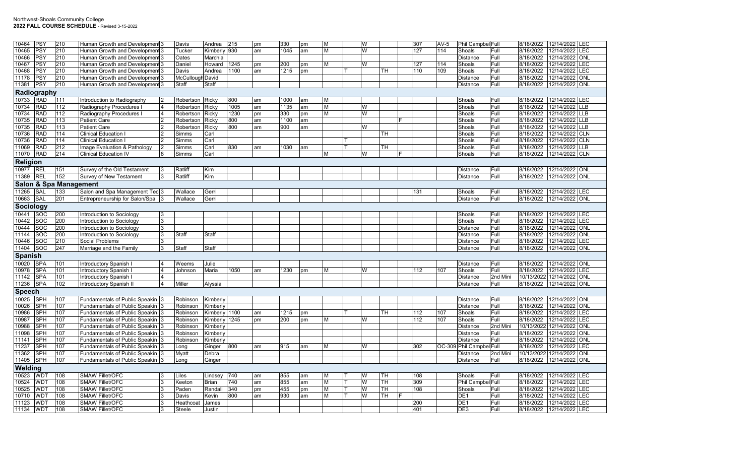| 10464 | PSY | 210 | Human Growth and Development | 3 | Davis | Andrea | 215 | pm | 330 | pm | M | | W | | | 307 | AV-5 | Phil Campbell | Full | 8/18/2022 | 12/14/2022 | LEC |
|---|---|---|---|---|---|---|---|---|---|---|---|---|---|---|---|---|---|---|---|---|---|---|
| 10465 | PSY | 210 | Human Growth and Development | 3 | Tucker | Kimberly | 930 | am | 1045 | am | M | | W | | | 127 | 114 | Shoals | Full | 8/18/2022 | 12/14/2022 | LEC |
| 10466 | PSY | 210 | Human Growth and Development | 3 | Oates | Marchia | | | | | | | | | | | | Distance | Full | 8/18/2022 | 12/14/2022 | ONL |
| 10467 | PSY | 210 | Human Growth and Development | 3 | Daniel | Howard | 1245 | pm | 200 | pm | M | | W | | | 127 | 114 | Shoals | Full | 8/18/2022 | 12/14/2022 | LEC |
| 10468 | PSY | 210 | Human Growth and Development | 3 | Davis | Andrea | 1100 | am | 1215 | pm | | T | | TH | | 110 | 109 | Shoals | Full | 8/18/2022 | 12/14/2022 | LEC |
| 11178 | PSY | 210 | Human Growth and Development | 3 | McCullough | David | | | | | | | | | | | | Distance | Full | 8/18/2022 | 12/14/2022 | ONL |
| 11381 | PSY | 210 | Human Growth and Development | 3 | Staff | Staff | | | | | | | | | | | | Distance | Full | 8/18/2022 | 12/14/2022 | ONL |
| **Radiography** | | | | | | | | | | | | | | | | | | | | | | |
| 10733 | RAD | 111 | Introduction to Radiography | 2 | Robertson | Ricky | 800 | am | 1000 | am | M | | | | | | | Shoals | Full | 8/18/2022 | 12/14/2022 | LEC |
| 10734 | RAD | 112 | Radiography Procedures I | 4 | Robertson | Ricky | 1005 | am | 1135 | am | M | | W | | | | | Shoals | Full | 8/18/2022 | 12/14/2022 | LLB |
| 10734 | RAD | 112 | Radiography Procedures I | 4 | Robertson | Ricky | 1230 | pm | 330 | pm | M | | W | | | | | Shoals | Full | 8/18/2022 | 12/14/2022 | LLB |
| 10735 | RAD | 113 | Patient Care | 2 | Robertson | Ricky | 800 | am | 1100 | am | | | | | F | | | Shoals | Full | 8/18/2022 | 12/14/2022 | LLB |
| 10735 | RAD | 113 | Patient Care | 2 | Robertson | Ricky | 800 | am | 900 | am | | | W | | | | | Shoals | Full | 8/18/2022 | 12/14/2022 | LLB |
| 10736 | RAD | 114 | Clinical Education I | 2 | Simms | Carl | | | | | | | | TH | | | | Shoals | Full | 8/18/2022 | 12/14/2022 | CLN |
| 10736 | RAD | 114 | Clinical Education I | 2 | Simms | Carl | | | | | | T | | | | | | Shoals | Full | 8/18/2022 | 12/14/2022 | CLN |
| 11069 | RAD | 212 | Image Evaluation & Pathology | 2 | Simms | Carl | 830 | am | 1030 | am | | T | | TH | | | | Shoals | Full | 8/18/2022 | 12/14/2022 | LLB |
| 11070 | RAD | 214 | Clinical Education IV | 8 | Simms | Carl | | | | | M | | W | | F | | | Shoals | Full | 8/18/2022 | 12/14/2022 | CLN |
| **Religion** | | | | | | | | | | | | | | | | | | | | | | |
| 10977 | REL | 151 | Survey of the Old Testament | 3 | Ratliff | Kim | | | | | | | | | | | | Distance | Full | 8/18/2022 | 12/14/2022 | ONL |
| 11389 | REL | 152 | Survey of New Testament | 3 | Ratliff | Kim | | | | | | | | | | | | Distance | Full | 8/18/2022 | 12/14/2022 | ONL |
| **Salon & Spa Management** | | | | | | | | | | | | | | | | | | | | | | |
| 11265 | SAL | 133 | Salon and Spa Management Tec | 3 | Wallace | Gerri | | | | | | | | | | 131 | | Shoals | Full | 8/18/2022 | 12/14/2022 | LEC |
| 10663 | SAL | 201 | Entrepreneurship for Salon/Spa | 3 | Wallace | Gerri | | | | | | | | | | | | Distance | Full | 8/18/2022 | 12/14/2022 | ONL |
| **Sociology** | | | | | | | | | | | | | | | | | | | | | | |
| 10441 | SOC | 200 | Introduction to Sociology | 3 | | | | | | | | | | | | | | Shoals | Full | 8/18/2022 | 12/14/2022 | LEC |
| 10442 | SOC | 200 | Introduction to Sociology | 3 | | | | | | | | | | | | | | Shoals | Full | 8/18/2022 | 12/14/2022 | LEC |
| 10444 | SOC | 200 | Introduction to Sociology | 3 | | | | | | | | | | | | | | Distance | Full | 8/18/2022 | 12/14/2022 | ONL |
| 11144 | SOC | 200 | Introduction to Sociology | 3 | Staff | Staff | | | | | | | | | | | | Distance | Full | 8/18/2022 | 12/14/2022 | ONL |
| 10446 | SOC | 210 | Social Problems | 3 | | | | | | | | | | | | | | Distance | Full | 8/18/2022 | 12/14/2022 | LEC |
| 11404 | SOC | 247 | Marriage and the Family | 3 | Staff | Staff | | | | | | | | | | | | Distance | Full | 8/18/2022 | 12/14/2022 | ONL |
| **Spanish** | | | | | | | | | | | | | | | | | | | | | | |
| 10020 | SPA | 101 | Introductory Spanish I | 4 | Weems | Julie | | | | | | | | | | | | Distance | Full | 8/18/2022 | 12/14/2022 | ONL |
| 10978 | SPA | 101 | Introductory Spanish I | 4 | Johnson | Maria | 1050 | am | 1230 | pm | M | | W | | | 112 | 107 | Shoals | Full | 8/18/2022 | 12/14/2022 | LEC |
| 11142 | SPA | 101 | Introductory Spanish I | 4 | | | | | | | | | | | | | | Distance | 2nd Mini | 10/13/2022 | 12/14/2022 | ONL |
| 11236 | SPA | 102 | Introductory Spanish II | 4 | Miller | Alyssia | | | | | | | | | | | | Distance | Full | 8/18/2022 | 12/14/2022 | ONL |
| **Speech** | | | | | | | | | | | | | | | | | | | | | | |
| 10025 | SPH | 107 | Fundamentals of Public Speakin | 3 | Robinson | Kimberly | | | | | | | | | | | | Distance | Full | 8/18/2022 | 12/14/2022 | ONL |
| 10026 | SPH | 107 | Fundamentals of Public Speakin | 3 | Robinson | Kimberly | | | | | | | | | | | | Distance | Full | 8/18/2022 | 12/14/2022 | ONL |
| 10986 | SPH | 107 | Fundamentals of Public Speakin | 3 | Robinson | Kimberly | 1100 | am | 1215 | pm | | T | | TH | | 112 | 107 | Shoals | Full | 8/18/2022 | 12/14/2022 | LEC |
| 10987 | SPH | 107 | Fundamentals of Public Speakin | 3 | Robinson | Kimberly | 1245 | pm | 200 | pm | M | | W | | | 112 | 107 | Shoals | Full | 8/18/2022 | 12/14/2022 | LEC |
| 10988 | SPH | 107 | Fundamentals of Public Speakin | 3 | Robinson | Kimberly | | | | | | | | | | | | Distance | 2nd Mini | 10/13/2022 | 12/14/2022 | ONL |
| 11098 | SPH | 107 | Fundamentals of Public Speakin | 3 | Robinson | Kimberly | | | | | | | | | | | | Distance | Full | 8/18/2022 | 12/14/2022 | ONL |
| 11141 | SPH | 107 | Fundamentals of Public Speakin | 3 | Robinson | Kimberly | | | | | | | | | | | | Distance | Full | 8/18/2022 | 12/14/2022 | ONL |
| 11237 | SPH | 107 | Fundamentals of Public Speakin | 3 | Long | Ginger | 800 | am | 915 | am | M | | W | | | 302 | OC-309 | Phil Campbell | Full | 8/18/2022 | 12/14/2022 | LEC |
| 11362 | SPH | 107 | Fundamentals of Public Speakin | 3 | Myatt | Debra | | | | | | | | | | | | Distance | 2nd Mini | 10/13/2022 | 12/14/2022 | ONL |
| 11405 | SPH | 107 | Fundamentals of Public Speakin | 3 | Long | Ginger | | | | | | | | | | | | Distance | Full | 8/18/2022 | 12/14/2022 | ONL |
| **Welding** | | | | | | | | | | | | | | | | | | | | | | |
| 10523 | WDT | 108 | SMAW Fillet/OFC | 3 | Liles | Lindsey | 740 | am | 855 | am | M | T | W | TH | | 108 | | Shoals | Full | 8/18/2022 | 12/14/2022 | LEC |
| 10524 | WDT | 108 | SMAW Fillet/OFC | 3 | Keeton | Brian | 740 | am | 855 | am | M | T | W | TH | | 309 | | Phil Campbell | Full | 8/18/2022 | 12/14/2022 | LEC |
| 10525 | WDT | 108 | SMAW Fillet/OFC | 3 | Paden | Randall | 340 | pm | 455 | pm | M | T | W | TH | | 108 | | Shoals | Full | 8/18/2022 | 12/14/2022 | LEC |
| 10710 | WDT | 108 | SMAW Fillet/OFC | 3 | Davis | Kevin | 800 | am | 930 | am | M | T | W | TH | F | | | DE1 | Full | 8/18/2022 | 12/14/2022 | LEC |
| 11123 | WDT | 108 | SMAW Fillet/OFC | 3 | Heathcoat | James | | | | | | | | | | 200 | | DE1 | Full | 8/18/2022 | 12/14/2022 | LEC |
| 11134 | WDT | 108 | SMAW Fillet/OFC | 3 | Steele | Justin | | | | | | | | | | 401 | | DE3 | Full | 8/18/2022 | 12/14/2022 | LEC |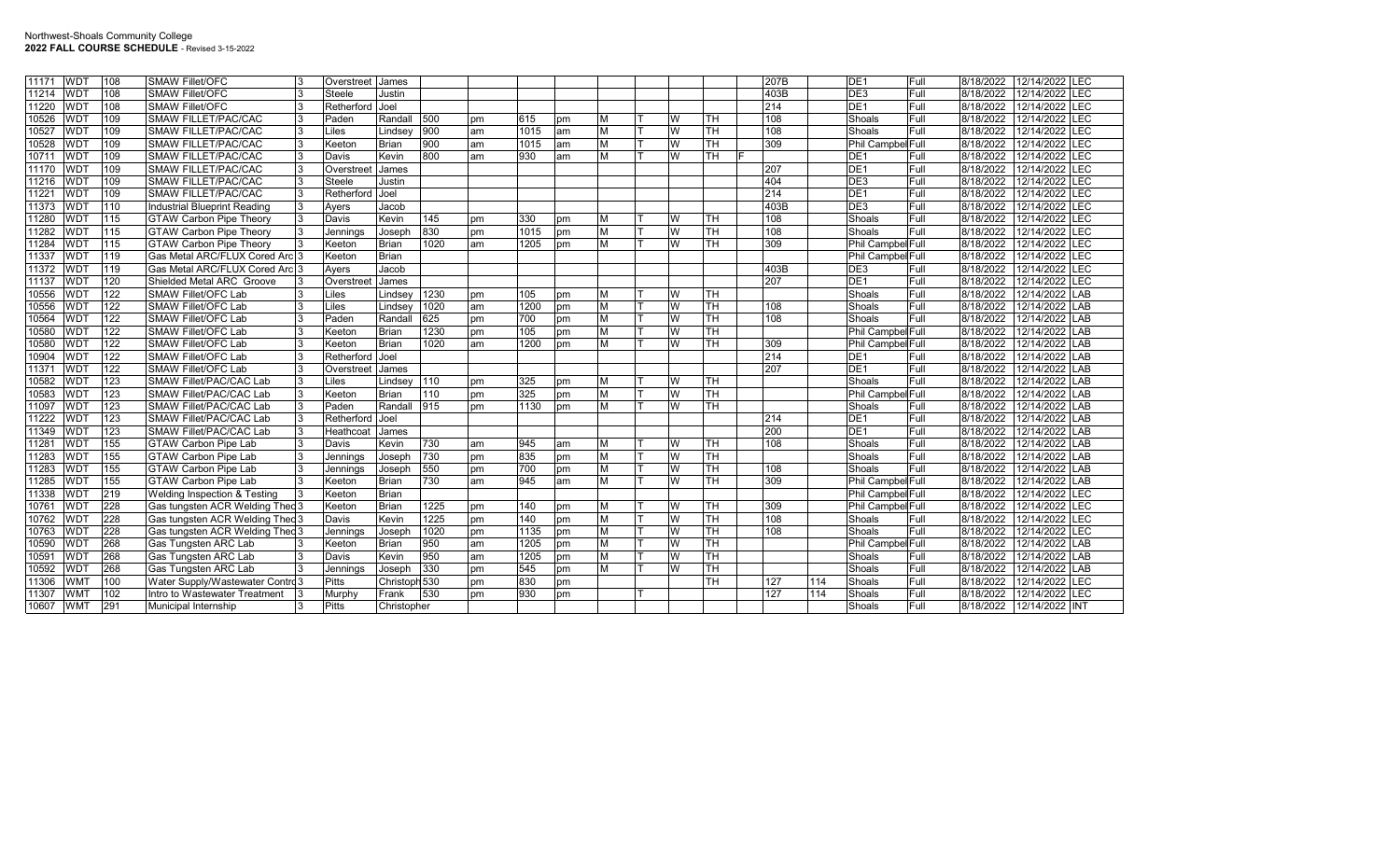| | | | | | | | | | | | | | | | | | | | | | | |
|---|---|---|---|---|---|---|---|---|---|---|---|---|---|---|---|---|---|---|---|---|---|---|
| 11171 | WDT | 108 | SMAW Fillet/OFC | 3 | Overstreet | James | | | | | | | | | | 207B | | DE1 | Full | 8/18/2022 | 12/14/2022 | LEC |
| 11214 | WDT | 108 | SMAW Fillet/OFC | 3 | Steele | Justin | | | | | | | | | | 403B | | DE3 | Full | 8/18/2022 | 12/14/2022 | LEC |
| 11220 | WDT | 108 | SMAW Fillet/OFC | 3 | Retherford | Joel | | | | | | | | | | 214 | | DE1 | Full | 8/18/2022 | 12/14/2022 | LEC |
| 10526 | WDT | 109 | SMAW FILLET/PAC/CAC | 3 | Paden | Randall | 500 | pm | 615 | pm | M | T | W | TH | | 108 | | Shoals | Full | 8/18/2022 | 12/14/2022 | LEC |
| 10527 | WDT | 109 | SMAW FILLET/PAC/CAC | 3 | Liles | Lindsey | 900 | am | 1015 | am | M | T | W | TH | | 108 | | Shoals | Full | 8/18/2022 | 12/14/2022 | LEC |
| 10528 | WDT | 109 | SMAW FILLET/PAC/CAC | 3 | Keeton | Brian | 900 | am | 1015 | am | M | T | W | TH | | 309 | | Phil Campbel | Full | 8/18/2022 | 12/14/2022 | LEC |
| 10711 | WDT | 109 | SMAW FILLET/PAC/CAC | 3 | Davis | Kevin | 800 | am | 930 | am | M | T | W | TH | F | | | DE1 | Full | 8/18/2022 | 12/14/2022 | LEC |
| 11170 | WDT | 109 | SMAW FILLET/PAC/CAC | 3 | Overstreet | James | | | | | | | | | | 207 | | DE1 | Full | 8/18/2022 | 12/14/2022 | LEC |
| 11216 | WDT | 109 | SMAW FILLET/PAC/CAC | 3 | Steele | Justin | | | | | | | | | | 404 | | DE3 | Full | 8/18/2022 | 12/14/2022 | LEC |
| 11221 | WDT | 109 | SMAW FILLET/PAC/CAC | 3 | Retherford | Joel | | | | | | | | | | 214 | | DE1 | Full | 8/18/2022 | 12/14/2022 | LEC |
| 11373 | WDT | 110 | Industrial Blueprint Reading | 3 | Ayers | Jacob | | | | | | | | | | 403B | | DE3 | Full | 8/18/2022 | 12/14/2022 | LEC |
| 11280 | WDT | 115 | GTAW Carbon Pipe Theory | 3 | Davis | Kevin | 145 | pm | 330 | pm | M | T | W | TH | | 108 | | Shoals | Full | 8/18/2022 | 12/14/2022 | LEC |
| 11282 | WDT | 115 | GTAW Carbon Pipe Theory | 3 | Jennings | Joseph | 830 | pm | 1015 | pm | M | T | W | TH | | 108 | | Shoals | Full | 8/18/2022 | 12/14/2022 | LEC |
| 11284 | WDT | 115 | GTAW Carbon Pipe Theory | 3 | Keeton | Brian | 1020 | am | 1205 | pm | M | T | W | TH | | 309 | | Phil Campbel | Full | 8/18/2022 | 12/14/2022 | LEC |
| 11337 | WDT | 119 | Gas Metal ARC/FLUX Cored Arc | 3 | Keeton | Brian | | | | | | | | | | | | Phil Campbel | Full | 8/18/2022 | 12/14/2022 | LEC |
| 11372 | WDT | 119 | Gas Metal ARC/FLUX Cored Arc | 3 | Ayers | Jacob | | | | | | | | | | 403B | | DE3 | Full | 8/18/2022 | 12/14/2022 | LEC |
| 11137 | WDT | 120 | Shielded Metal ARC Groove | 3 | Overstreet | James | | | | | | | | | | 207 | | DE1 | Full | 8/18/2022 | 12/14/2022 | LEC |
| 10556 | WDT | 122 | SMAW Fillet/OFC Lab | 3 | Liles | Lindsey | 1230 | pm | 105 | pm | M | T | W | TH | | | | Shoals | Full | 8/18/2022 | 12/14/2022 | LAB |
| 10556 | WDT | 122 | SMAW Fillet/OFC Lab | 3 | Liles | Lindsey | 1020 | am | 1200 | pm | M | T | W | TH | | 108 | | Shoals | Full | 8/18/2022 | 12/14/2022 | LAB |
| 10564 | WDT | 122 | SMAW Fillet/OFC Lab | 3 | Paden | Randall | 625 | pm | 700 | pm | M | T | W | TH | | 108 | | Shoals | Full | 8/18/2022 | 12/14/2022 | LAB |
| 10580 | WDT | 122 | SMAW Fillet/OFC Lab | 3 | Keeton | Brian | 1230 | pm | 105 | pm | M | T | W | TH | | | | Phil Campbel | Full | 8/18/2022 | 12/14/2022 | LAB |
| 10580 | WDT | 122 | SMAW Fillet/OFC Lab | 3 | Keeton | Brian | 1020 | am | 1200 | pm | M | T | W | TH | | 309 | | Phil Campbel | Full | 8/18/2022 | 12/14/2022 | LAB |
| 10904 | WDT | 122 | SMAW Fillet/OFC Lab | 3 | Retherford | Joel | | | | | | | | | | 214 | | DE1 | Full | 8/18/2022 | 12/14/2022 | LAB |
| 11371 | WDT | 122 | SMAW Fillet/OFC Lab | 3 | Overstreet | James | | | | | | | | | | 207 | | DE1 | Full | 8/18/2022 | 12/14/2022 | LAB |
| 10582 | WDT | 123 | SMAW Fillet/PAC/CAC Lab | 3 | Liles | Lindsey | 110 | pm | 325 | pm | M | T | W | TH | | | | Shoals | Full | 8/18/2022 | 12/14/2022 | LAB |
| 10583 | WDT | 123 | SMAW Fillet/PAC/CAC Lab | 3 | Keeton | Brian | 110 | pm | 325 | pm | M | T | W | TH | | | | Phil Campbel | Full | 8/18/2022 | 12/14/2022 | LAB |
| 11097 | WDT | 123 | SMAW Fillet/PAC/CAC Lab | 3 | Paden | Randall | 915 | pm | 1130 | pm | M | T | W | TH | | | | Shoals | Full | 8/18/2022 | 12/14/2022 | LAB |
| 11222 | WDT | 123 | SMAW Fillet/PAC/CAC Lab | 3 | Retherford | Joel | | | | | | | | | | 214 | | DE1 | Full | 8/18/2022 | 12/14/2022 | LAB |
| 11349 | WDT | 123 | SMAW Fillet/PAC/CAC Lab | 3 | Heathcoat | James | | | | | | | | | | 200 | | DE1 | Full | 8/18/2022 | 12/14/2022 | LAB |
| 11281 | WDT | 155 | GTAW Carbon Pipe Lab | 3 | Davis | Kevin | 730 | am | 945 | am | M | T | W | TH | | 108 | | Shoals | Full | 8/18/2022 | 12/14/2022 | LAB |
| 11283 | WDT | 155 | GTAW Carbon Pipe Lab | 3 | Jennings | Joseph | 730 | pm | 835 | pm | M | T | W | TH | | | | Shoals | Full | 8/18/2022 | 12/14/2022 | LAB |
| 11283 | WDT | 155 | GTAW Carbon Pipe Lab | 3 | Jennings | Joseph | 550 | pm | 700 | pm | M | T | W | TH | | 108 | | Shoals | Full | 8/18/2022 | 12/14/2022 | LAB |
| 11285 | WDT | 155 | GTAW Carbon Pipe Lab | 3 | Keeton | Brian | 730 | am | 945 | am | M | T | W | TH | | 309 | | Phil Campbel | Full | 8/18/2022 | 12/14/2022 | LAB |
| 11338 | WDT | 219 | Welding Inspection & Testing | 3 | Keeton | Brian | | | | | | | | | | | | Phil Campbel | Full | 8/18/2022 | 12/14/2022 | LEC |
| 10761 | WDT | 228 | Gas tungsten ACR Welding Theo | 3 | Keeton | Brian | 1225 | pm | 140 | pm | M | T | W | TH | | 309 | | Phil Campbel | Full | 8/18/2022 | 12/14/2022 | LEC |
| 10762 | WDT | 228 | Gas tungsten ACR Welding Theo | 3 | Davis | Kevin | 1225 | pm | 140 | pm | M | T | W | TH | | 108 | | Shoals | Full | 8/18/2022 | 12/14/2022 | LEC |
| 10763 | WDT | 228 | Gas tungsten ACR Welding Theo | 3 | Jennings | Joseph | 1020 | pm | 1135 | pm | M | T | W | TH | | 108 | | Shoals | Full | 8/18/2022 | 12/14/2022 | LEC |
| 10590 | WDT | 268 | Gas Tungsten ARC Lab | 3 | Keeton | Brian | 950 | am | 1205 | pm | M | T | W | TH | | | | Phil Campbel | Full | 8/18/2022 | 12/14/2022 | LAB |
| 10591 | WDT | 268 | Gas Tungsten ARC Lab | 3 | Davis | Kevin | 950 | am | 1205 | pm | M | T | W | TH | | | | Shoals | Full | 8/18/2022 | 12/14/2022 | LAB |
| 10592 | WDT | 268 | Gas Tungsten ARC Lab | 3 | Jennings | Joseph | 330 | pm | 545 | pm | M | T | W | TH | | | | Shoals | Full | 8/18/2022 | 12/14/2022 | LAB |
| 11306 | WMT | 100 | Water Supply/Wastewater Contro | 3 | Pitts | Christoph | 530 | pm | 830 | pm | | | | TH | | 127 | 114 | Shoals | Full | 8/18/2022 | 12/14/2022 | LEC |
| 11307 | WMT | 102 | Intro to Wastewater Treatment | 3 | Murphy | Frank | 530 | pm | 930 | pm | | T | | | | 127 | 114 | Shoals | Full | 8/18/2022 | 12/14/2022 | LEC |
| 10607 | WMT | 291 | Municipal Internship | 3 | Pitts | Christopher | | | | | | | | | | | | Shoals | Full | 8/18/2022 | 12/14/2022 | INT |